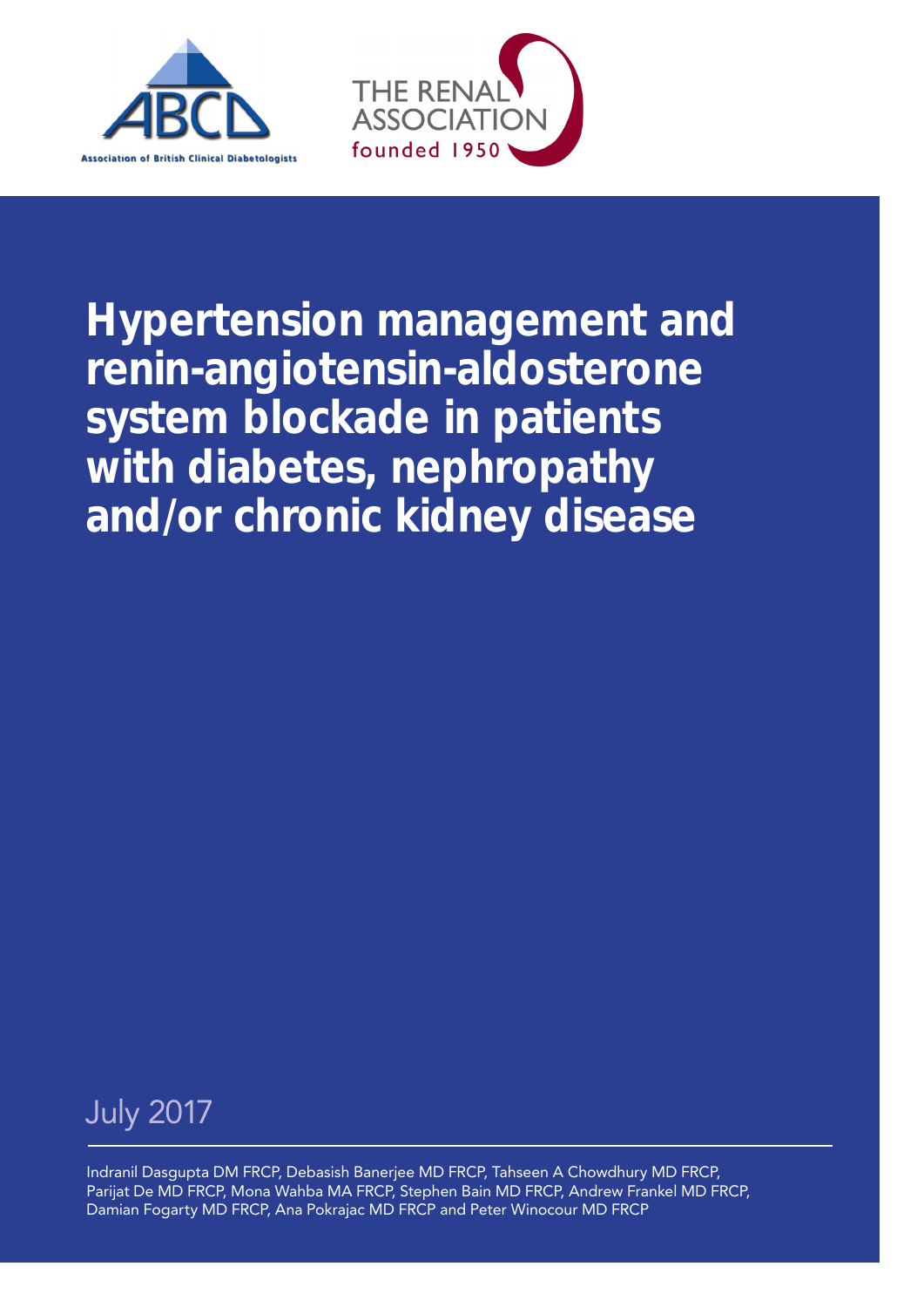Association of British Clinical Diabetologists

THE RENAL ASSOCIATION founded 1950

# Hypertension management and renin-angiotensin-aldosterone system blockade in patients with diabetes, nephropathy and/or chronic kidney disease

July 2017

Indranil Dasgupta DM FRCP, Debasish Banerjee MD FRCP, Tahseen A Chowdhury MD FRCP, Parijat De MD FRCP, Mona Wahba MA FRCP, Stephen Bain MD FRCP, Andrew Frankel MD FRCP, Damian Fogarty MD FRCP, Ana Pokrajac MD FRCP and Peter Winocour MD FRCP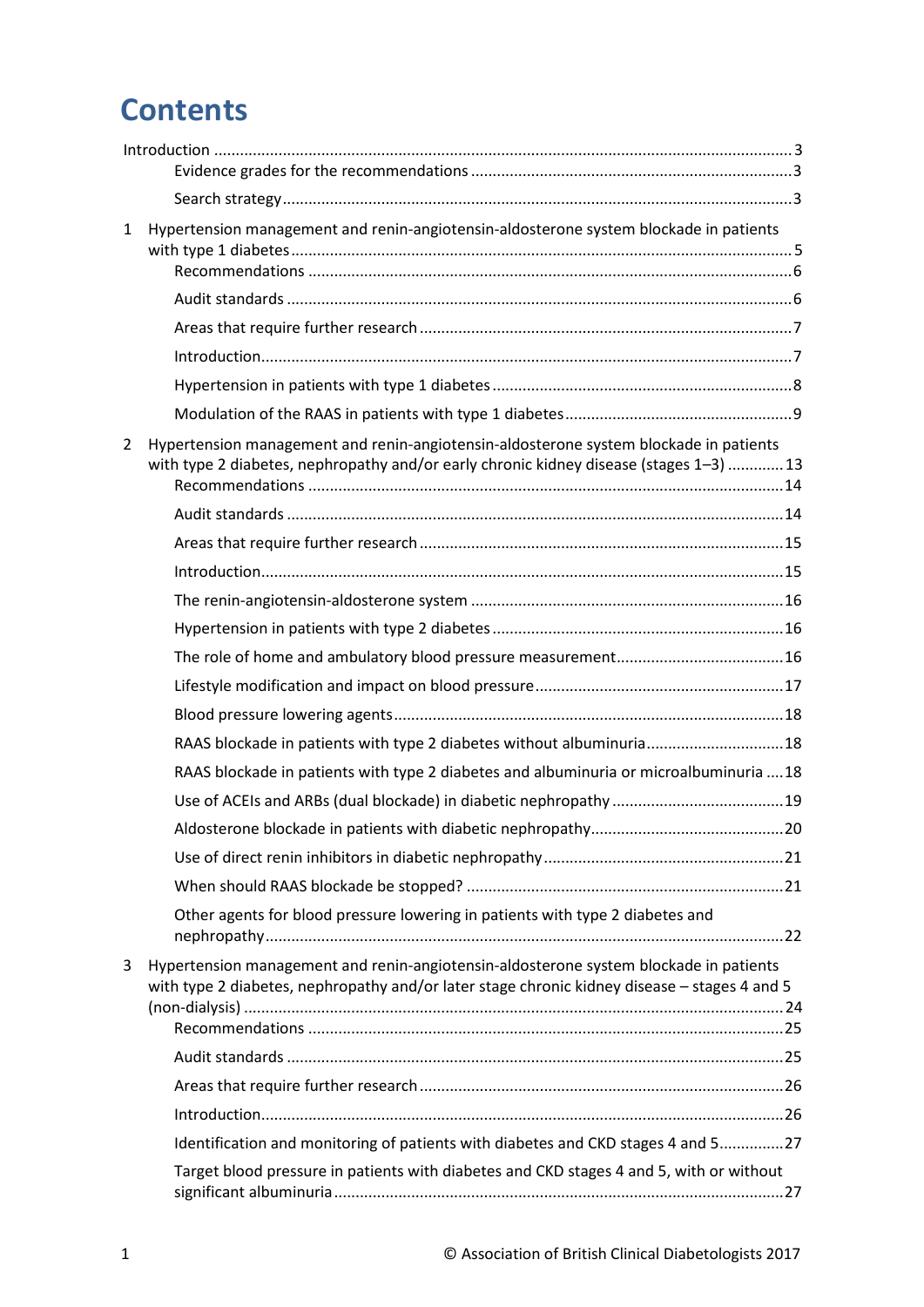# Contents

Introduction ........................................................................................................................ 3

- Evidence grades for the recommendations ........................................................................ 3
- Search strategy ................................................................................................................. 3

1 Hypertension management and renin-angiotensin-aldosterone system blockade in patients with type 1 diabetes ........................................................................................................ 5

- Recommendations ............................................................................................................ 6
- Audit standards ................................................................................................................ 6
- Areas that require further research .................................................................................. 7
- Introduction ..................................................................................................................... 7
- Hypertension in patients with type 1 diabetes .................................................................. 8
- Modulation of the RAAS in patients with type 1 diabetes .................................................. 9

2 Hypertension management and renin-angiotensin-aldosterone system blockade in patients with type 2 diabetes, nephropathy and/or early chronic kidney disease (stages 1–3) ............. 13

- Recommendations ............................................................................................................ 14
- Audit standards ................................................................................................................ 14
- Areas that require further research .................................................................................. 15
- Introduction ..................................................................................................................... 15
- The renin-angiotensin-aldosterone system ....................................................................... 16
- Hypertension in patients with type 2 diabetes .................................................................. 16
- The role of home and ambulatory blood pressure measurement ....................................... 16
- Lifestyle modification and impact on blood pressure ........................................................ 17
- Blood pressure lowering agents ........................................................................................ 18
- RAAS blockade in patients with type 2 diabetes without albuminuria ............................... 18
- RAAS blockade in patients with type 2 diabetes and albuminuria or microalbuminuria .... 18
- Use of ACEIs and ARBs (dual blockade) in diabetic nephropathy ........................................ 19
- Aldosterone blockade in patients with diabetic nephropathy ............................................ 20
- Use of direct renin inhibitors in diabetic nephropathy ....................................................... 21
- When should RAAS blockade be stopped? ......................................................................... 21
- Other agents for blood pressure lowering in patients with type 2 diabetes and nephropathy ....................................................................................................................... 22

3 Hypertension management and renin-angiotensin-aldosterone system blockade in patients with type 2 diabetes, nephropathy and/or later stage chronic kidney disease – stages 4 and 5 (non-dialysis) ........................................................................................................................ 24

- Recommendations ............................................................................................................ 25
- Audit standards ................................................................................................................ 25
- Areas that require further research .................................................................................. 26
- Introduction ..................................................................................................................... 26
- Identification and monitoring of patients with diabetes and CKD stages 4 and 5 ............... 27
- Target blood pressure in patients with diabetes and CKD stages 4 and 5, with or without significant albuminuria ........................................................................................................ 27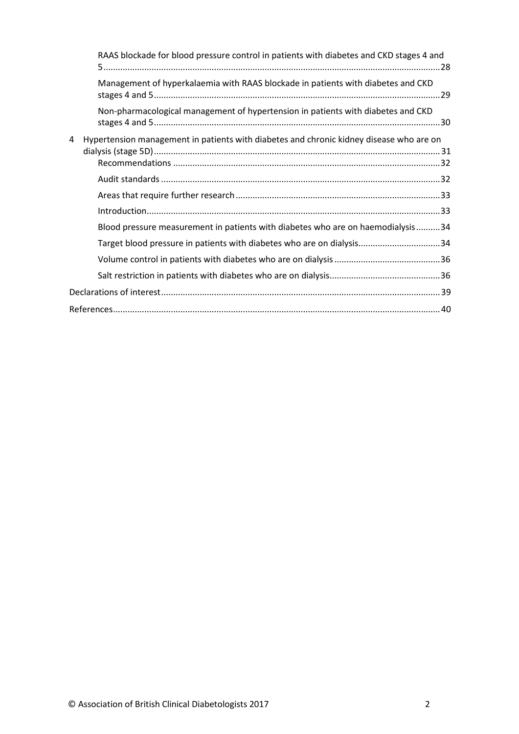RAAS blockade for blood pressure control in patients with diabetes and CKD stages 4 and 5 ........ 28

Management of hyperkalaemia with RAAS blockade in patients with diabetes and CKD stages 4 and 5 ........ 29

Non-pharmacological management of hypertension in patients with diabetes and CKD stages 4 and 5 ........ 30

4 Hypertension management in patients with diabetes and chronic kidney disease who are on dialysis (stage 5D) ........ 31

Recommendations ........ 32

Audit standards ........ 32

Areas that require further research ........ 33

Introduction ........ 33

Blood pressure measurement in patients with diabetes who are on haemodialysis ........ 34

Target blood pressure in patients with diabetes who are on dialysis ........ 34

Volume control in patients with diabetes who are on dialysis ........ 36

Salt restriction in patients with diabetes who are on dialysis ........ 36

Declarations of interest ........ 39

References ........ 40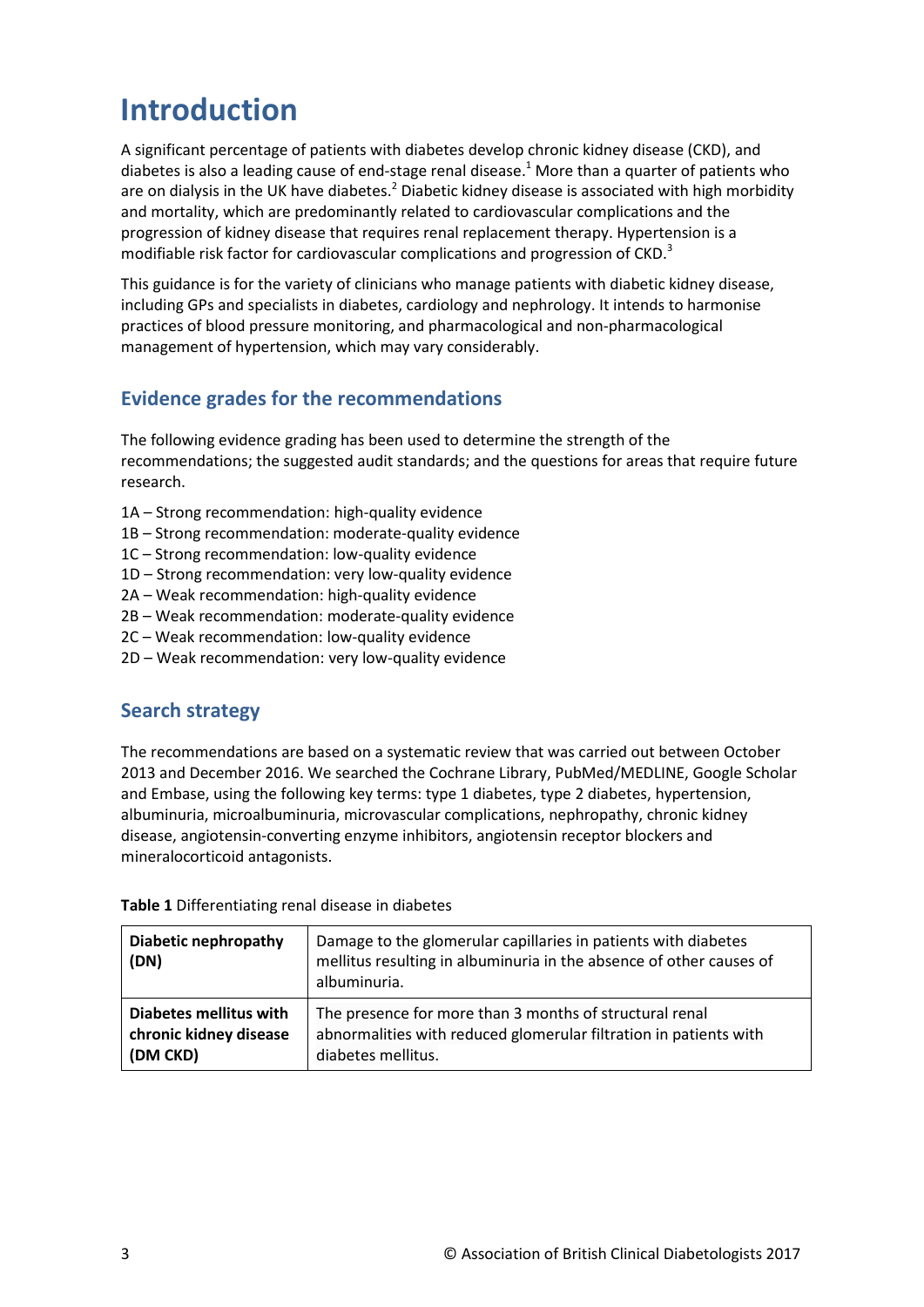# Introduction

A significant percentage of patients with diabetes develop chronic kidney disease (CKD), and diabetes is also a leading cause of end-stage renal disease.[1] More than a quarter of patients who are on dialysis in the UK have diabetes.[2] Diabetic kidney disease is associated with high morbidity and mortality, which are predominantly related to cardiovascular complications and the progression of kidney disease that requires renal replacement therapy. Hypertension is a modifiable risk factor for cardiovascular complications and progression of CKD.[3]

This guidance is for the variety of clinicians who manage patients with diabetic kidney disease, including GPs and specialists in diabetes, cardiology and nephrology. It intends to harmonise practices of blood pressure monitoring, and pharmacological and non-pharmacological management of hypertension, which may vary considerably.

## Evidence grades for the recommendations

The following evidence grading has been used to determine the strength of the recommendations; the suggested audit standards; and the questions for areas that require future research.

1A – Strong recommendation: high-quality evidence
1B – Strong recommendation: moderate-quality evidence
1C – Strong recommendation: low-quality evidence
1D – Strong recommendation: very low-quality evidence
2A – Weak recommendation: high-quality evidence
2B – Weak recommendation: moderate-quality evidence
2C – Weak recommendation: low-quality evidence
2D – Weak recommendation: very low-quality evidence

## Search strategy

The recommendations are based on a systematic review that was carried out between October 2013 and December 2016. We searched the Cochrane Library, PubMed/MEDLINE, Google Scholar and Embase, using the following key terms: type 1 diabetes, type 2 diabetes, hypertension, albuminuria, microalbuminuria, microvascular complications, nephropathy, chronic kidney disease, angiotensin-converting enzyme inhibitors, angiotensin receptor blockers and mineralocorticoid antagonists.

**Table 1** Differentiating renal disease in diabetes

| | |
|---|---|
| **Diabetic nephropathy (DN)** | Damage to the glomerular capillaries in patients with diabetes mellitus resulting in albuminuria in the absence of other causes of albuminuria. |
| **Diabetes mellitus with chronic kidney disease (DM CKD)** | The presence for more than 3 months of structural renal abnormalities with reduced glomerular filtration in patients with diabetes mellitus. |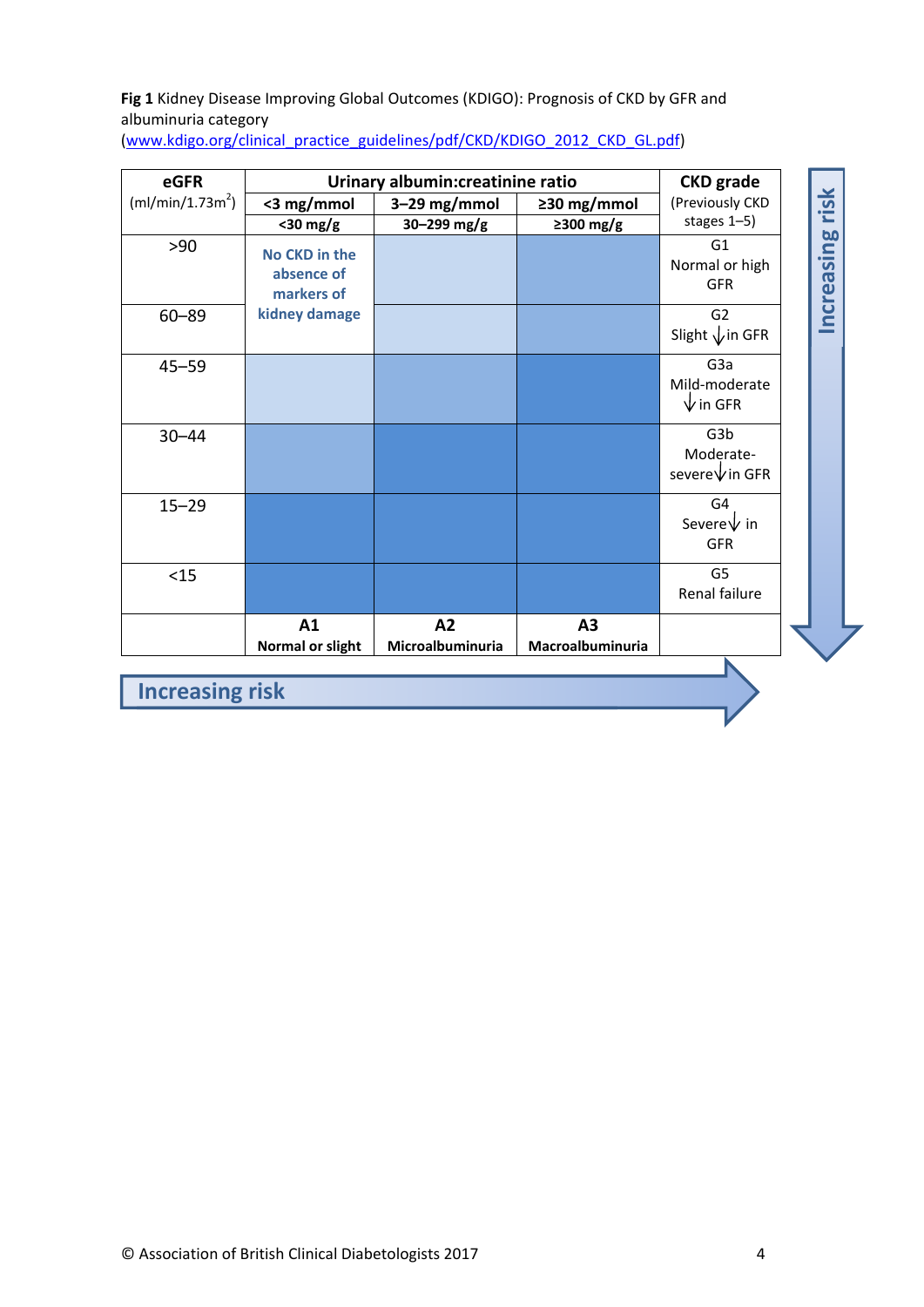**Fig 1** Kidney Disease Improving Global Outcomes (KDIGO): Prognosis of CKD by GFR and albuminuria category
([www.kdigo.org/clinical_practice_guidelines/pdf/CKD/KDIGO_2012_CKD_GL.pdf](www.kdigo.org/clinical_practice_guidelines/pdf/CKD/KDIGO_2012_CKD_GL.pdf))

| eGFR (ml/min/1.73m$^2$) | Urinary albumin:creatinine ratio <3 mg/mmol <30 mg/g | 3–29 mg/mmol 30–299 mg/g | ≥30 mg/mmol ≥300 mg/g | CKD grade (Previously CKD stages 1–5) |
|---|---|---|---|---|
| >90 | No CKD in the absence of markers of kidney damage | | | G1 Normal or high GFR |
| 60–89 | | | | G2 Slight ↓ in GFR |
| 45–59 | | | | G3a Mild-moderate ↓ in GFR |
| 30–44 | | | | G3b Moderate-severe ↓ in GFR |
| 15–29 | | | | G4 Severe ↓ in GFR |
| <15 | | | | G5 Renal failure |
| | **A1** Normal or slight | **A2** Microalbuminuria | **A3** Macroalbuminuria | |

Increasing risk →

Increasing risk ↓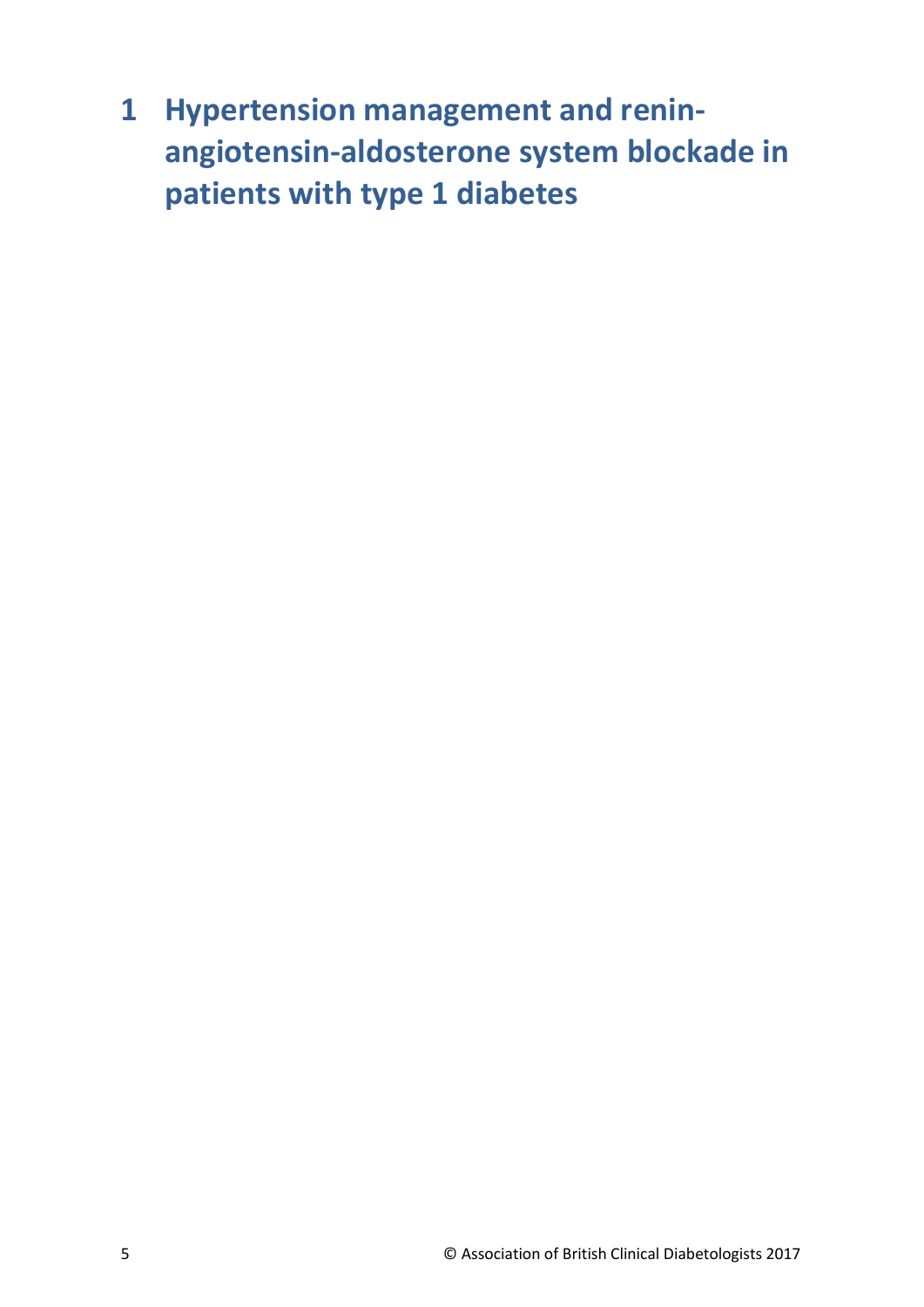# 1 Hypertension management and renin-angiotensin-aldosterone system blockade in patients with type 1 diabetes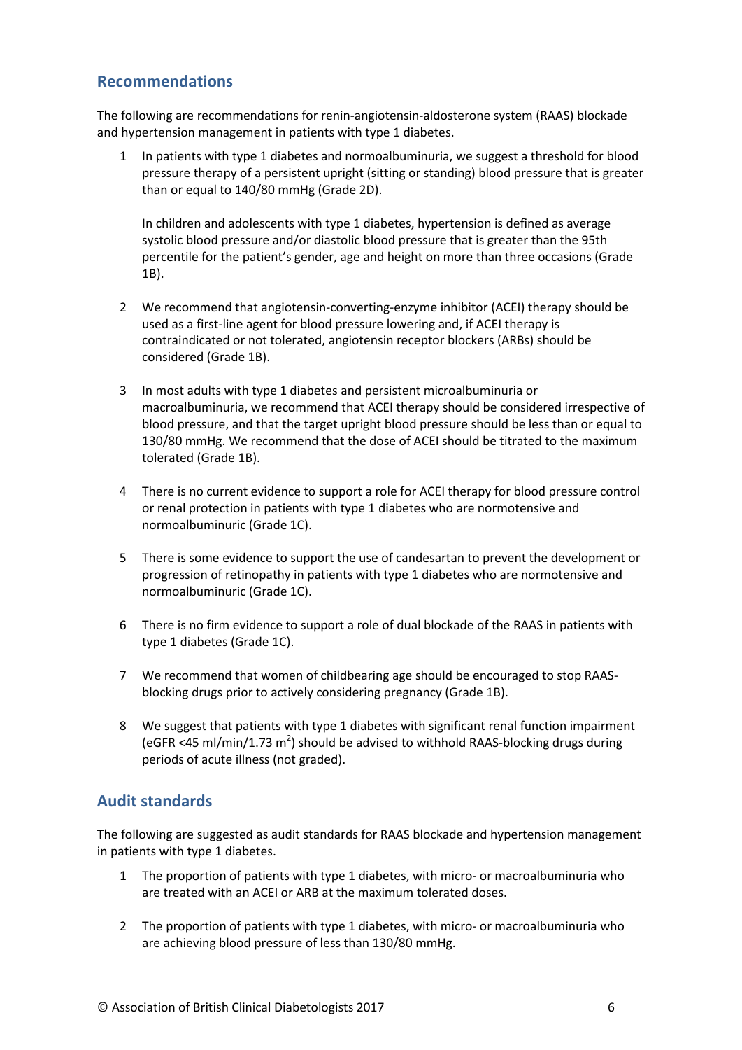## Recommendations

The following are recommendations for renin-angiotensin-aldosterone system (RAAS) blockade and hypertension management in patients with type 1 diabetes.

1. In patients with type 1 diabetes and normoalbuminuria, we suggest a threshold for blood pressure therapy of a persistent upright (sitting or standing) blood pressure that is greater than or equal to 140/80 mmHg (Grade 2D).

   In children and adolescents with type 1 diabetes, hypertension is defined as average systolic blood pressure and/or diastolic blood pressure that is greater than the 95th percentile for the patient's gender, age and height on more than three occasions (Grade 1B).

2. We recommend that angiotensin-converting-enzyme inhibitor (ACEI) therapy should be used as a first-line agent for blood pressure lowering and, if ACEI therapy is contraindicated or not tolerated, angiotensin receptor blockers (ARBs) should be considered (Grade 1B).

3. In most adults with type 1 diabetes and persistent microalbuminuria or macroalbuminuria, we recommend that ACEI therapy should be considered irrespective of blood pressure, and that the target upright blood pressure should be less than or equal to 130/80 mmHg. We recommend that the dose of ACEI should be titrated to the maximum tolerated (Grade 1B).

4. There is no current evidence to support a role for ACEI therapy for blood pressure control or renal protection in patients with type 1 diabetes who are normotensive and normoalbuminuric (Grade 1C).

5. There is some evidence to support the use of candesartan to prevent the development or progression of retinopathy in patients with type 1 diabetes who are normotensive and normoalbuminuric (Grade 1C).

6. There is no firm evidence to support a role of dual blockade of the RAAS in patients with type 1 diabetes (Grade 1C).

7. We recommend that women of childbearing age should be encouraged to stop RAAS-blocking drugs prior to actively considering pregnancy (Grade 1B).

8. We suggest that patients with type 1 diabetes with significant renal function impairment (eGFR <45 ml/min/1.73 $m^2$) should be advised to withhold RAAS-blocking drugs during periods of acute illness (not graded).

## Audit standards

The following are suggested as audit standards for RAAS blockade and hypertension management in patients with type 1 diabetes.

1. The proportion of patients with type 1 diabetes, with micro- or macroalbuminuria who are treated with an ACEI or ARB at the maximum tolerated doses.

2. The proportion of patients with type 1 diabetes, with micro- or macroalbuminuria who are achieving blood pressure of less than 130/80 mmHg.

© Association of British Clinical Diabetologists 2017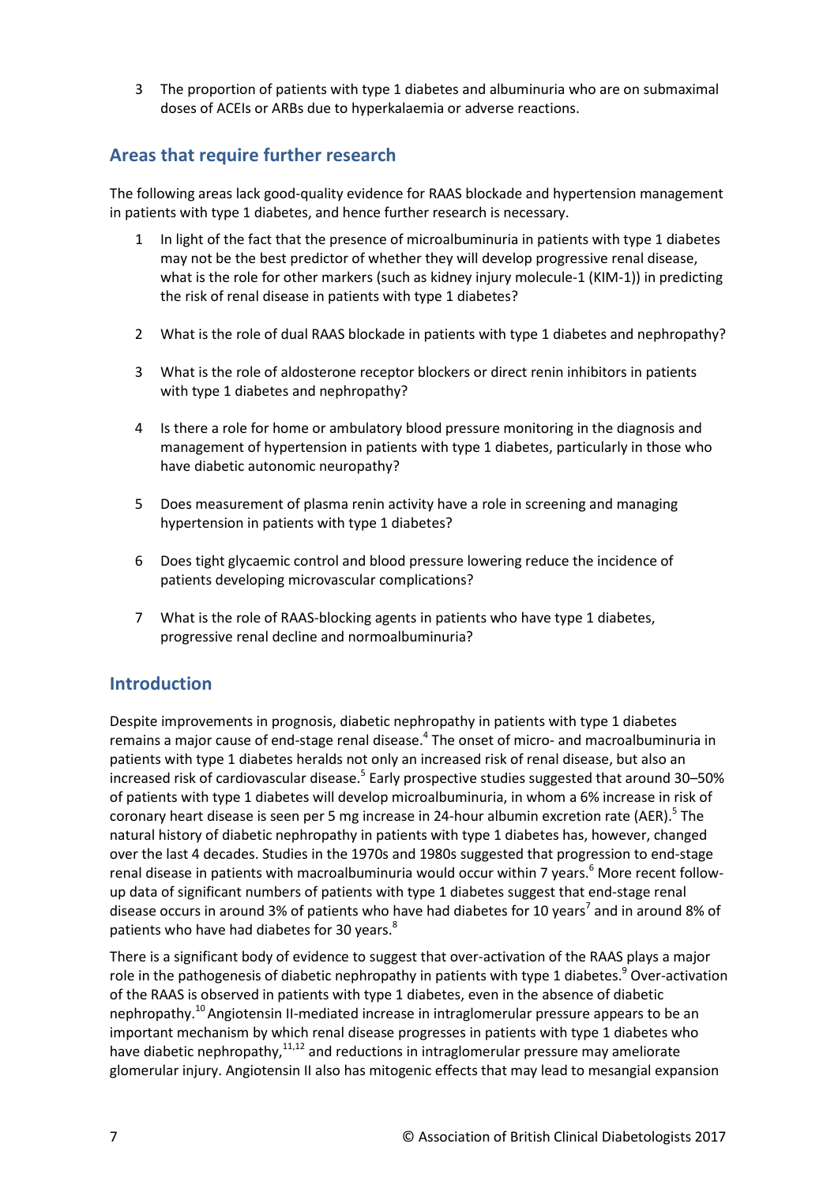3 The proportion of patients with type 1 diabetes and albuminuria who are on submaximal doses of ACEIs or ARBs due to hyperkalaemia or adverse reactions.

## Areas that require further research

The following areas lack good-quality evidence for RAAS blockade and hypertension management in patients with type 1 diabetes, and hence further research is necessary.

1. In light of the fact that the presence of microalbuminuria in patients with type 1 diabetes may not be the best predictor of whether they will develop progressive renal disease, what is the role for other markers (such as kidney injury molecule-1 (KIM-1)) in predicting the risk of renal disease in patients with type 1 diabetes?

2. What is the role of dual RAAS blockade in patients with type 1 diabetes and nephropathy?

3. What is the role of aldosterone receptor blockers or direct renin inhibitors in patients with type 1 diabetes and nephropathy?

4. Is there a role for home or ambulatory blood pressure monitoring in the diagnosis and management of hypertension in patients with type 1 diabetes, particularly in those who have diabetic autonomic neuropathy?

5. Does measurement of plasma renin activity have a role in screening and managing hypertension in patients with type 1 diabetes?

6. Does tight glycaemic control and blood pressure lowering reduce the incidence of patients developing microvascular complications?

7. What is the role of RAAS-blocking agents in patients who have type 1 diabetes, progressive renal decline and normoalbuminuria?

## Introduction

Despite improvements in prognosis, diabetic nephropathy in patients with type 1 diabetes remains a major cause of end-stage renal disease.[4] The onset of micro- and macroalbuminuria in patients with type 1 diabetes heralds not only an increased risk of renal disease, but also an increased risk of cardiovascular disease.[5] Early prospective studies suggested that around 30–50% of patients with type 1 diabetes will develop microalbuminuria, in whom a 6% increase in risk of coronary heart disease is seen per 5 mg increase in 24-hour albumin excretion rate (AER).[5] The natural history of diabetic nephropathy in patients with type 1 diabetes has, however, changed over the last 4 decades. Studies in the 1970s and 1980s suggested that progression to end-stage renal disease in patients with macroalbuminuria would occur within 7 years.[6] More recent follow-up data of significant numbers of patients with type 1 diabetes suggest that end-stage renal disease occurs in around 3% of patients who have had diabetes for 10 years[7] and in around 8% of patients who have had diabetes for 30 years.[8]

There is a significant body of evidence to suggest that over-activation of the RAAS plays a major role in the pathogenesis of diabetic nephropathy in patients with type 1 diabetes.[9] Over-activation of the RAAS is observed in patients with type 1 diabetes, even in the absence of diabetic nephropathy.[10] Angiotensin II-mediated increase in intraglomerular pressure appears to be an important mechanism by which renal disease progresses in patients with type 1 diabetes who have diabetic nephropathy,[11,12] and reductions in intraglomerular pressure may ameliorate glomerular injury. Angiotensin II also has mitogenic effects that may lead to mesangial expansion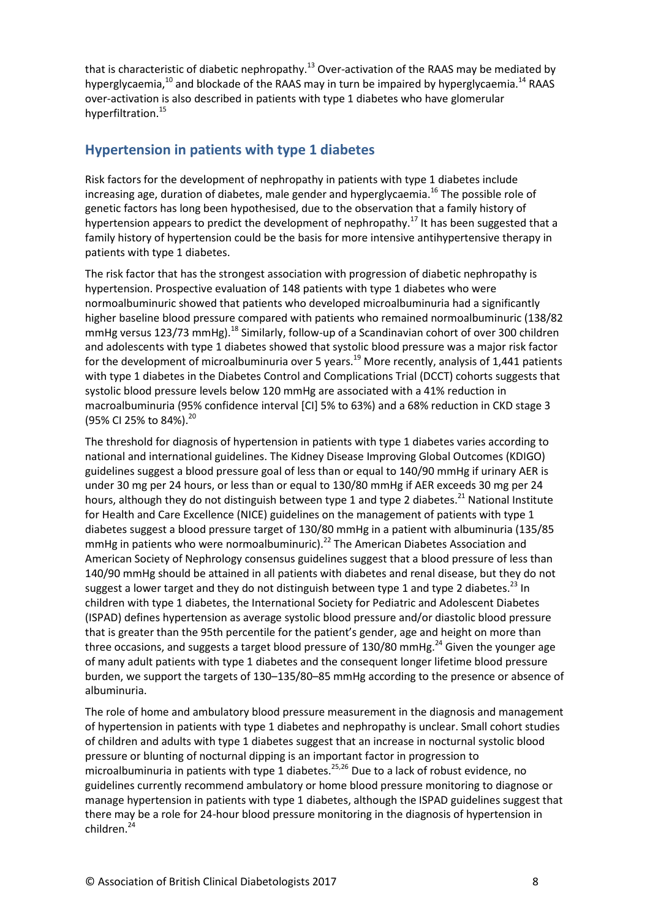that is characteristic of diabetic nephropathy.[13] Over-activation of the RAAS may be mediated by hyperglycaemia,[10] and blockade of the RAAS may in turn be impaired by hyperglycaemia.[14] RAAS over-activation is also described in patients with type 1 diabetes who have glomerular hyperfiltration.[15]

## Hypertension in patients with type 1 diabetes

Risk factors for the development of nephropathy in patients with type 1 diabetes include increasing age, duration of diabetes, male gender and hyperglycaemia.[16] The possible role of genetic factors has long been hypothesised, due to the observation that a family history of hypertension appears to predict the development of nephropathy.[17] It has been suggested that a family history of hypertension could be the basis for more intensive antihypertensive therapy in patients with type 1 diabetes.

The risk factor that has the strongest association with progression of diabetic nephropathy is hypertension. Prospective evaluation of 148 patients with type 1 diabetes who were normoalbuminuric showed that patients who developed microalbuminuria had a significantly higher baseline blood pressure compared with patients who remained normoalbuminuric (138/82 mmHg versus 123/73 mmHg).[18] Similarly, follow-up of a Scandinavian cohort of over 300 children and adolescents with type 1 diabetes showed that systolic blood pressure was a major risk factor for the development of microalbuminuria over 5 years.[19] More recently, analysis of 1,441 patients with type 1 diabetes in the Diabetes Control and Complications Trial (DCCT) cohorts suggests that systolic blood pressure levels below 120 mmHg are associated with a 41% reduction in macroalbuminuria (95% confidence interval [CI] 5% to 63%) and a 68% reduction in CKD stage 3 (95% CI 25% to 84%).[20]

The threshold for diagnosis of hypertension in patients with type 1 diabetes varies according to national and international guidelines. The Kidney Disease Improving Global Outcomes (KDIGO) guidelines suggest a blood pressure goal of less than or equal to 140/90 mmHg if urinary AER is under 30 mg per 24 hours, or less than or equal to 130/80 mmHg if AER exceeds 30 mg per 24 hours, although they do not distinguish between type 1 and type 2 diabetes.[21] National Institute for Health and Care Excellence (NICE) guidelines on the management of patients with type 1 diabetes suggest a blood pressure target of 130/80 mmHg in a patient with albuminuria (135/85 mmHg in patients who were normoalbuminuric).[22] The American Diabetes Association and American Society of Nephrology consensus guidelines suggest that a blood pressure of less than 140/90 mmHg should be attained in all patients with diabetes and renal disease, but they do not suggest a lower target and they do not distinguish between type 1 and type 2 diabetes.[23] In children with type 1 diabetes, the International Society for Pediatric and Adolescent Diabetes (ISPAD) defines hypertension as average systolic blood pressure and/or diastolic blood pressure that is greater than the 95th percentile for the patient's gender, age and height on more than three occasions, and suggests a target blood pressure of 130/80 mmHg.[24] Given the younger age of many adult patients with type 1 diabetes and the consequent longer lifetime blood pressure burden, we support the targets of 130–135/80–85 mmHg according to the presence or absence of albuminuria.

The role of home and ambulatory blood pressure measurement in the diagnosis and management of hypertension in patients with type 1 diabetes and nephropathy is unclear. Small cohort studies of children and adults with type 1 diabetes suggest that an increase in nocturnal systolic blood pressure or blunting of nocturnal dipping is an important factor in progression to microalbuminuria in patients with type 1 diabetes.[25,26] Due to a lack of robust evidence, no guidelines currently recommend ambulatory or home blood pressure monitoring to diagnose or manage hypertension in patients with type 1 diabetes, although the ISPAD guidelines suggest that there may be a role for 24-hour blood pressure monitoring in the diagnosis of hypertension in children.[24]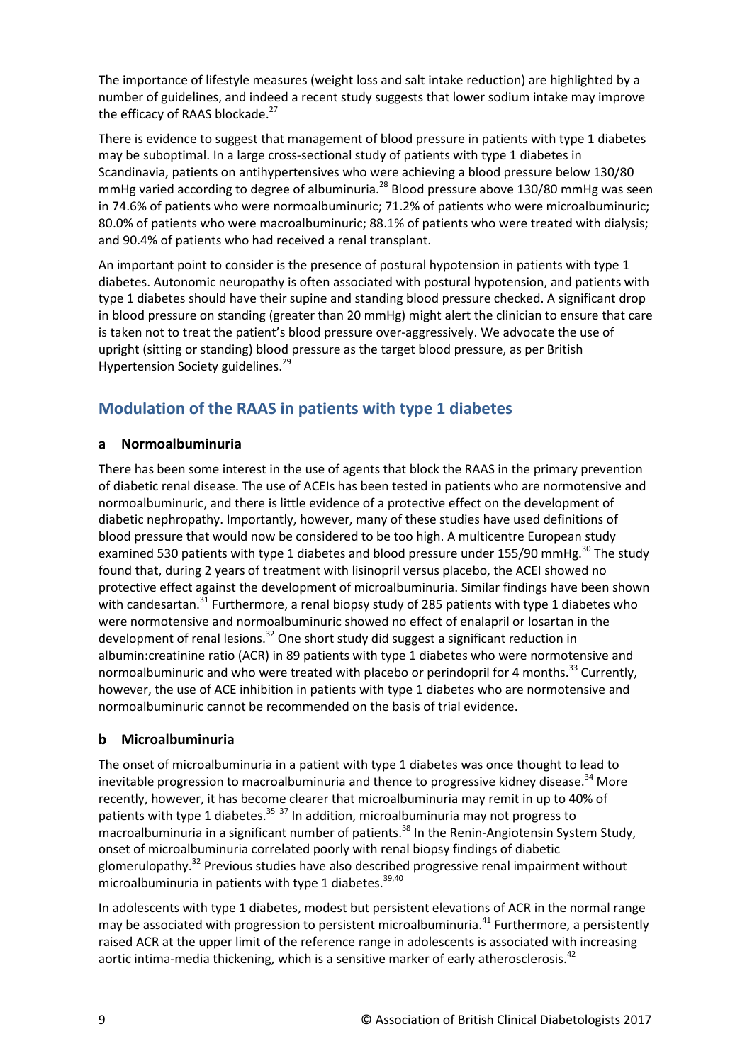The importance of lifestyle measures (weight loss and salt intake reduction) are highlighted by a number of guidelines, and indeed a recent study suggests that lower sodium intake may improve the efficacy of RAAS blockade.[27]

There is evidence to suggest that management of blood pressure in patients with type 1 diabetes may be suboptimal. In a large cross-sectional study of patients with type 1 diabetes in Scandinavia, patients on antihypertensives who were achieving a blood pressure below 130/80 mmHg varied according to degree of albuminuria.[28] Blood pressure above 130/80 mmHg was seen in 74.6% of patients who were normoalbuminuric; 71.2% of patients who were microalbuminuric; 80.0% of patients who were macroalbuminuric; 88.1% of patients who were treated with dialysis; and 90.4% of patients who had received a renal transplant.

An important point to consider is the presence of postural hypotension in patients with type 1 diabetes. Autonomic neuropathy is often associated with postural hypotension, and patients with type 1 diabetes should have their supine and standing blood pressure checked. A significant drop in blood pressure on standing (greater than 20 mmHg) might alert the clinician to ensure that care is taken not to treat the patient's blood pressure over-aggressively. We advocate the use of upright (sitting or standing) blood pressure as the target blood pressure, as per British Hypertension Society guidelines.[29]

## Modulation of the RAAS in patients with type 1 diabetes

### a Normoalbuminuria

There has been some interest in the use of agents that block the RAAS in the primary prevention of diabetic renal disease. The use of ACEIs has been tested in patients who are normotensive and normoalbuminuric, and there is little evidence of a protective effect on the development of diabetic nephropathy. Importantly, however, many of these studies have used definitions of blood pressure that would now be considered to be too high. A multicentre European study examined 530 patients with type 1 diabetes and blood pressure under 155/90 mmHg.[30] The study found that, during 2 years of treatment with lisinopril versus placebo, the ACEI showed no protective effect against the development of microalbuminuria. Similar findings have been shown with candesartan.[31] Furthermore, a renal biopsy study of 285 patients with type 1 diabetes who were normotensive and normoalbuminuric showed no effect of enalapril or losartan in the development of renal lesions.[32] One short study did suggest a significant reduction in albumin:creatinine ratio (ACR) in 89 patients with type 1 diabetes who were normotensive and normoalbuminuric and who were treated with placebo or perindopril for 4 months.[33] Currently, however, the use of ACE inhibition in patients with type 1 diabetes who are normotensive and normoalbuminuric cannot be recommended on the basis of trial evidence.

### b Microalbuminuria

The onset of microalbuminuria in a patient with type 1 diabetes was once thought to lead to inevitable progression to macroalbuminuria and thence to progressive kidney disease.[34] More recently, however, it has become clearer that microalbuminuria may remit in up to 40% of patients with type 1 diabetes.[35–37] In addition, microalbuminuria may not progress to macroalbuminuria in a significant number of patients.[38] In the Renin-Angiotensin System Study, onset of microalbuminuria correlated poorly with renal biopsy findings of diabetic glomerulopathy.[32] Previous studies have also described progressive renal impairment without microalbuminuria in patients with type 1 diabetes.[39,40]

In adolescents with type 1 diabetes, modest but persistent elevations of ACR in the normal range may be associated with progression to persistent microalbuminuria.[41] Furthermore, a persistently raised ACR at the upper limit of the reference range in adolescents is associated with increasing aortic intima-media thickening, which is a sensitive marker of early atherosclerosis.[42]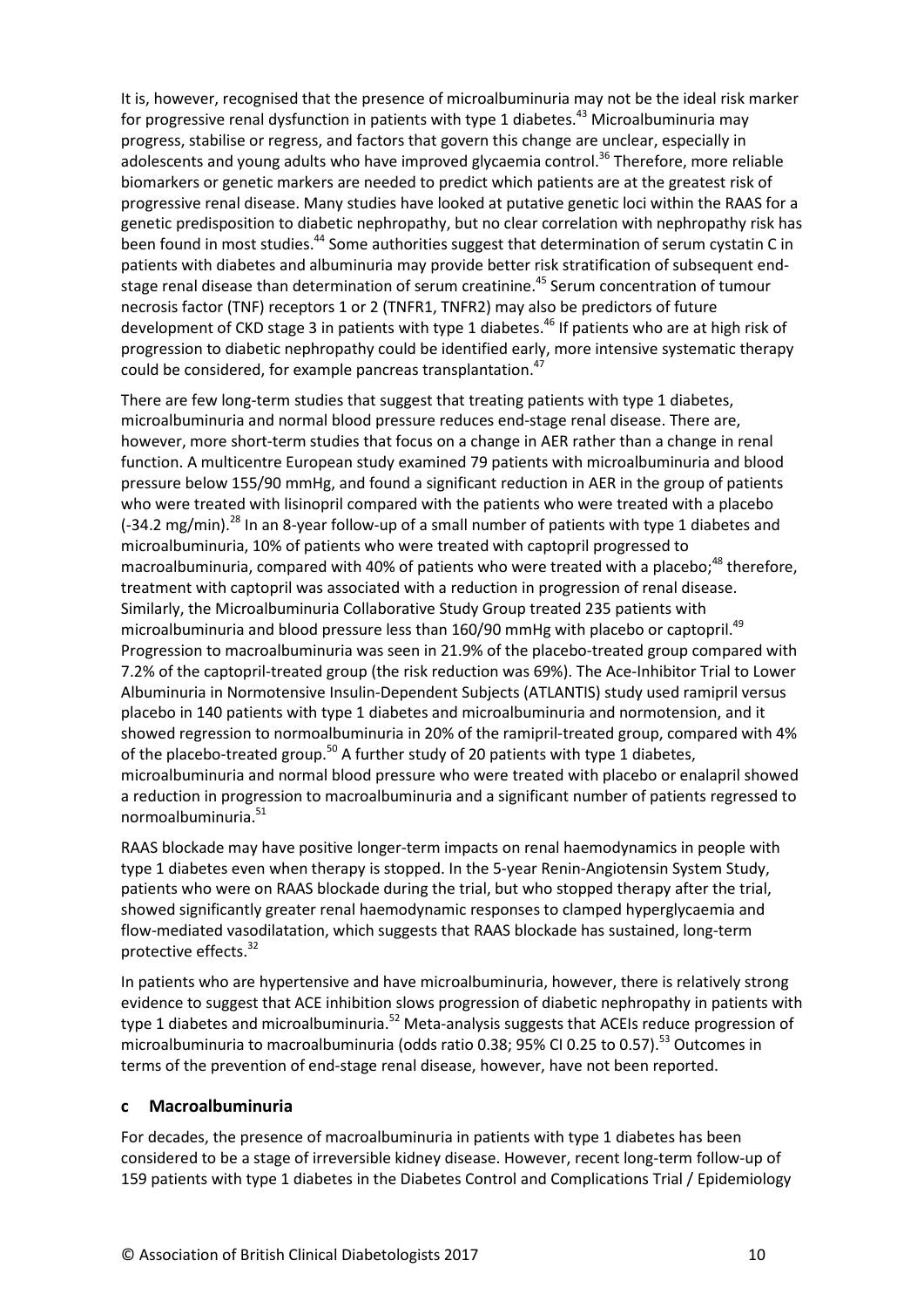It is, however, recognised that the presence of microalbuminuria may not be the ideal risk marker for progressive renal dysfunction in patients with type 1 diabetes.[43] Microalbuminuria may progress, stabilise or regress, and factors that govern this change are unclear, especially in adolescents and young adults who have improved glycaemia control.[36] Therefore, more reliable biomarkers or genetic markers are needed to predict which patients are at the greatest risk of progressive renal disease. Many studies have looked at putative genetic loci within the RAAS for a genetic predisposition to diabetic nephropathy, but no clear correlation with nephropathy risk has been found in most studies.[44] Some authorities suggest that determination of serum cystatin C in patients with diabetes and albuminuria may provide better risk stratification of subsequent end-stage renal disease than determination of serum creatinine.[45] Serum concentration of tumour necrosis factor (TNF) receptors 1 or 2 (TNFR1, TNFR2) may also be predictors of future development of CKD stage 3 in patients with type 1 diabetes.[46] If patients who are at high risk of progression to diabetic nephropathy could be identified early, more intensive systematic therapy could be considered, for example pancreas transplantation.[47]

There are few long-term studies that suggest that treating patients with type 1 diabetes, microalbuminuria and normal blood pressure reduces end-stage renal disease. There are, however, more short-term studies that focus on a change in AER rather than a change in renal function. A multicentre European study examined 79 patients with microalbuminuria and blood pressure below 155/90 mmHg, and found a significant reduction in AER in the group of patients who were treated with lisinopril compared with the patients who were treated with a placebo (-34.2 mg/min).[28] In an 8-year follow-up of a small number of patients with type 1 diabetes and microalbuminuria, 10% of patients who were treated with captopril progressed to macroalbuminuria, compared with 40% of patients who were treated with a placebo;[48] therefore, treatment with captopril was associated with a reduction in progression of renal disease. Similarly, the Microalbuminuria Collaborative Study Group treated 235 patients with microalbuminuria and blood pressure less than 160/90 mmHg with placebo or captopril.[49] Progression to macroalbuminuria was seen in 21.9% of the placebo-treated group compared with 7.2% of the captopril-treated group (the risk reduction was 69%). The Ace-Inhibitor Trial to Lower Albuminuria in Normotensive Insulin-Dependent Subjects (ATLANTIS) study used ramipril versus placebo in 140 patients with type 1 diabetes and microalbuminuria and normotension, and it showed regression to normoalbuminuria in 20% of the ramipril-treated group, compared with 4% of the placebo-treated group.[50] A further study of 20 patients with type 1 diabetes, microalbuminuria and normal blood pressure who were treated with placebo or enalapril showed a reduction in progression to macroalbuminuria and a significant number of patients regressed to normoalbuminuria.[51]

RAAS blockade may have positive longer-term impacts on renal haemodynamics in people with type 1 diabetes even when therapy is stopped. In the 5-year Renin-Angiotensin System Study, patients who were on RAAS blockade during the trial, but who stopped therapy after the trial, showed significantly greater renal haemodynamic responses to clamped hyperglycaemia and flow-mediated vasodilatation, which suggests that RAAS blockade has sustained, long-term protective effects.[32]

In patients who are hypertensive and have microalbuminuria, however, there is relatively strong evidence to suggest that ACE inhibition slows progression of diabetic nephropathy in patients with type 1 diabetes and microalbuminuria.[52] Meta-analysis suggests that ACEIs reduce progression of microalbuminuria to macroalbuminuria (odds ratio 0.38; 95% CI 0.25 to 0.57).[53] Outcomes in terms of the prevention of end-stage renal disease, however, have not been reported.

### c Macroalbuminuria

For decades, the presence of macroalbuminuria in patients with type 1 diabetes has been considered to be a stage of irreversible kidney disease. However, recent long-term follow-up of 159 patients with type 1 diabetes in the Diabetes Control and Complications Trial / Epidemiology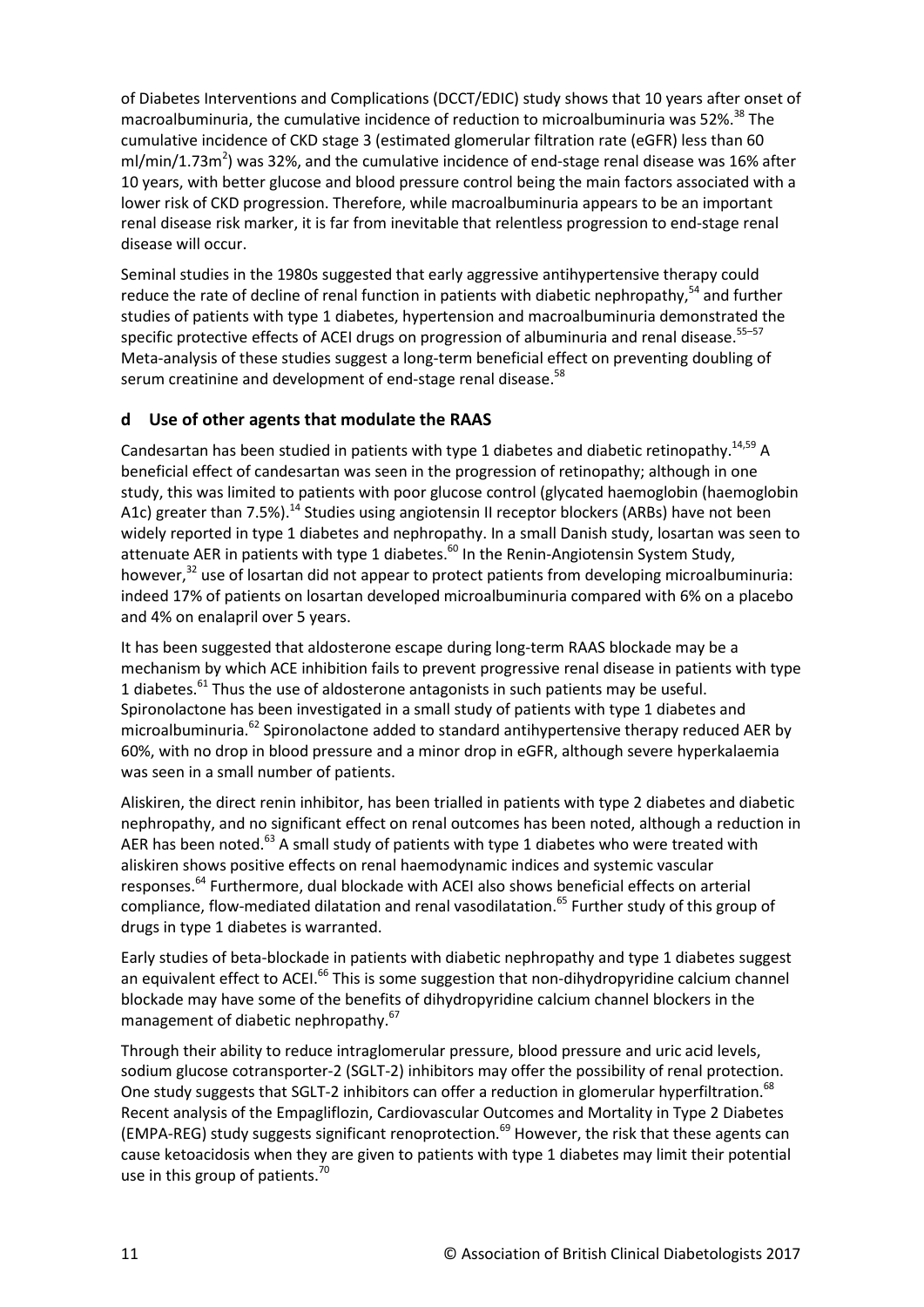of Diabetes Interventions and Complications (DCCT/EDIC) study shows that 10 years after onset of macroalbuminuria, the cumulative incidence of reduction to microalbuminuria was 52%.[38] The cumulative incidence of CKD stage 3 (estimated glomerular filtration rate (eGFR) less than 60 ml/min/1.73m$^2$) was 32%, and the cumulative incidence of end-stage renal disease was 16% after 10 years, with better glucose and blood pressure control being the main factors associated with a lower risk of CKD progression. Therefore, while macroalbuminuria appears to be an important renal disease risk marker, it is far from inevitable that relentless progression to end-stage renal disease will occur.

Seminal studies in the 1980s suggested that early aggressive antihypertensive therapy could reduce the rate of decline of renal function in patients with diabetic nephropathy,[54] and further studies of patients with type 1 diabetes, hypertension and macroalbuminuria demonstrated the specific protective effects of ACEI drugs on progression of albuminuria and renal disease.[55–57] Meta-analysis of these studies suggest a long-term beneficial effect on preventing doubling of serum creatinine and development of end-stage renal disease.[58]

### d Use of other agents that modulate the RAAS

Candesartan has been studied in patients with type 1 diabetes and diabetic retinopathy.[14,59] A beneficial effect of candesartan was seen in the progression of retinopathy; although in one study, this was limited to patients with poor glucose control (glycated haemoglobin (haemoglobin A1c) greater than 7.5%).[14] Studies using angiotensin II receptor blockers (ARBs) have not been widely reported in type 1 diabetes and nephropathy. In a small Danish study, losartan was seen to attenuate AER in patients with type 1 diabetes.[60] In the Renin-Angiotensin System Study, however,[32] use of losartan did not appear to protect patients from developing microalbuminuria: indeed 17% of patients on losartan developed microalbuminuria compared with 6% on a placebo and 4% on enalapril over 5 years.

It has been suggested that aldosterone escape during long-term RAAS blockade may be a mechanism by which ACE inhibition fails to prevent progressive renal disease in patients with type 1 diabetes.[61] Thus the use of aldosterone antagonists in such patients may be useful. Spironolactone has been investigated in a small study of patients with type 1 diabetes and microalbuminuria.[62] Spironolactone added to standard antihypertensive therapy reduced AER by 60%, with no drop in blood pressure and a minor drop in eGFR, although severe hyperkalaemia was seen in a small number of patients.

Aliskiren, the direct renin inhibitor, has been trialled in patients with type 2 diabetes and diabetic nephropathy, and no significant effect on renal outcomes has been noted, although a reduction in AER has been noted.[63] A small study of patients with type 1 diabetes who were treated with aliskiren shows positive effects on renal haemodynamic indices and systemic vascular responses.[64] Furthermore, dual blockade with ACEI also shows beneficial effects on arterial compliance, flow-mediated dilatation and renal vasodilatation.[65] Further study of this group of drugs in type 1 diabetes is warranted.

Early studies of beta-blockade in patients with diabetic nephropathy and type 1 diabetes suggest an equivalent effect to ACEI.[66] This is some suggestion that non-dihydropyridine calcium channel blockade may have some of the benefits of dihydropyridine calcium channel blockers in the management of diabetic nephropathy.[67]

Through their ability to reduce intraglomerular pressure, blood pressure and uric acid levels, sodium glucose cotransporter-2 (SGLT-2) inhibitors may offer the possibility of renal protection. One study suggests that SGLT-2 inhibitors can offer a reduction in glomerular hyperfiltration.[68] Recent analysis of the Empagliflozin, Cardiovascular Outcomes and Mortality in Type 2 Diabetes (EMPA-REG) study suggests significant renoprotection.[69] However, the risk that these agents can cause ketoacidosis when they are given to patients with type 1 diabetes may limit their potential use in this group of patients.[70]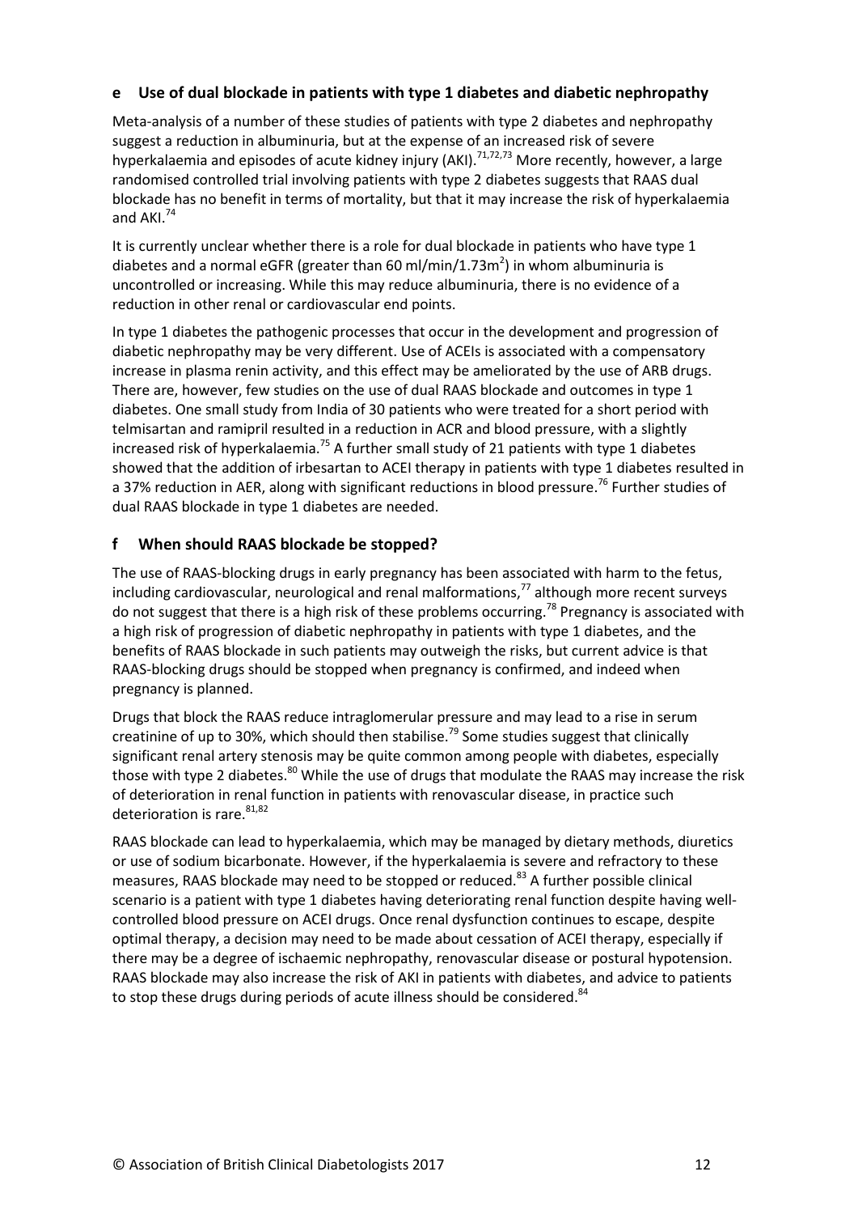### e Use of dual blockade in patients with type 1 diabetes and diabetic nephropathy

Meta-analysis of a number of these studies of patients with type 2 diabetes and nephropathy suggest a reduction in albuminuria, but at the expense of an increased risk of severe hyperkalaemia and episodes of acute kidney injury (AKI).[71,72,73] More recently, however, a large randomised controlled trial involving patients with type 2 diabetes suggests that RAAS dual blockade has no benefit in terms of mortality, but that it may increase the risk of hyperkalaemia and AKI.[74]

It is currently unclear whether there is a role for dual blockade in patients who have type 1 diabetes and a normal eGFR (greater than 60 ml/min/1.73m$^2$) in whom albuminuria is uncontrolled or increasing. While this may reduce albuminuria, there is no evidence of a reduction in other renal or cardiovascular end points.

In type 1 diabetes the pathogenic processes that occur in the development and progression of diabetic nephropathy may be very different. Use of ACEIs is associated with a compensatory increase in plasma renin activity, and this effect may be ameliorated by the use of ARB drugs. There are, however, few studies on the use of dual RAAS blockade and outcomes in type 1 diabetes. One small study from India of 30 patients who were treated for a short period with telmisartan and ramipril resulted in a reduction in ACR and blood pressure, with a slightly increased risk of hyperkalaemia.[75] A further small study of 21 patients with type 1 diabetes showed that the addition of irbesartan to ACEI therapy in patients with type 1 diabetes resulted in a 37% reduction in AER, along with significant reductions in blood pressure.[76] Further studies of dual RAAS blockade in type 1 diabetes are needed.

### f When should RAAS blockade be stopped?

The use of RAAS-blocking drugs in early pregnancy has been associated with harm to the fetus, including cardiovascular, neurological and renal malformations,[77] although more recent surveys do not suggest that there is a high risk of these problems occurring.[78] Pregnancy is associated with a high risk of progression of diabetic nephropathy in patients with type 1 diabetes, and the benefits of RAAS blockade in such patients may outweigh the risks, but current advice is that RAAS-blocking drugs should be stopped when pregnancy is confirmed, and indeed when pregnancy is planned.

Drugs that block the RAAS reduce intraglomerular pressure and may lead to a rise in serum creatinine of up to 30%, which should then stabilise.[79] Some studies suggest that clinically significant renal artery stenosis may be quite common among people with diabetes, especially those with type 2 diabetes.[80] While the use of drugs that modulate the RAAS may increase the risk of deterioration in renal function in patients with renovascular disease, in practice such deterioration is rare.[81,82]

RAAS blockade can lead to hyperkalaemia, which may be managed by dietary methods, diuretics or use of sodium bicarbonate. However, if the hyperkalaemia is severe and refractory to these measures, RAAS blockade may need to be stopped or reduced.[83] A further possible clinical scenario is a patient with type 1 diabetes having deteriorating renal function despite having well-controlled blood pressure on ACEI drugs. Once renal dysfunction continues to escape, despite optimal therapy, a decision may need to be made about cessation of ACEI therapy, especially if there may be a degree of ischaemic nephropathy, renovascular disease or postural hypotension. RAAS blockade may also increase the risk of AKI in patients with diabetes, and advice to patients to stop these drugs during periods of acute illness should be considered.[84]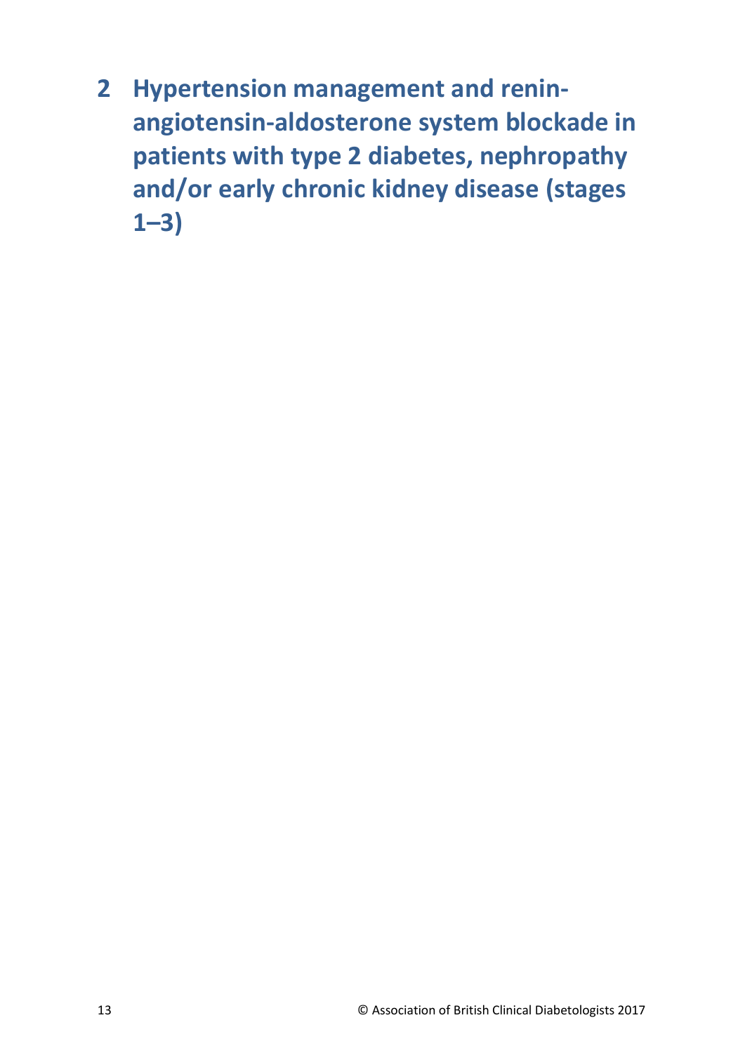# 2 Hypertension management and renin-angiotensin-aldosterone system blockade in patients with type 2 diabetes, nephropathy and/or early chronic kidney disease (stages 1–3)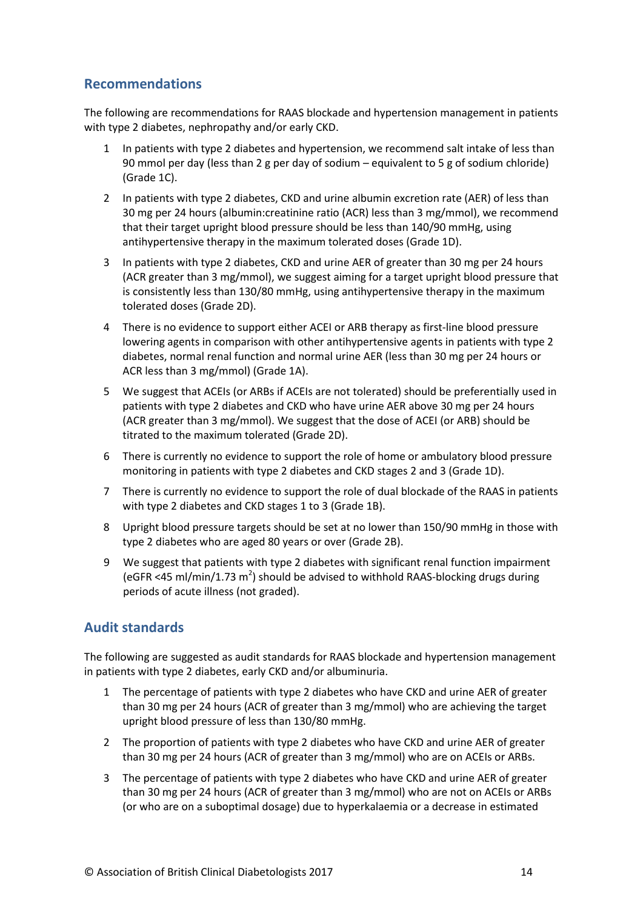## Recommendations

The following are recommendations for RAAS blockade and hypertension management in patients with type 2 diabetes, nephropathy and/or early CKD.

1. In patients with type 2 diabetes and hypertension, we recommend salt intake of less than 90 mmol per day (less than 2 g per day of sodium – equivalent to 5 g of sodium chloride) (Grade 1C).
2. In patients with type 2 diabetes, CKD and urine albumin excretion rate (AER) of less than 30 mg per 24 hours (albumin:creatinine ratio (ACR) less than 3 mg/mmol), we recommend that their target upright blood pressure should be less than 140/90 mmHg, using antihypertensive therapy in the maximum tolerated doses (Grade 1D).
3. In patients with type 2 diabetes, CKD and urine AER of greater than 30 mg per 24 hours (ACR greater than 3 mg/mmol), we suggest aiming for a target upright blood pressure that is consistently less than 130/80 mmHg, using antihypertensive therapy in the maximum tolerated doses (Grade 2D).
4. There is no evidence to support either ACEI or ARB therapy as first-line blood pressure lowering agents in comparison with other antihypertensive agents in patients with type 2 diabetes, normal renal function and normal urine AER (less than 30 mg per 24 hours or ACR less than 3 mg/mmol) (Grade 1A).
5. We suggest that ACEIs (or ARBs if ACEIs are not tolerated) should be preferentially used in patients with type 2 diabetes and CKD who have urine AER above 30 mg per 24 hours (ACR greater than 3 mg/mmol). We suggest that the dose of ACEI (or ARB) should be titrated to the maximum tolerated (Grade 2D).
6. There is currently no evidence to support the role of home or ambulatory blood pressure monitoring in patients with type 2 diabetes and CKD stages 2 and 3 (Grade 1D).
7. There is currently no evidence to support the role of dual blockade of the RAAS in patients with type 2 diabetes and CKD stages 1 to 3 (Grade 1B).
8. Upright blood pressure targets should be set at no lower than 150/90 mmHg in those with type 2 diabetes who are aged 80 years or over (Grade 2B).
9. We suggest that patients with type 2 diabetes with significant renal function impairment (eGFR <45 ml/min/1.73 $m^2$) should be advised to withhold RAAS-blocking drugs during periods of acute illness (not graded).

## Audit standards

The following are suggested as audit standards for RAAS blockade and hypertension management in patients with type 2 diabetes, early CKD and/or albuminuria.

1. The percentage of patients with type 2 diabetes who have CKD and urine AER of greater than 30 mg per 24 hours (ACR of greater than 3 mg/mmol) who are achieving the target upright blood pressure of less than 130/80 mmHg.
2. The proportion of patients with type 2 diabetes who have CKD and urine AER of greater than 30 mg per 24 hours (ACR of greater than 3 mg/mmol) who are on ACEIs or ARBs.
3. The percentage of patients with type 2 diabetes who have CKD and urine AER of greater than 30 mg per 24 hours (ACR of greater than 3 mg/mmol) who are not on ACEIs or ARBs (or who are on a suboptimal dosage) due to hyperkalaemia or a decrease in estimated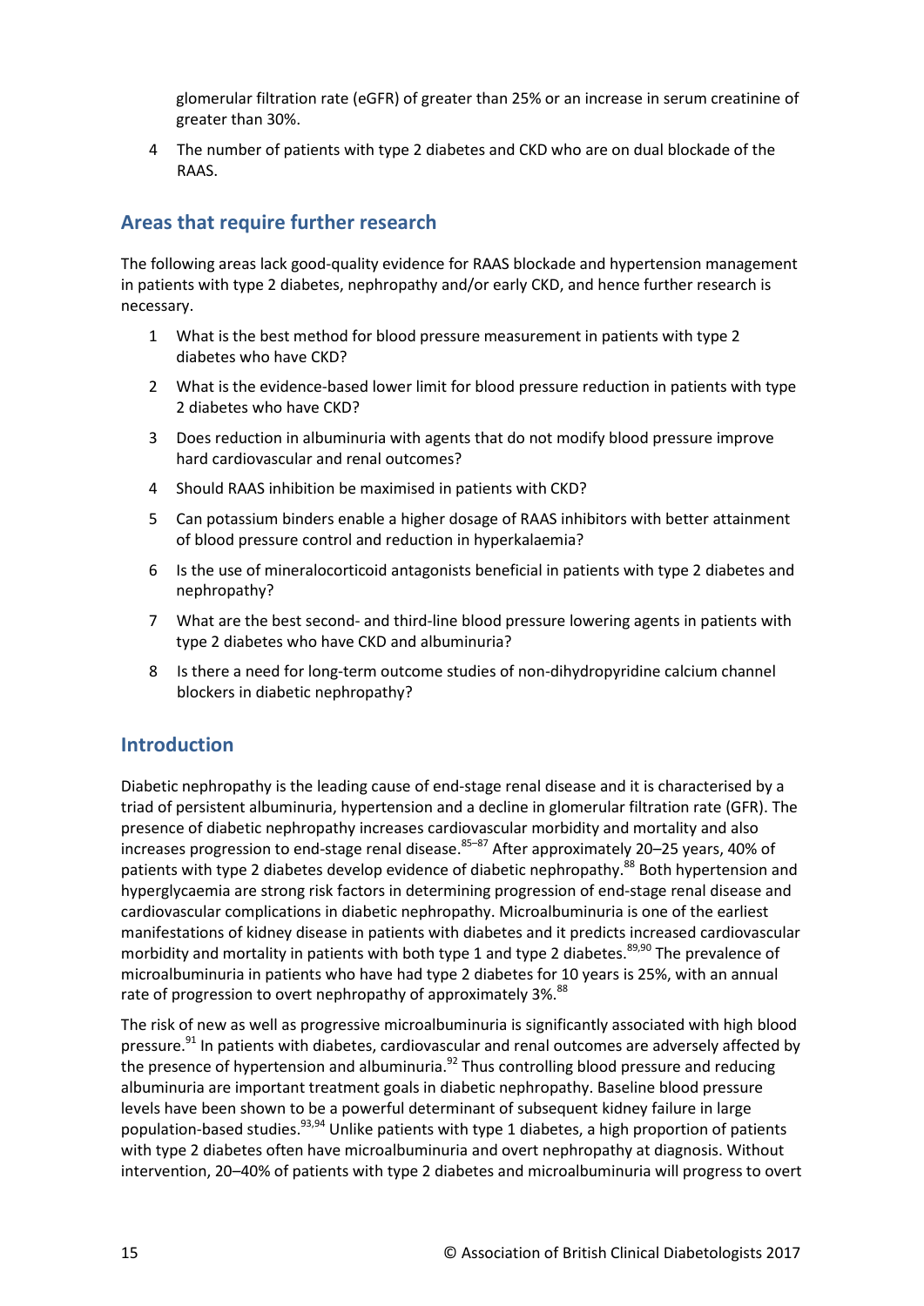glomerular filtration rate (eGFR) of greater than 25% or an increase in serum creatinine of greater than 30%.

4. The number of patients with type 2 diabetes and CKD who are on dual blockade of the RAAS.

## Areas that require further research

The following areas lack good-quality evidence for RAAS blockade and hypertension management in patients with type 2 diabetes, nephropathy and/or early CKD, and hence further research is necessary.

1. What is the best method for blood pressure measurement in patients with type 2 diabetes who have CKD?
2. What is the evidence-based lower limit for blood pressure reduction in patients with type 2 diabetes who have CKD?
3. Does reduction in albuminuria with agents that do not modify blood pressure improve hard cardiovascular and renal outcomes?
4. Should RAAS inhibition be maximised in patients with CKD?
5. Can potassium binders enable a higher dosage of RAAS inhibitors with better attainment of blood pressure control and reduction in hyperkalaemia?
6. Is the use of mineralocorticoid antagonists beneficial in patients with type 2 diabetes and nephropathy?
7. What are the best second- and third-line blood pressure lowering agents in patients with type 2 diabetes who have CKD and albuminuria?
8. Is there a need for long-term outcome studies of non-dihydropyridine calcium channel blockers in diabetic nephropathy?

## Introduction

Diabetic nephropathy is the leading cause of end-stage renal disease and it is characterised by a triad of persistent albuminuria, hypertension and a decline in glomerular filtration rate (GFR). The presence of diabetic nephropathy increases cardiovascular morbidity and mortality and also increases progression to end-stage renal disease.[85–87] After approximately 20–25 years, 40% of patients with type 2 diabetes develop evidence of diabetic nephropathy.[88] Both hypertension and hyperglycaemia are strong risk factors in determining progression of end-stage renal disease and cardiovascular complications in diabetic nephropathy. Microalbuminuria is one of the earliest manifestations of kidney disease in patients with diabetes and it predicts increased cardiovascular morbidity and mortality in patients with both type 1 and type 2 diabetes.[89,90] The prevalence of microalbuminuria in patients who have had type 2 diabetes for 10 years is 25%, with an annual rate of progression to overt nephropathy of approximately 3%.[88]

The risk of new as well as progressive microalbuminuria is significantly associated with high blood pressure.[91] In patients with diabetes, cardiovascular and renal outcomes are adversely affected by the presence of hypertension and albuminuria.[92] Thus controlling blood pressure and reducing albuminuria are important treatment goals in diabetic nephropathy. Baseline blood pressure levels have been shown to be a powerful determinant of subsequent kidney failure in large population-based studies.[93,94] Unlike patients with type 1 diabetes, a high proportion of patients with type 2 diabetes often have microalbuminuria and overt nephropathy at diagnosis. Without intervention, 20–40% of patients with type 2 diabetes and microalbuminuria will progress to overt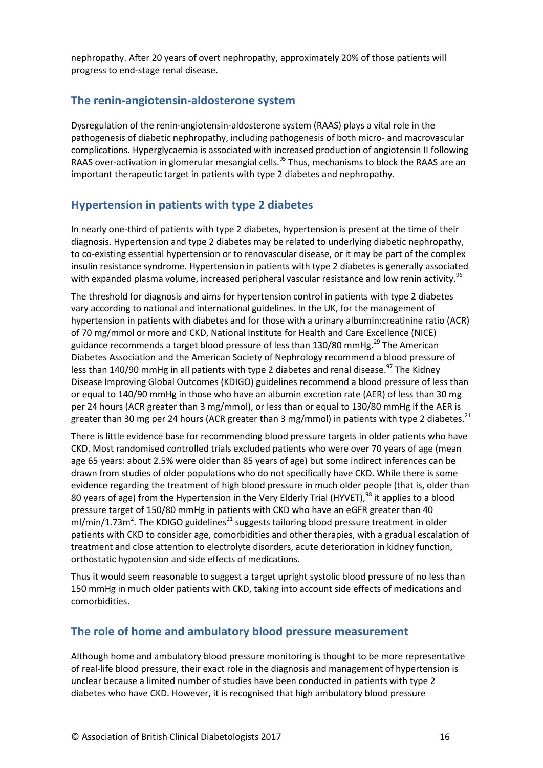nephropathy. After 20 years of overt nephropathy, approximately 20% of those patients will progress to end-stage renal disease.

## The renin-angiotensin-aldosterone system

Dysregulation of the renin-angiotensin-aldosterone system (RAAS) plays a vital role in the pathogenesis of diabetic nephropathy, including pathogenesis of both micro- and macrovascular complications. Hyperglycaemia is associated with increased production of angiotensin II following RAAS over-activation in glomerular mesangial cells.[95] Thus, mechanisms to block the RAAS are an important therapeutic target in patients with type 2 diabetes and nephropathy.

## Hypertension in patients with type 2 diabetes

In nearly one-third of patients with type 2 diabetes, hypertension is present at the time of their diagnosis. Hypertension and type 2 diabetes may be related to underlying diabetic nephropathy, to co-existing essential hypertension or to renovascular disease, or it may be part of the complex insulin resistance syndrome. Hypertension in patients with type 2 diabetes is generally associated with expanded plasma volume, increased peripheral vascular resistance and low renin activity.[96]

The threshold for diagnosis and aims for hypertension control in patients with type 2 diabetes vary according to national and international guidelines. In the UK, for the management of hypertension in patients with diabetes and for those with a urinary albumin:creatinine ratio (ACR) of 70 mg/mmol or more and CKD, National Institute for Health and Care Excellence (NICE) guidance recommends a target blood pressure of less than 130/80 mmHg.[29] The American Diabetes Association and the American Society of Nephrology recommend a blood pressure of less than 140/90 mmHg in all patients with type 2 diabetes and renal disease.[97] The Kidney Disease Improving Global Outcomes (KDIGO) guidelines recommend a blood pressure of less than or equal to 140/90 mmHg in those who have an albumin excretion rate (AER) of less than 30 mg per 24 hours (ACR greater than 3 mg/mmol), or less than or equal to 130/80 mmHg if the AER is greater than 30 mg per 24 hours (ACR greater than 3 mg/mmol) in patients with type 2 diabetes.[21]

There is little evidence base for recommending blood pressure targets in older patients who have CKD. Most randomised controlled trials excluded patients who were over 70 years of age (mean age 65 years: about 2.5% were older than 85 years of age) but some indirect inferences can be drawn from studies of older populations who do not specifically have CKD. While there is some evidence regarding the treatment of high blood pressure in much older people (that is, older than 80 years of age) from the Hypertension in the Very Elderly Trial (HYVET),[98] it applies to a blood pressure target of 150/80 mmHg in patients with CKD who have an eGFR greater than 40 ml/min/1.73m$^2$. The KDIGO guidelines[21] suggests tailoring blood pressure treatment in older patients with CKD to consider age, comorbidities and other therapies, with a gradual escalation of treatment and close attention to electrolyte disorders, acute deterioration in kidney function, orthostatic hypotension and side effects of medications.

Thus it would seem reasonable to suggest a target upright systolic blood pressure of no less than 150 mmHg in much older patients with CKD, taking into account side effects of medications and comorbidities.

## The role of home and ambulatory blood pressure measurement

Although home and ambulatory blood pressure monitoring is thought to be more representative of real-life blood pressure, their exact role in the diagnosis and management of hypertension is unclear because a limited number of studies have been conducted in patients with type 2 diabetes who have CKD. However, it is recognised that high ambulatory blood pressure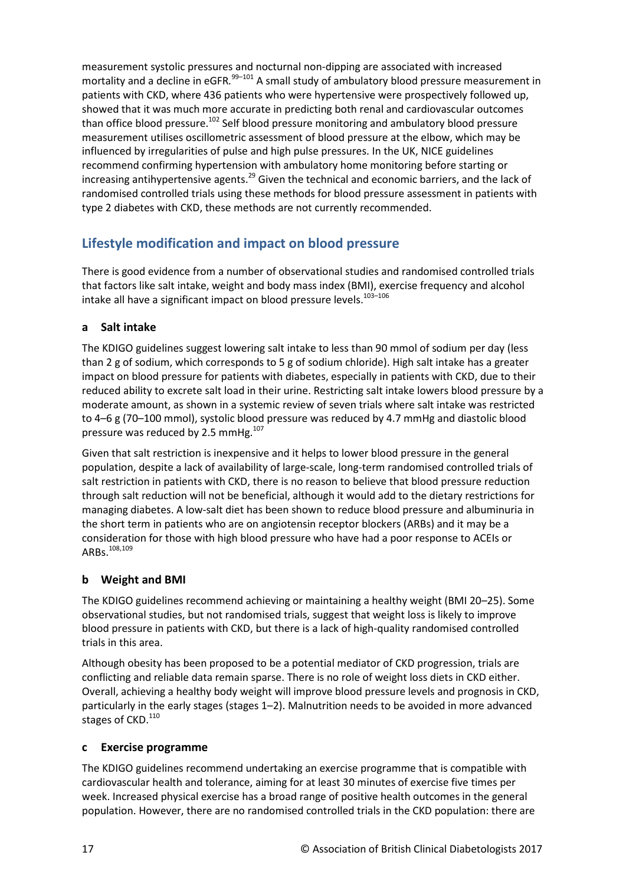measurement systolic pressures and nocturnal non-dipping are associated with increased mortality and a decline in eGFR.[99–101] A small study of ambulatory blood pressure measurement in patients with CKD, where 436 patients who were hypertensive were prospectively followed up, showed that it was much more accurate in predicting both renal and cardiovascular outcomes than office blood pressure.[102] Self blood pressure monitoring and ambulatory blood pressure measurement utilises oscillometric assessment of blood pressure at the elbow, which may be influenced by irregularities of pulse and high pulse pressures. In the UK, NICE guidelines recommend confirming hypertension with ambulatory home monitoring before starting or increasing antihypertensive agents.[29] Given the technical and economic barriers, and the lack of randomised controlled trials using these methods for blood pressure assessment in patients with type 2 diabetes with CKD, these methods are not currently recommended.

## Lifestyle modification and impact on blood pressure

There is good evidence from a number of observational studies and randomised controlled trials that factors like salt intake, weight and body mass index (BMI), exercise frequency and alcohol intake all have a significant impact on blood pressure levels.[103–106]

### a Salt intake

The KDIGO guidelines suggest lowering salt intake to less than 90 mmol of sodium per day (less than 2 g of sodium, which corresponds to 5 g of sodium chloride). High salt intake has a greater impact on blood pressure for patients with diabetes, especially in patients with CKD, due to their reduced ability to excrete salt load in their urine. Restricting salt intake lowers blood pressure by a moderate amount, as shown in a systemic review of seven trials where salt intake was restricted to 4–6 g (70–100 mmol), systolic blood pressure was reduced by 4.7 mmHg and diastolic blood pressure was reduced by 2.5 mmHg.[107]

Given that salt restriction is inexpensive and it helps to lower blood pressure in the general population, despite a lack of availability of large-scale, long-term randomised controlled trials of salt restriction in patients with CKD, there is no reason to believe that blood pressure reduction through salt reduction will not be beneficial, although it would add to the dietary restrictions for managing diabetes. A low-salt diet has been shown to reduce blood pressure and albuminuria in the short term in patients who are on angiotensin receptor blockers (ARBs) and it may be a consideration for those with high blood pressure who have had a poor response to ACEIs or ARBs.[108,109]

### b Weight and BMI

The KDIGO guidelines recommend achieving or maintaining a healthy weight (BMI 20–25). Some observational studies, but not randomised trials, suggest that weight loss is likely to improve blood pressure in patients with CKD, but there is a lack of high-quality randomised controlled trials in this area.

Although obesity has been proposed to be a potential mediator of CKD progression, trials are conflicting and reliable data remain sparse. There is no role of weight loss diets in CKD either. Overall, achieving a healthy body weight will improve blood pressure levels and prognosis in CKD, particularly in the early stages (stages 1–2). Malnutrition needs to be avoided in more advanced stages of CKD.[110]

### c Exercise programme

The KDIGO guidelines recommend undertaking an exercise programme that is compatible with cardiovascular health and tolerance, aiming for at least 30 minutes of exercise five times per week. Increased physical exercise has a broad range of positive health outcomes in the general population. However, there are no randomised controlled trials in the CKD population: there are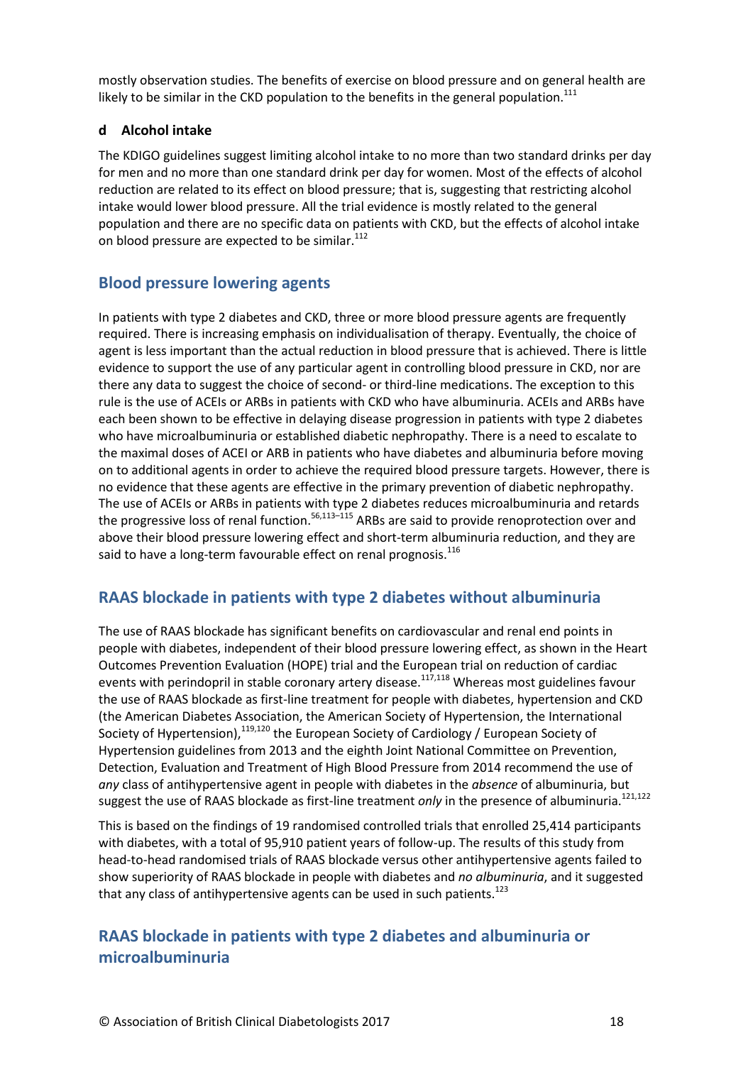mostly observation studies. The benefits of exercise on blood pressure and on general health are likely to be similar in the CKD population to the benefits in the general population.[111]

### d Alcohol intake

The KDIGO guidelines suggest limiting alcohol intake to no more than two standard drinks per day for men and no more than one standard drink per day for women. Most of the effects of alcohol reduction are related to its effect on blood pressure; that is, suggesting that restricting alcohol intake would lower blood pressure. All the trial evidence is mostly related to the general population and there are no specific data on patients with CKD, but the effects of alcohol intake on blood pressure are expected to be similar.[112]

## Blood pressure lowering agents

In patients with type 2 diabetes and CKD, three or more blood pressure agents are frequently required. There is increasing emphasis on individualisation of therapy. Eventually, the choice of agent is less important than the actual reduction in blood pressure that is achieved. There is little evidence to support the use of any particular agent in controlling blood pressure in CKD, nor are there any data to suggest the choice of second- or third-line medications. The exception to this rule is the use of ACEIs or ARBs in patients with CKD who have albuminuria. ACEIs and ARBs have each been shown to be effective in delaying disease progression in patients with type 2 diabetes who have microalbuminuria or established diabetic nephropathy. There is a need to escalate to the maximal doses of ACEI or ARB in patients who have diabetes and albuminuria before moving on to additional agents in order to achieve the required blood pressure targets. However, there is no evidence that these agents are effective in the primary prevention of diabetic nephropathy. The use of ACEIs or ARBs in patients with type 2 diabetes reduces microalbuminuria and retards the progressive loss of renal function.[56,113–115] ARBs are said to provide renoprotection over and above their blood pressure lowering effect and short-term albuminuria reduction, and they are said to have a long-term favourable effect on renal prognosis.[116]

## RAAS blockade in patients with type 2 diabetes without albuminuria

The use of RAAS blockade has significant benefits on cardiovascular and renal end points in people with diabetes, independent of their blood pressure lowering effect, as shown in the Heart Outcomes Prevention Evaluation (HOPE) trial and the European trial on reduction of cardiac events with perindopril in stable coronary artery disease.[117,118] Whereas most guidelines favour the use of RAAS blockade as first-line treatment for people with diabetes, hypertension and CKD (the American Diabetes Association, the American Society of Hypertension, the International Society of Hypertension),[119,120] the European Society of Cardiology / European Society of Hypertension guidelines from 2013 and the eighth Joint National Committee on Prevention, Detection, Evaluation and Treatment of High Blood Pressure from 2014 recommend the use of *any* class of antihypertensive agent in people with diabetes in the *absence* of albuminuria, but suggest the use of RAAS blockade as first-line treatment *only* in the presence of albuminuria.[121,122]

This is based on the findings of 19 randomised controlled trials that enrolled 25,414 participants with diabetes, with a total of 95,910 patient years of follow-up. The results of this study from head-to-head randomised trials of RAAS blockade versus other antihypertensive agents failed to show superiority of RAAS blockade in people with diabetes and *no albuminuria*, and it suggested that any class of antihypertensive agents can be used in such patients.[123]

## RAAS blockade in patients with type 2 diabetes and albuminuria or microalbuminuria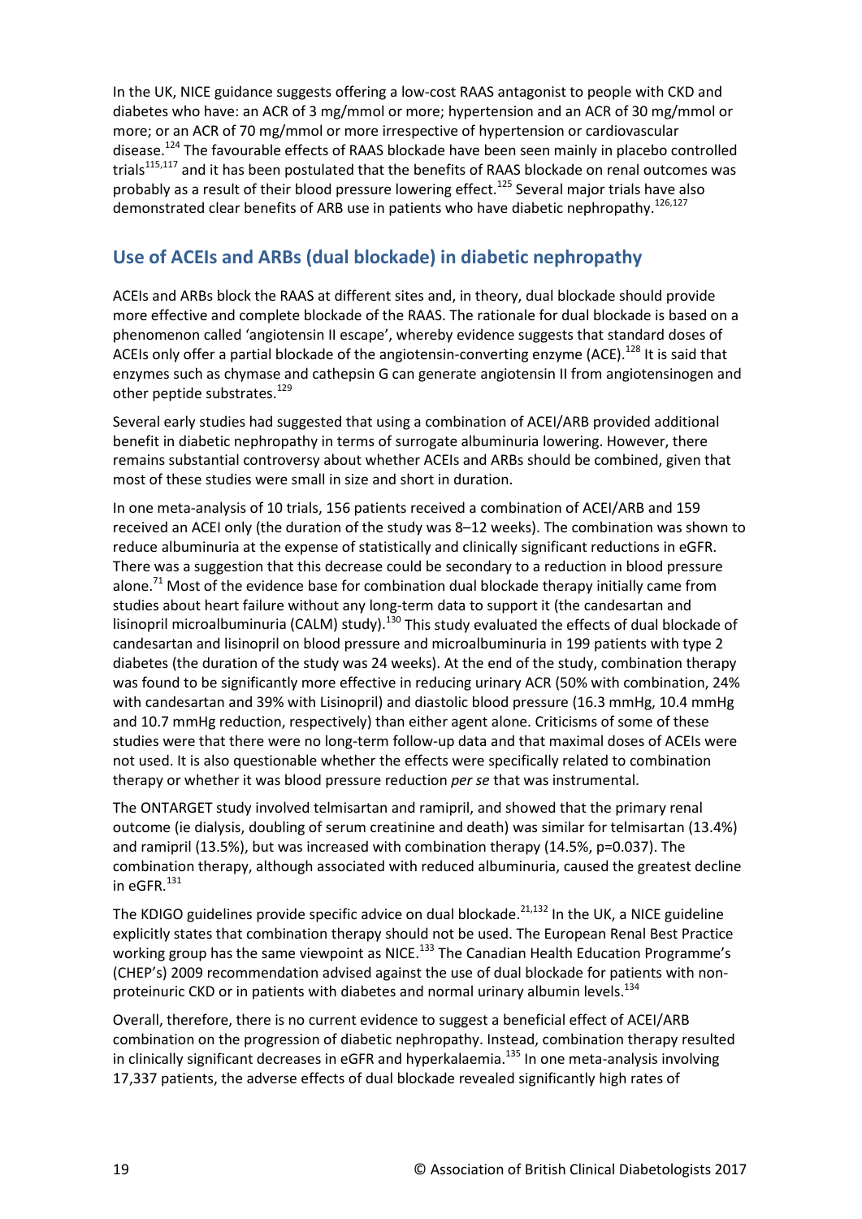In the UK, NICE guidance suggests offering a low-cost RAAS antagonist to people with CKD and diabetes who have: an ACR of 3 mg/mmol or more; hypertension and an ACR of 30 mg/mmol or more; or an ACR of 70 mg/mmol or more irrespective of hypertension or cardiovascular disease.[124] The favourable effects of RAAS blockade have been seen mainly in placebo controlled trials[115,117] and it has been postulated that the benefits of RAAS blockade on renal outcomes was probably as a result of their blood pressure lowering effect.[125] Several major trials have also demonstrated clear benefits of ARB use in patients who have diabetic nephropathy.[126,127]

## Use of ACEIs and ARBs (dual blockade) in diabetic nephropathy

ACEIs and ARBs block the RAAS at different sites and, in theory, dual blockade should provide more effective and complete blockade of the RAAS. The rationale for dual blockade is based on a phenomenon called 'angiotensin II escape', whereby evidence suggests that standard doses of ACEIs only offer a partial blockade of the angiotensin-converting enzyme (ACE).[128] It is said that enzymes such as chymase and cathepsin G can generate angiotensin II from angiotensinogen and other peptide substrates.[129]

Several early studies had suggested that using a combination of ACEI/ARB provided additional benefit in diabetic nephropathy in terms of surrogate albuminuria lowering. However, there remains substantial controversy about whether ACEIs and ARBs should be combined, given that most of these studies were small in size and short in duration.

In one meta-analysis of 10 trials, 156 patients received a combination of ACEI/ARB and 159 received an ACEI only (the duration of the study was 8–12 weeks). The combination was shown to reduce albuminuria at the expense of statistically and clinically significant reductions in eGFR. There was a suggestion that this decrease could be secondary to a reduction in blood pressure alone.[71] Most of the evidence base for combination dual blockade therapy initially came from studies about heart failure without any long-term data to support it (the candesartan and lisinopril microalbuminuria (CALM) study).[130] This study evaluated the effects of dual blockade of candesartan and lisinopril on blood pressure and microalbuminuria in 199 patients with type 2 diabetes (the duration of the study was 24 weeks). At the end of the study, combination therapy was found to be significantly more effective in reducing urinary ACR (50% with combination, 24% with candesartan and 39% with Lisinopril) and diastolic blood pressure (16.3 mmHg, 10.4 mmHg and 10.7 mmHg reduction, respectively) than either agent alone. Criticisms of some of these studies were that there were no long-term follow-up data and that maximal doses of ACEIs were not used. It is also questionable whether the effects were specifically related to combination therapy or whether it was blood pressure reduction *per se* that was instrumental.

The ONTARGET study involved telmisartan and ramipril, and showed that the primary renal outcome (ie dialysis, doubling of serum creatinine and death) was similar for telmisartan (13.4%) and ramipril (13.5%), but was increased with combination therapy (14.5%, p=0.037). The combination therapy, although associated with reduced albuminuria, caused the greatest decline in eGFR.[131]

The KDIGO guidelines provide specific advice on dual blockade.[21,132] In the UK, a NICE guideline explicitly states that combination therapy should not be used. The European Renal Best Practice working group has the same viewpoint as NICE.[133] The Canadian Health Education Programme's (CHEP's) 2009 recommendation advised against the use of dual blockade for patients with non-proteinuric CKD or in patients with diabetes and normal urinary albumin levels.[134]

Overall, therefore, there is no current evidence to suggest a beneficial effect of ACEI/ARB combination on the progression of diabetic nephropathy. Instead, combination therapy resulted in clinically significant decreases in eGFR and hyperkalaemia.[135] In one meta-analysis involving 17,337 patients, the adverse effects of dual blockade revealed significantly high rates of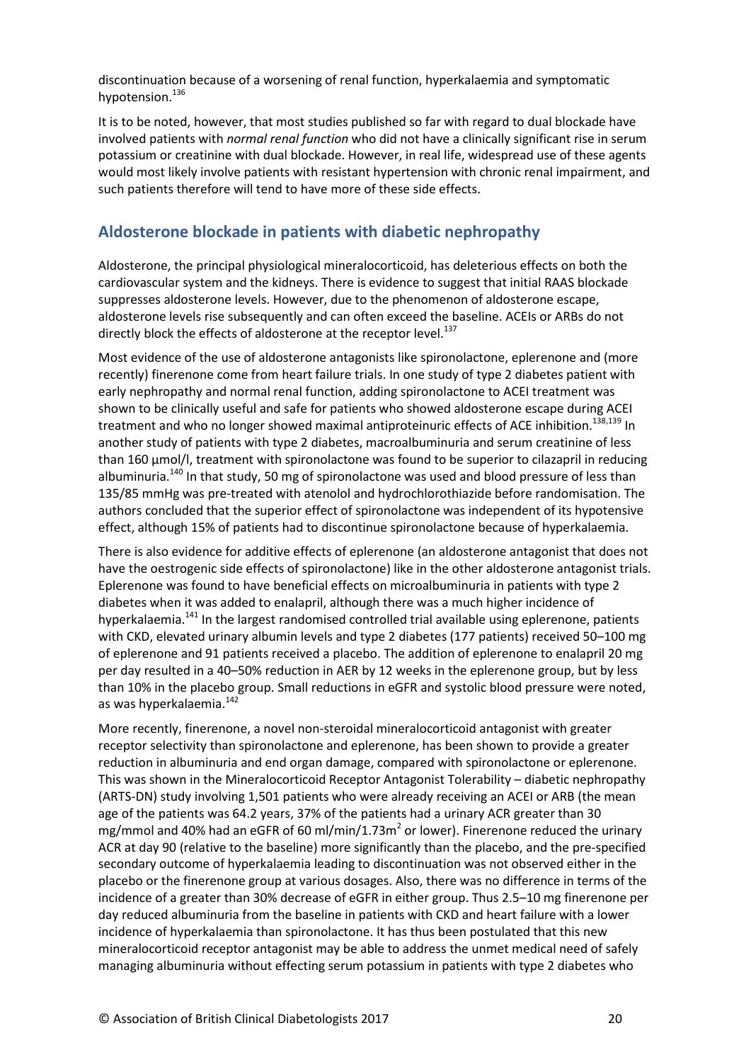discontinuation because of a worsening of renal function, hyperkalaemia and symptomatic hypotension.[136]

It is to be noted, however, that most studies published so far with regard to dual blockade have involved patients with *normal renal function* who did not have a clinically significant rise in serum potassium or creatinine with dual blockade. However, in real life, widespread use of these agents would most likely involve patients with resistant hypertension with chronic renal impairment, and such patients therefore will tend to have more of these side effects.

## Aldosterone blockade in patients with diabetic nephropathy

Aldosterone, the principal physiological mineralocorticoid, has deleterious effects on both the cardiovascular system and the kidneys. There is evidence to suggest that initial RAAS blockade suppresses aldosterone levels. However, due to the phenomenon of aldosterone escape, aldosterone levels rise subsequently and can often exceed the baseline. ACEIs or ARBs do not directly block the effects of aldosterone at the receptor level.[137]

Most evidence of the use of aldosterone antagonists like spironolactone, eplerenone and (more recently) finerenone come from heart failure trials. In one study of type 2 diabetes patient with early nephropathy and normal renal function, adding spironolactone to ACEI treatment was shown to be clinically useful and safe for patients who showed aldosterone escape during ACEI treatment and who no longer showed maximal antiproteinuric effects of ACE inhibition.[138,139] In another study of patients with type 2 diabetes, macroalbuminuria and serum creatinine of less than 160 µmol/l, treatment with spironolactone was found to be superior to cilazapril in reducing albuminuria.[140] In that study, 50 mg of spironolactone was used and blood pressure of less than 135/85 mmHg was pre-treated with atenolol and hydrochlorothiazide before randomisation. The authors concluded that the superior effect of spironolactone was independent of its hypotensive effect, although 15% of patients had to discontinue spironolactone because of hyperkalaemia.

There is also evidence for additive effects of eplerenone (an aldosterone antagonist that does not have the oestrogenic side effects of spironolactone) like in the other aldosterone antagonist trials. Eplerenone was found to have beneficial effects on microalbuminuria in patients with type 2 diabetes when it was added to enalapril, although there was a much higher incidence of hyperkalaemia.[141] In the largest randomised controlled trial available using eplerenone, patients with CKD, elevated urinary albumin levels and type 2 diabetes (177 patients) received 50–100 mg of eplerenone and 91 patients received a placebo. The addition of eplerenone to enalapril 20 mg per day resulted in a 40–50% reduction in AER by 12 weeks in the eplerenone group, but by less than 10% in the placebo group. Small reductions in eGFR and systolic blood pressure were noted, as was hyperkalaemia.[142]

More recently, finerenone, a novel non-steroidal mineralocorticoid antagonist with greater receptor selectivity than spironolactone and eplerenone, has been shown to provide a greater reduction in albuminuria and end organ damage, compared with spironolactone or eplerenone. This was shown in the Mineralocorticoid Receptor Antagonist Tolerability – diabetic nephropathy (ARTS-DN) study involving 1,501 patients who were already receiving an ACEI or ARB (the mean age of the patients was 64.2 years, 37% of the patients had a urinary ACR greater than 30 mg/mmol and 40% had an eGFR of 60 ml/min/1.73m$^2$ or lower). Finerenone reduced the urinary ACR at day 90 (relative to the baseline) more significantly than the placebo, and the pre-specified secondary outcome of hyperkalaemia leading to discontinuation was not observed either in the placebo or the finerenone group at various dosages. Also, there was no difference in terms of the incidence of a greater than 30% decrease of eGFR in either group. Thus 2.5–10 mg finerenone per day reduced albuminuria from the baseline in patients with CKD and heart failure with a lower incidence of hyperkalaemia than spironolactone. It has thus been postulated that this new mineralocorticoid receptor antagonist may be able to address the unmet medical need of safely managing albuminuria without effecting serum potassium in patients with type 2 diabetes who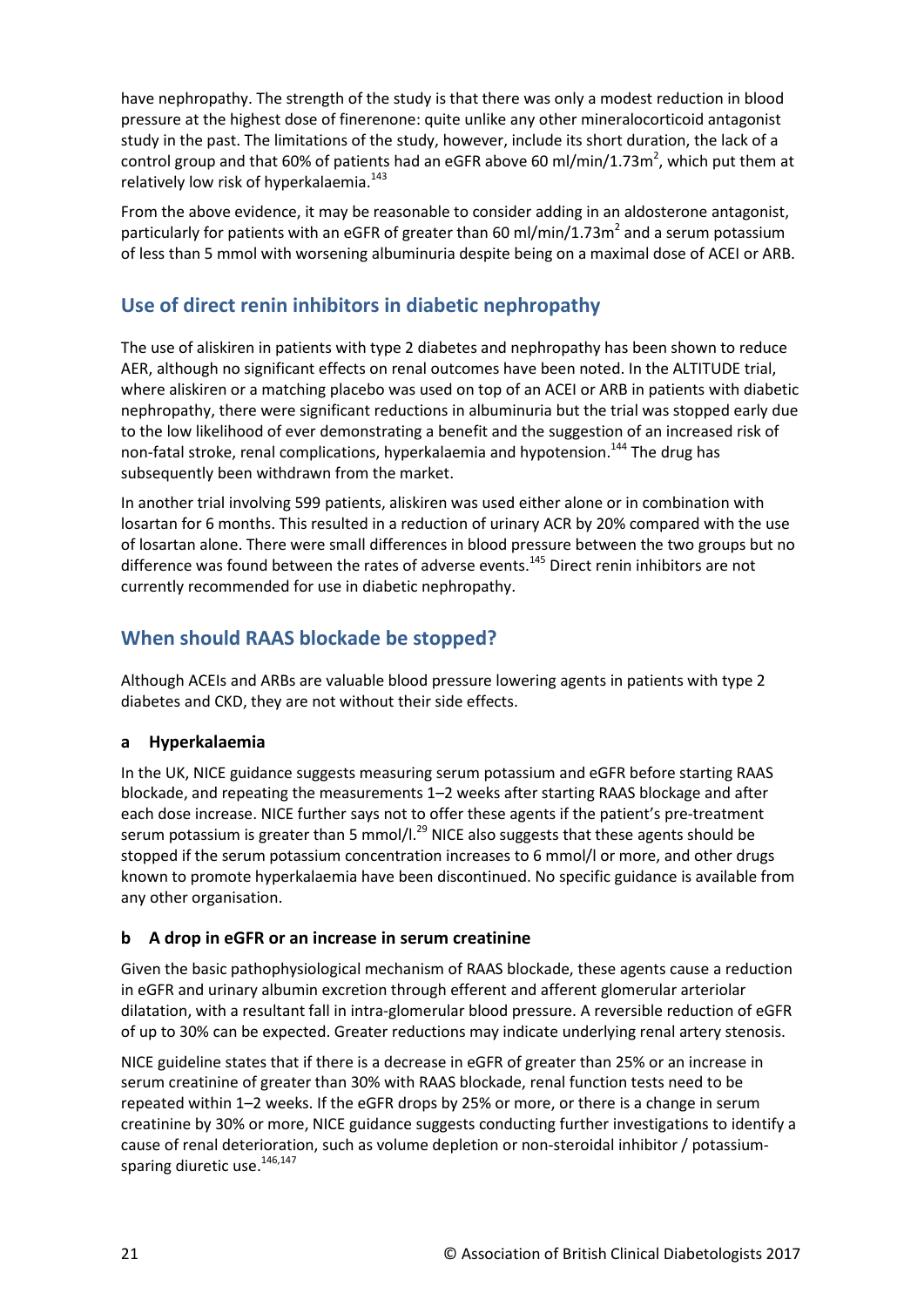have nephropathy. The strength of the study is that there was only a modest reduction in blood pressure at the highest dose of finerenone: quite unlike any other mineralocorticoid antagonist study in the past. The limitations of the study, however, include its short duration, the lack of a control group and that 60% of patients had an eGFR above 60 ml/min/1.73m$^2$, which put them at relatively low risk of hyperkalaemia.[143]

From the above evidence, it may be reasonable to consider adding in an aldosterone antagonist, particularly for patients with an eGFR of greater than 60 ml/min/1.73m$^2$ and a serum potassium of less than 5 mmol with worsening albuminuria despite being on a maximal dose of ACEI or ARB.

## Use of direct renin inhibitors in diabetic nephropathy

The use of aliskiren in patients with type 2 diabetes and nephropathy has been shown to reduce AER, although no significant effects on renal outcomes have been noted. In the ALTITUDE trial, where aliskiren or a matching placebo was used on top of an ACEI or ARB in patients with diabetic nephropathy, there were significant reductions in albuminuria but the trial was stopped early due to the low likelihood of ever demonstrating a benefit and the suggestion of an increased risk of non-fatal stroke, renal complications, hyperkalaemia and hypotension.[144] The drug has subsequently been withdrawn from the market.

In another trial involving 599 patients, aliskiren was used either alone or in combination with losartan for 6 months. This resulted in a reduction of urinary ACR by 20% compared with the use of losartan alone. There were small differences in blood pressure between the two groups but no difference was found between the rates of adverse events.[145] Direct renin inhibitors are not currently recommended for use in diabetic nephropathy.

## When should RAAS blockade be stopped?

Although ACEIs and ARBs are valuable blood pressure lowering agents in patients with type 2 diabetes and CKD, they are not without their side effects.

### a Hyperkalaemia

In the UK, NICE guidance suggests measuring serum potassium and eGFR before starting RAAS blockade, and repeating the measurements 1–2 weeks after starting RAAS blockage and after each dose increase. NICE further says not to offer these agents if the patient's pre-treatment serum potassium is greater than 5 mmol/l.[29] NICE also suggests that these agents should be stopped if the serum potassium concentration increases to 6 mmol/l or more, and other drugs known to promote hyperkalaemia have been discontinued. No specific guidance is available from any other organisation.

### b A drop in eGFR or an increase in serum creatinine

Given the basic pathophysiological mechanism of RAAS blockade, these agents cause a reduction in eGFR and urinary albumin excretion through efferent and afferent glomerular arteriolar dilatation, with a resultant fall in intra-glomerular blood pressure. A reversible reduction of eGFR of up to 30% can be expected. Greater reductions may indicate underlying renal artery stenosis.

NICE guideline states that if there is a decrease in eGFR of greater than 25% or an increase in serum creatinine of greater than 30% with RAAS blockade, renal function tests need to be repeated within 1–2 weeks. If the eGFR drops by 25% or more, or there is a change in serum creatinine by 30% or more, NICE guidance suggests conducting further investigations to identify a cause of renal deterioration, such as volume depletion or non-steroidal inhibitor / potassium-sparing diuretic use.[146,147]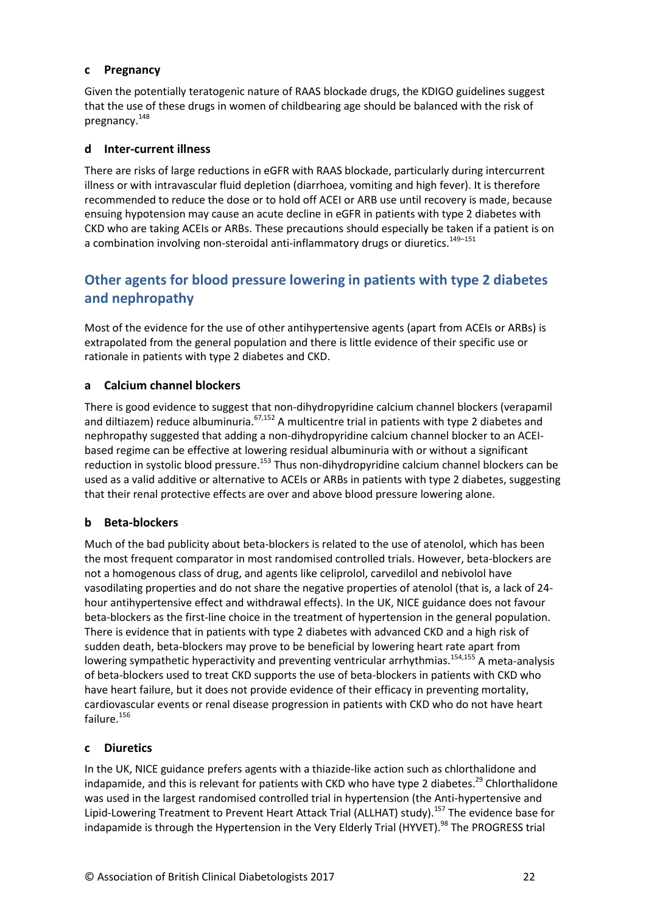### c Pregnancy

Given the potentially teratogenic nature of RAAS blockade drugs, the KDIGO guidelines suggest that the use of these drugs in women of childbearing age should be balanced with the risk of pregnancy.[148]

### d Inter-current illness

There are risks of large reductions in eGFR with RAAS blockade, particularly during intercurrent illness or with intravascular fluid depletion (diarrhoea, vomiting and high fever). It is therefore recommended to reduce the dose or to hold off ACEI or ARB use until recovery is made, because ensuing hypotension may cause an acute decline in eGFR in patients with type 2 diabetes with CKD who are taking ACEIs or ARBs. These precautions should especially be taken if a patient is on a combination involving non-steroidal anti-inflammatory drugs or diuretics.[149–151]

## Other agents for blood pressure lowering in patients with type 2 diabetes and nephropathy

Most of the evidence for the use of other antihypertensive agents (apart from ACEIs or ARBs) is extrapolated from the general population and there is little evidence of their specific use or rationale in patients with type 2 diabetes and CKD.

### a Calcium channel blockers

There is good evidence to suggest that non-dihydropyridine calcium channel blockers (verapamil and diltiazem) reduce albuminuria.[67,152] A multicentre trial in patients with type 2 diabetes and nephropathy suggested that adding a non-dihydropyridine calcium channel blocker to an ACEI-based regime can be effective at lowering residual albuminuria with or without a significant reduction in systolic blood pressure.[153] Thus non-dihydropyridine calcium channel blockers can be used as a valid additive or alternative to ACEIs or ARBs in patients with type 2 diabetes, suggesting that their renal protective effects are over and above blood pressure lowering alone.

### b Beta-blockers

Much of the bad publicity about beta-blockers is related to the use of atenolol, which has been the most frequent comparator in most randomised controlled trials. However, beta-blockers are not a homogenous class of drug, and agents like celiprolol, carvedilol and nebivolol have vasodilating properties and do not share the negative properties of atenolol (that is, a lack of 24-hour antihypertensive effect and withdrawal effects). In the UK, NICE guidance does not favour beta-blockers as the first-line choice in the treatment of hypertension in the general population. There is evidence that in patients with type 2 diabetes with advanced CKD and a high risk of sudden death, beta-blockers may prove to be beneficial by lowering heart rate apart from lowering sympathetic hyperactivity and preventing ventricular arrhythmias.[154,155] A meta-analysis of beta-blockers used to treat CKD supports the use of beta-blockers in patients with CKD who have heart failure, but it does not provide evidence of their efficacy in preventing mortality, cardiovascular events or renal disease progression in patients with CKD who do not have heart failure.[156]

### c Diuretics

In the UK, NICE guidance prefers agents with a thiazide-like action such as chlorthalidone and indapamide, and this is relevant for patients with CKD who have type 2 diabetes.[29] Chlorthalidone was used in the largest randomised controlled trial in hypertension (the Anti-hypertensive and Lipid-Lowering Treatment to Prevent Heart Attack Trial (ALLHAT) study).[157] The evidence base for indapamide is through the Hypertension in the Very Elderly Trial (HYVET).[98] The PROGRESS trial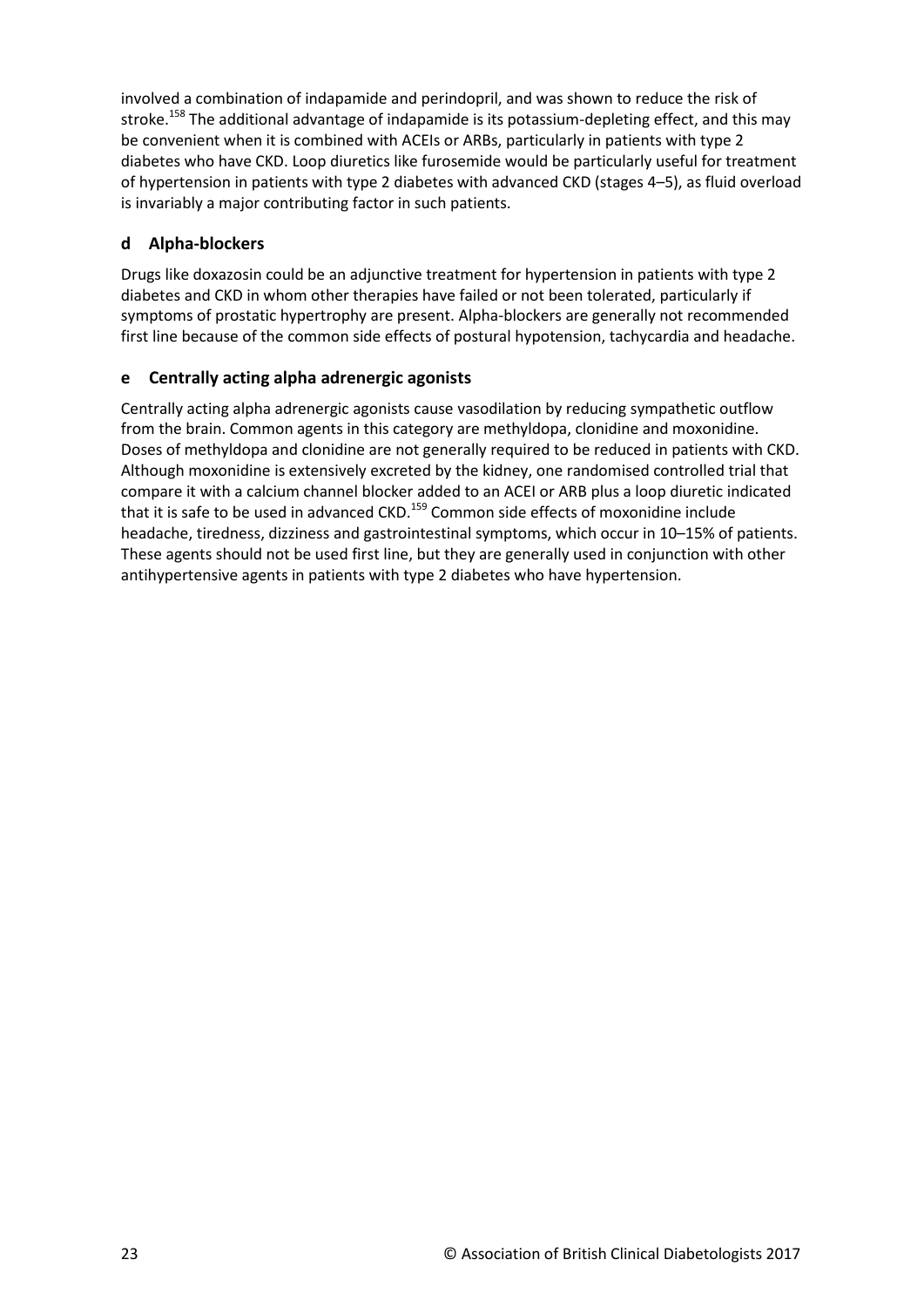involved a combination of indapamide and perindopril, and was shown to reduce the risk of stroke.[158] The additional advantage of indapamide is its potassium-depleting effect, and this may be convenient when it is combined with ACEIs or ARBs, particularly in patients with type 2 diabetes who have CKD. Loop diuretics like furosemide would be particularly useful for treatment of hypertension in patients with type 2 diabetes with advanced CKD (stages 4–5), as fluid overload is invariably a major contributing factor in such patients.

### d Alpha-blockers

Drugs like doxazosin could be an adjunctive treatment for hypertension in patients with type 2 diabetes and CKD in whom other therapies have failed or not been tolerated, particularly if symptoms of prostatic hypertrophy are present. Alpha-blockers are generally not recommended first line because of the common side effects of postural hypotension, tachycardia and headache.

### e Centrally acting alpha adrenergic agonists

Centrally acting alpha adrenergic agonists cause vasodilation by reducing sympathetic outflow from the brain. Common agents in this category are methyldopa, clonidine and moxonidine. Doses of methyldopa and clonidine are not generally required to be reduced in patients with CKD. Although moxonidine is extensively excreted by the kidney, one randomised controlled trial that compare it with a calcium channel blocker added to an ACEI or ARB plus a loop diuretic indicated that it is safe to be used in advanced CKD.[159] Common side effects of moxonidine include headache, tiredness, dizziness and gastrointestinal symptoms, which occur in 10–15% of patients. These agents should not be used first line, but they are generally used in conjunction with other antihypertensive agents in patients with type 2 diabetes who have hypertension.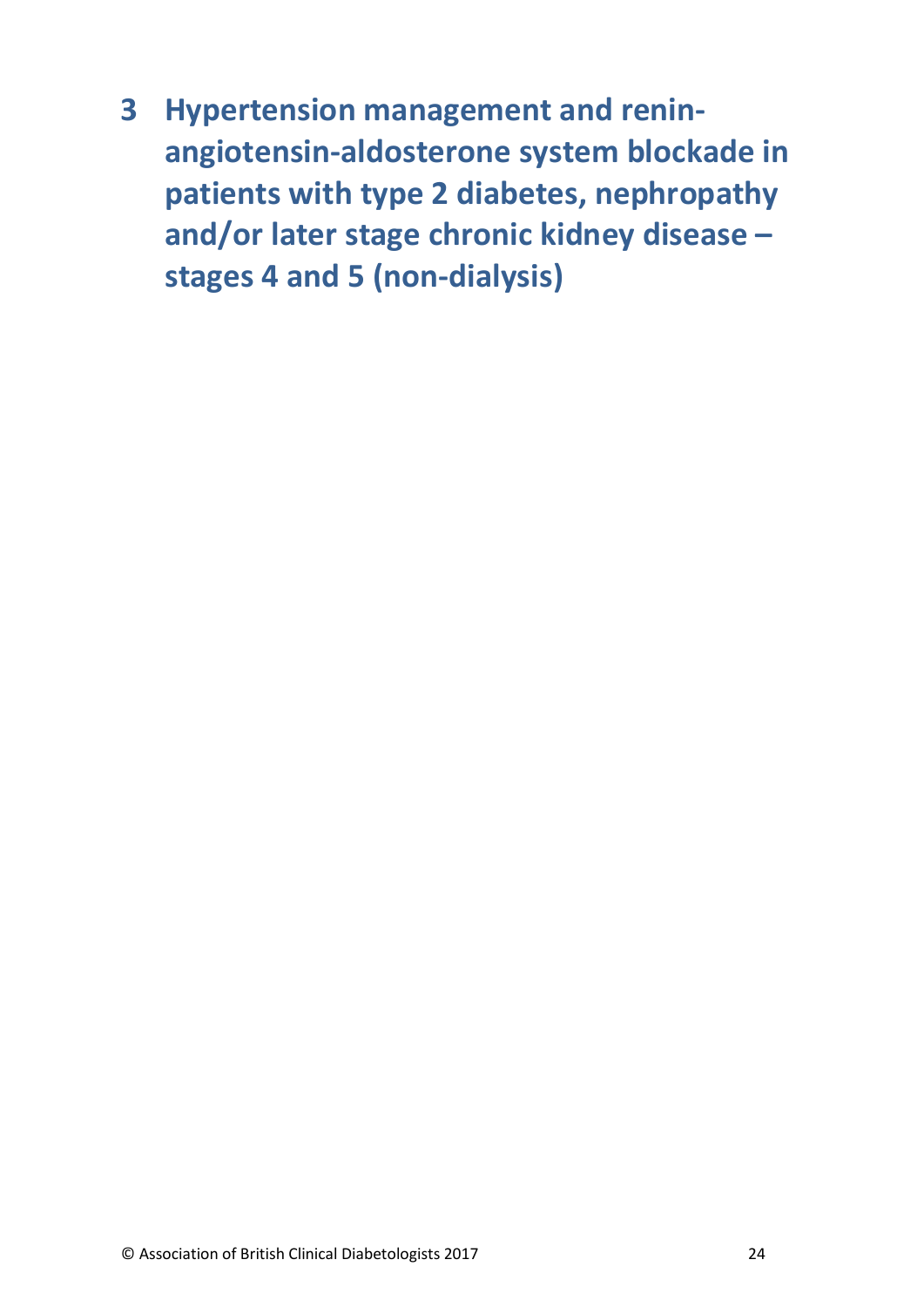# 3 Hypertension management and renin-angiotensin-aldosterone system blockade in patients with type 2 diabetes, nephropathy and/or later stage chronic kidney disease – stages 4 and 5 (non-dialysis)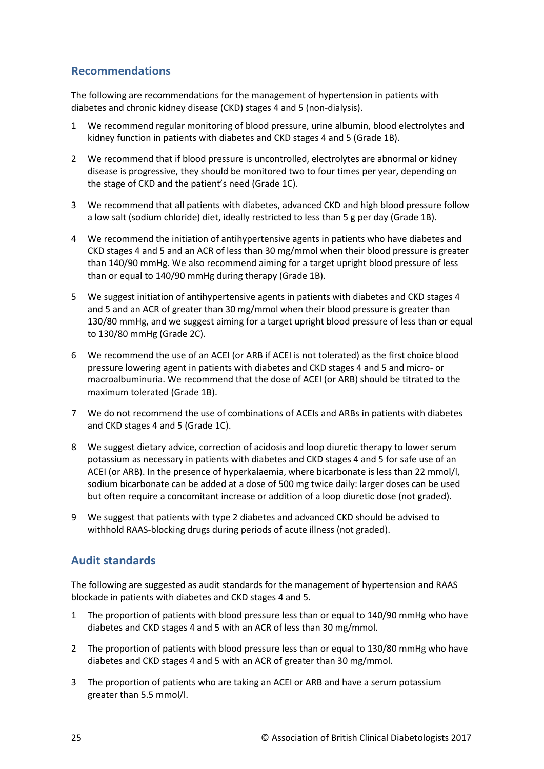## Recommendations

The following are recommendations for the management of hypertension in patients with diabetes and chronic kidney disease (CKD) stages 4 and 5 (non-dialysis).

1. We recommend regular monitoring of blood pressure, urine albumin, blood electrolytes and kidney function in patients with diabetes and CKD stages 4 and 5 (Grade 1B).

2. We recommend that if blood pressure is uncontrolled, electrolytes are abnormal or kidney disease is progressive, they should be monitored two to four times per year, depending on the stage of CKD and the patient's need (Grade 1C).

3. We recommend that all patients with diabetes, advanced CKD and high blood pressure follow a low salt (sodium chloride) diet, ideally restricted to less than 5 g per day (Grade 1B).

4. We recommend the initiation of antihypertensive agents in patients who have diabetes and CKD stages 4 and 5 and an ACR of less than 30 mg/mmol when their blood pressure is greater than 140/90 mmHg. We also recommend aiming for a target upright blood pressure of less than or equal to 140/90 mmHg during therapy (Grade 1B).

5. We suggest initiation of antihypertensive agents in patients with diabetes and CKD stages 4 and 5 and an ACR of greater than 30 mg/mmol when their blood pressure is greater than 130/80 mmHg, and we suggest aiming for a target upright blood pressure of less than or equal to 130/80 mmHg (Grade 2C).

6. We recommend the use of an ACEI (or ARB if ACEI is not tolerated) as the first choice blood pressure lowering agent in patients with diabetes and CKD stages 4 and 5 and micro- or macroalbuminuria. We recommend that the dose of ACEI (or ARB) should be titrated to the maximum tolerated (Grade 1B).

7. We do not recommend the use of combinations of ACEIs and ARBs in patients with diabetes and CKD stages 4 and 5 (Grade 1C).

8. We suggest dietary advice, correction of acidosis and loop diuretic therapy to lower serum potassium as necessary in patients with diabetes and CKD stages 4 and 5 for safe use of an ACEI (or ARB). In the presence of hyperkalaemia, where bicarbonate is less than 22 mmol/l, sodium bicarbonate can be added at a dose of 500 mg twice daily: larger doses can be used but often require a concomitant increase or addition of a loop diuretic dose (not graded).

9. We suggest that patients with type 2 diabetes and advanced CKD should be advised to withhold RAAS-blocking drugs during periods of acute illness (not graded).

## Audit standards

The following are suggested as audit standards for the management of hypertension and RAAS blockade in patients with diabetes and CKD stages 4 and 5.

1. The proportion of patients with blood pressure less than or equal to 140/90 mmHg who have diabetes and CKD stages 4 and 5 with an ACR of less than 30 mg/mmol.

2. The proportion of patients with blood pressure less than or equal to 130/80 mmHg who have diabetes and CKD stages 4 and 5 with an ACR of greater than 30 mg/mmol.

3. The proportion of patients who are taking an ACEI or ARB and have a serum potassium greater than 5.5 mmol/l.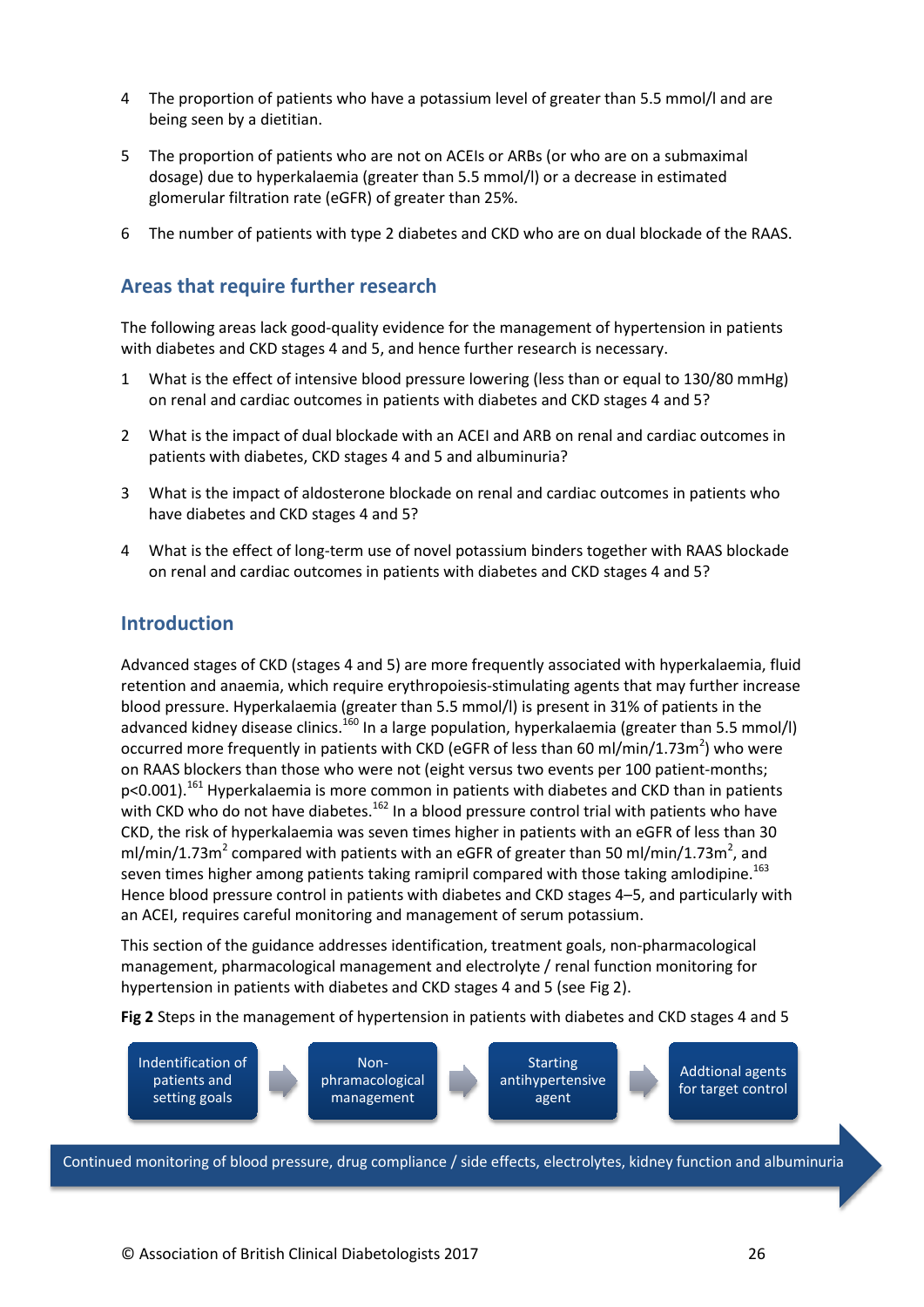4 The proportion of patients who have a potassium level of greater than 5.5 mmol/l and are being seen by a dietitian.

5 The proportion of patients who are not on ACEIs or ARBs (or who are on a submaximal dosage) due to hyperkalaemia (greater than 5.5 mmol/l) or a decrease in estimated glomerular filtration rate (eGFR) of greater than 25%.

6 The number of patients with type 2 diabetes and CKD who are on dual blockade of the RAAS.

## Areas that require further research

The following areas lack good-quality evidence for the management of hypertension in patients with diabetes and CKD stages 4 and 5, and hence further research is necessary.

1 What is the effect of intensive blood pressure lowering (less than or equal to 130/80 mmHg) on renal and cardiac outcomes in patients with diabetes and CKD stages 4 and 5?

2 What is the impact of dual blockade with an ACEI and ARB on renal and cardiac outcomes in patients with diabetes, CKD stages 4 and 5 and albuminuria?

3 What is the impact of aldosterone blockade on renal and cardiac outcomes in patients who have diabetes and CKD stages 4 and 5?

4 What is the effect of long-term use of novel potassium binders together with RAAS blockade on renal and cardiac outcomes in patients with diabetes and CKD stages 4 and 5?

## Introduction

Advanced stages of CKD (stages 4 and 5) are more frequently associated with hyperkalaemia, fluid retention and anaemia, which require erythropoiesis-stimulating agents that may further increase blood pressure. Hyperkalaemia (greater than 5.5 mmol/l) is present in 31% of patients in the advanced kidney disease clinics.[160] In a large population, hyperkalaemia (greater than 5.5 mmol/l) occurred more frequently in patients with CKD (eGFR of less than 60 ml/min/1.73m$^2$) who were on RAAS blockers than those who were not (eight versus two events per 100 patient-months; $p<0.001$).[161] Hyperkalaemia is more common in patients with diabetes and CKD than in patients with CKD who do not have diabetes.[162] In a blood pressure control trial with patients who have CKD, the risk of hyperkalaemia was seven times higher in patients with an eGFR of less than 30 ml/min/1.73m$^2$ compared with patients with an eGFR of greater than 50 ml/min/1.73m$^2$, and seven times higher among patients taking ramipril compared with those taking amlodipine.[163] Hence blood pressure control in patients with diabetes and CKD stages 4–5, and particularly with an ACEI, requires careful monitoring and management of serum potassium.

This section of the guidance addresses identification, treatment goals, non-pharmacological management, pharmacological management and electrolyte / renal function monitoring for hypertension in patients with diabetes and CKD stages 4 and 5 (see Fig 2).

**Fig 2** Steps in the management of hypertension in patients with diabetes and CKD stages 4 and 5

Indentification of patients and setting goals → Non-phramacological management → Starting antihypertensive agent → Addtional agents for target control

Continued monitoring of blood pressure, drug compliance / side effects, electrolytes, kidney function and albuminuria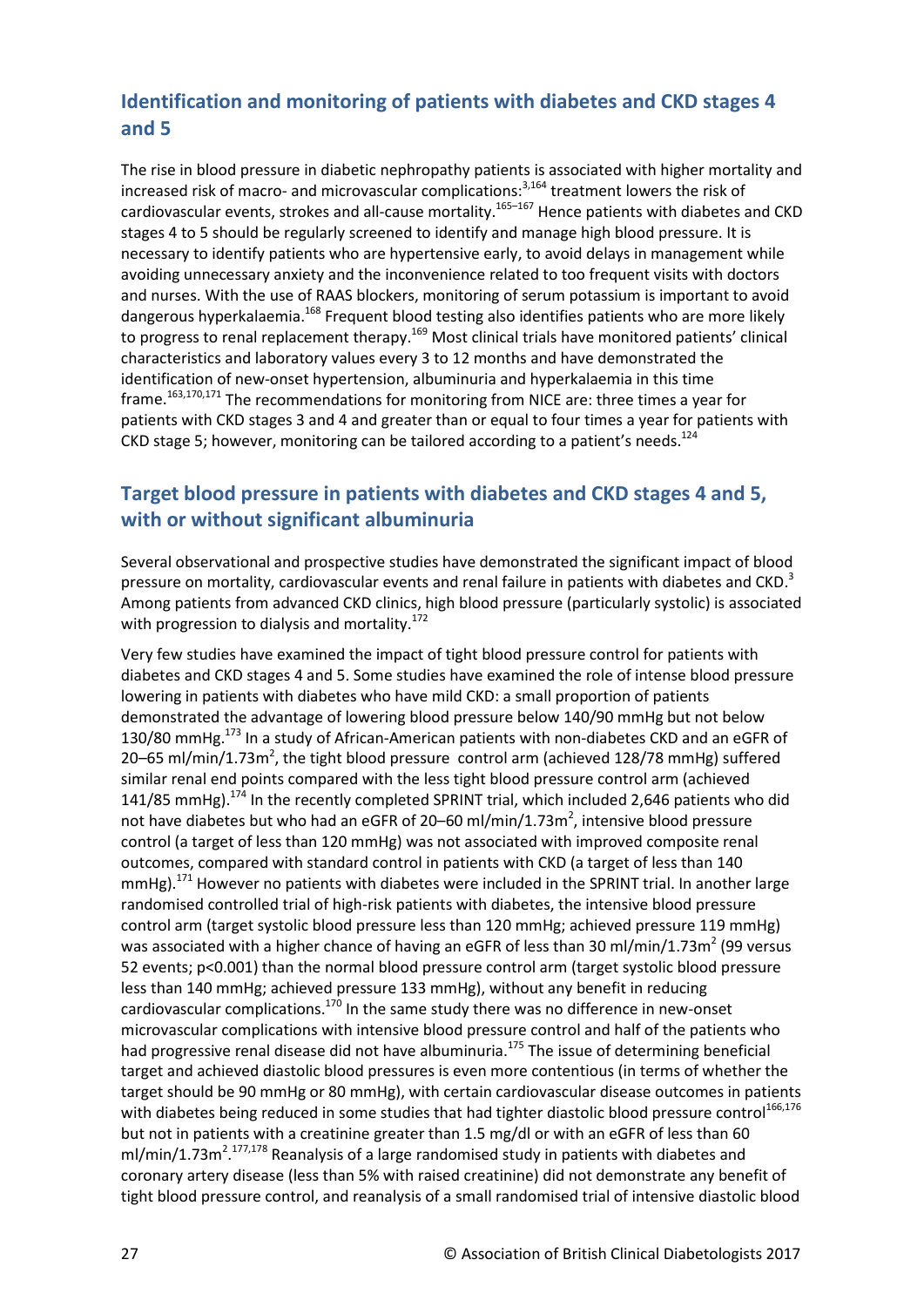## Identification and monitoring of patients with diabetes and CKD stages 4 and 5

The rise in blood pressure in diabetic nephropathy patients is associated with higher mortality and increased risk of macro- and microvascular complications:[3,164] treatment lowers the risk of cardiovascular events, strokes and all-cause mortality.[165–167] Hence patients with diabetes and CKD stages 4 to 5 should be regularly screened to identify and manage high blood pressure. It is necessary to identify patients who are hypertensive early, to avoid delays in management while avoiding unnecessary anxiety and the inconvenience related to too frequent visits with doctors and nurses. With the use of RAAS blockers, monitoring of serum potassium is important to avoid dangerous hyperkalaemia.[168] Frequent blood testing also identifies patients who are more likely to progress to renal replacement therapy.[169] Most clinical trials have monitored patients' clinical characteristics and laboratory values every 3 to 12 months and have demonstrated the identification of new-onset hypertension, albuminuria and hyperkalaemia in this time frame.[163,170,171] The recommendations for monitoring from NICE are: three times a year for patients with CKD stages 3 and 4 and greater than or equal to four times a year for patients with CKD stage 5; however, monitoring can be tailored according to a patient's needs.[124]

## Target blood pressure in patients with diabetes and CKD stages 4 and 5, with or without significant albuminuria

Several observational and prospective studies have demonstrated the significant impact of blood pressure on mortality, cardiovascular events and renal failure in patients with diabetes and CKD.[3] Among patients from advanced CKD clinics, high blood pressure (particularly systolic) is associated with progression to dialysis and mortality.[172]

Very few studies have examined the impact of tight blood pressure control for patients with diabetes and CKD stages 4 and 5. Some studies have examined the role of intense blood pressure lowering in patients with diabetes who have mild CKD: a small proportion of patients demonstrated the advantage of lowering blood pressure below 140/90 mmHg but not below 130/80 mmHg.[173] In a study of African-American patients with non-diabetes CKD and an eGFR of 20–65 ml/min/1.73m$^2$, the tight blood pressure control arm (achieved 128/78 mmHg) suffered similar renal end points compared with the less tight blood pressure control arm (achieved 141/85 mmHg).[174] In the recently completed SPRINT trial, which included 2,646 patients who did not have diabetes but who had an eGFR of 20–60 ml/min/1.73m$^2$, intensive blood pressure control (a target of less than 120 mmHg) was not associated with improved composite renal outcomes, compared with standard control in patients with CKD (a target of less than 140 mmHg).[171] However no patients with diabetes were included in the SPRINT trial. In another large randomised controlled trial of high-risk patients with diabetes, the intensive blood pressure control arm (target systolic blood pressure less than 120 mmHg; achieved pressure 119 mmHg) was associated with a higher chance of having an eGFR of less than 30 ml/min/1.73m$^2$ (99 versus 52 events; $p<0.001$) than the normal blood pressure control arm (target systolic blood pressure less than 140 mmHg; achieved pressure 133 mmHg), without any benefit in reducing cardiovascular complications.[170] In the same study there was no difference in new-onset microvascular complications with intensive blood pressure control and half of the patients who had progressive renal disease did not have albuminuria.[175] The issue of determining beneficial target and achieved diastolic blood pressures is even more contentious (in terms of whether the target should be 90 mmHg or 80 mmHg), with certain cardiovascular disease outcomes in patients with diabetes being reduced in some studies that had tighter diastolic blood pressure control[166,176] but not in patients with a creatinine greater than 1.5 mg/dl or with an eGFR of less than 60 ml/min/1.73m$^2$.[177,178] Reanalysis of a large randomised study in patients with diabetes and coronary artery disease (less than 5% with raised creatinine) did not demonstrate any benefit of tight blood pressure control, and reanalysis of a small randomised trial of intensive diastolic blood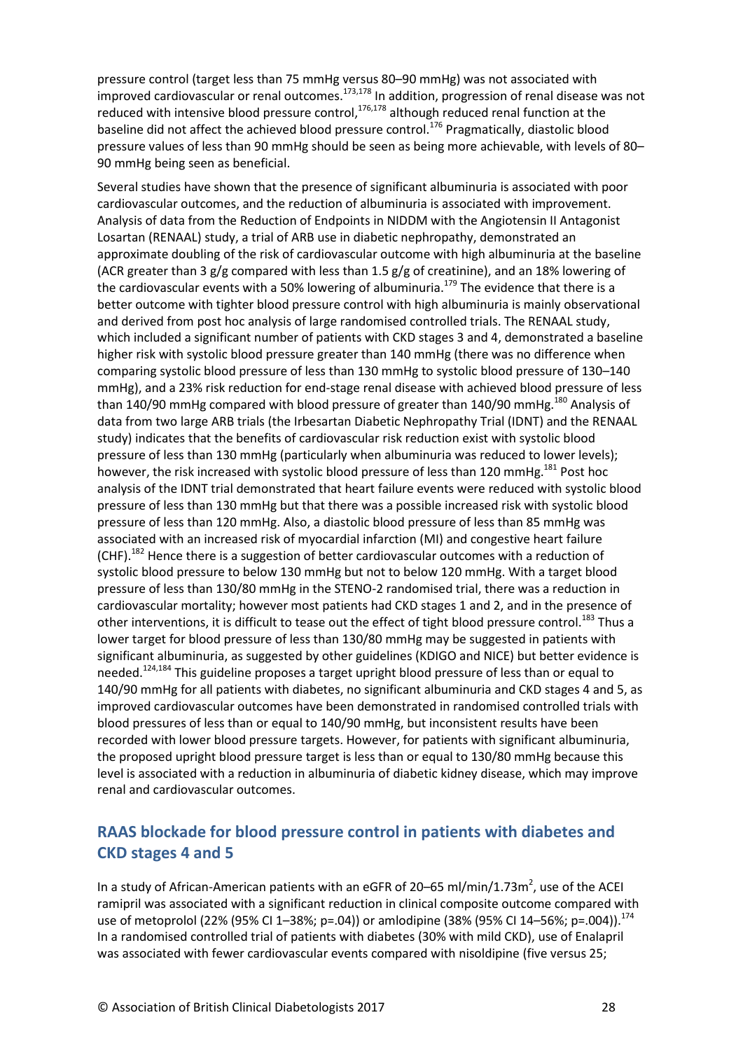pressure control (target less than 75 mmHg versus 80–90 mmHg) was not associated with improved cardiovascular or renal outcomes.[173,178] In addition, progression of renal disease was not reduced with intensive blood pressure control,[176,178] although reduced renal function at the baseline did not affect the achieved blood pressure control.[176] Pragmatically, diastolic blood pressure values of less than 90 mmHg should be seen as being more achievable, with levels of 80–90 mmHg being seen as beneficial.

Several studies have shown that the presence of significant albuminuria is associated with poor cardiovascular outcomes, and the reduction of albuminuria is associated with improvement. Analysis of data from the Reduction of Endpoints in NIDDM with the Angiotensin II Antagonist Losartan (RENAAL) study, a trial of ARB use in diabetic nephropathy, demonstrated an approximate doubling of the risk of cardiovascular outcome with high albuminuria at the baseline (ACR greater than 3 g/g compared with less than 1.5 g/g of creatinine), and an 18% lowering of the cardiovascular events with a 50% lowering of albuminuria.[179] The evidence that there is a better outcome with tighter blood pressure control with high albuminuria is mainly observational and derived from post hoc analysis of large randomised controlled trials. The RENAAL study, which included a significant number of patients with CKD stages 3 and 4, demonstrated a baseline higher risk with systolic blood pressure greater than 140 mmHg (there was no difference when comparing systolic blood pressure of less than 130 mmHg to systolic blood pressure of 130–140 mmHg), and a 23% risk reduction for end-stage renal disease with achieved blood pressure of less than 140/90 mmHg compared with blood pressure of greater than 140/90 mmHg.[180] Analysis of data from two large ARB trials (the Irbesartan Diabetic Nephropathy Trial (IDNT) and the RENAAL study) indicates that the benefits of cardiovascular risk reduction exist with systolic blood pressure of less than 130 mmHg (particularly when albuminuria was reduced to lower levels); however, the risk increased with systolic blood pressure of less than 120 mmHg.[181] Post hoc analysis of the IDNT trial demonstrated that heart failure events were reduced with systolic blood pressure of less than 130 mmHg but that there was a possible increased risk with systolic blood pressure of less than 120 mmHg. Also, a diastolic blood pressure of less than 85 mmHg was associated with an increased risk of myocardial infarction (MI) and congestive heart failure (CHF).[182] Hence there is a suggestion of better cardiovascular outcomes with a reduction of systolic blood pressure to below 130 mmHg but not to below 120 mmHg. With a target blood pressure of less than 130/80 mmHg in the STENO-2 randomised trial, there was a reduction in cardiovascular mortality; however most patients had CKD stages 1 and 2, and in the presence of other interventions, it is difficult to tease out the effect of tight blood pressure control.[183] Thus a lower target for blood pressure of less than 130/80 mmHg may be suggested in patients with significant albuminuria, as suggested by other guidelines (KDIGO and NICE) but better evidence is needed.[124,184] This guideline proposes a target upright blood pressure of less than or equal to 140/90 mmHg for all patients with diabetes, no significant albuminuria and CKD stages 4 and 5, as improved cardiovascular outcomes have been demonstrated in randomised controlled trials with blood pressures of less than or equal to 140/90 mmHg, but inconsistent results have been recorded with lower blood pressure targets. However, for patients with significant albuminuria, the proposed upright blood pressure target is less than or equal to 130/80 mmHg because this level is associated with a reduction in albuminuria of diabetic kidney disease, which may improve renal and cardiovascular outcomes.

## RAAS blockade for blood pressure control in patients with diabetes and CKD stages 4 and 5

In a study of African-American patients with an eGFR of 20–65 ml/min/1.73m$^2$, use of the ACEI ramipril was associated with a significant reduction in clinical composite outcome compared with use of metoprolol (22% (95% CI 1–38%; p=.04)) or amlodipine (38% (95% CI 14–56%; p=.004)).[174] In a randomised controlled trial of patients with diabetes (30% with mild CKD), use of Enalapril was associated with fewer cardiovascular events compared with nisoldipine (five versus 25;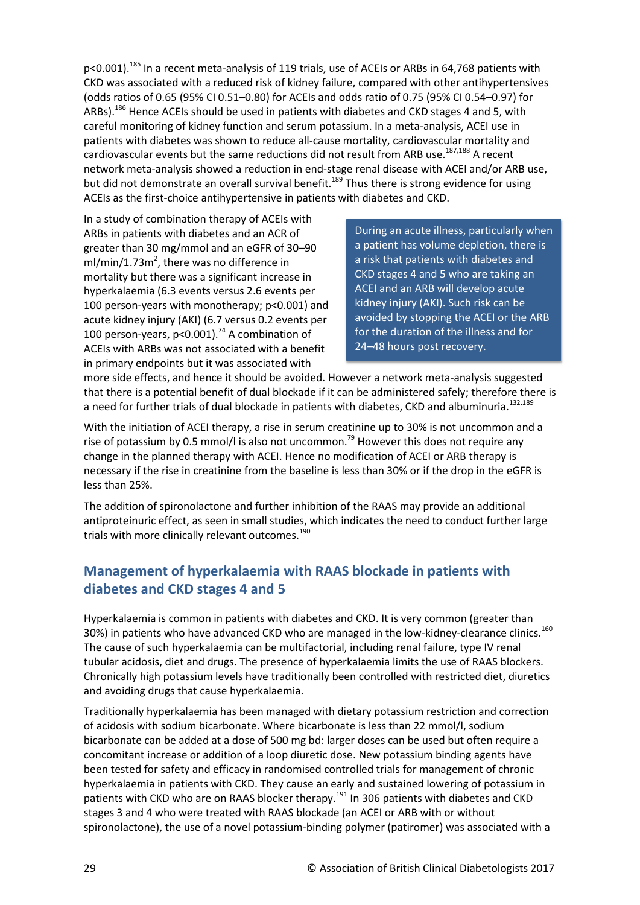p<0.001).[185] In a recent meta-analysis of 119 trials, use of ACEIs or ARBs in 64,768 patients with CKD was associated with a reduced risk of kidney failure, compared with other antihypertensives (odds ratios of 0.65 (95% CI 0.51–0.80) for ACEIs and odds ratio of 0.75 (95% CI 0.54–0.97) for ARBs).[186] Hence ACEIs should be used in patients with diabetes and CKD stages 4 and 5, with careful monitoring of kidney function and serum potassium. In a meta-analysis, ACEI use in patients with diabetes was shown to reduce all-cause mortality, cardiovascular mortality and cardiovascular events but the same reductions did not result from ARB use.[187,188] A recent network meta-analysis showed a reduction in end-stage renal disease with ACEI and/or ARB use, but did not demonstrate an overall survival benefit.[189] Thus there is strong evidence for using ACEIs as the first-choice antihypertensive in patients with diabetes and CKD.

In a study of combination therapy of ACEIs with ARBs in patients with diabetes and an ACR of greater than 30 mg/mmol and an eGFR of 30–90 ml/min/1.73m$^2$, there was no difference in mortality but there was a significant increase in hyperkalaemia (6.3 events versus 2.6 events per 100 person-years with monotherapy; p<0.001) and acute kidney injury (AKI) (6.7 versus 0.2 events per 100 person-years, p<0.001).[74] A combination of ACEIs with ARBs was not associated with a benefit in primary endpoints but it was associated with more side effects, and hence it should be avoided. However a network meta-analysis suggested that there is a potential benefit of dual blockade if it can be administered safely; therefore there is a need for further trials of dual blockade in patients with diabetes, CKD and albuminuria.[132,189]

> During an acute illness, particularly when a patient has volume depletion, there is a risk that patients with diabetes and CKD stages 4 and 5 who are taking an ACEI and an ARB will develop acute kidney injury (AKI). Such risk can be avoided by stopping the ACEI or the ARB for the duration of the illness and for 24–48 hours post recovery.

With the initiation of ACEI therapy, a rise in serum creatinine up to 30% is not uncommon and a rise of potassium by 0.5 mmol/l is also not uncommon.[79] However this does not require any change in the planned therapy with ACEI. Hence no modification of ACEI or ARB therapy is necessary if the rise in creatinine from the baseline is less than 30% or if the drop in the eGFR is less than 25%.

The addition of spironolactone and further inhibition of the RAAS may provide an additional antiproteinuric effect, as seen in small studies, which indicates the need to conduct further large trials with more clinically relevant outcomes.[190]

## Management of hyperkalaemia with RAAS blockade in patients with diabetes and CKD stages 4 and 5

Hyperkalaemia is common in patients with diabetes and CKD. It is very common (greater than 30%) in patients who have advanced CKD who are managed in the low-kidney-clearance clinics.[160] The cause of such hyperkalaemia can be multifactorial, including renal failure, type IV renal tubular acidosis, diet and drugs. The presence of hyperkalaemia limits the use of RAAS blockers. Chronically high potassium levels have traditionally been controlled with restricted diet, diuretics and avoiding drugs that cause hyperkalaemia.

Traditionally hyperkalaemia has been managed with dietary potassium restriction and correction of acidosis with sodium bicarbonate. Where bicarbonate is less than 22 mmol/l, sodium bicarbonate can be added at a dose of 500 mg bd: larger doses can be used but often require a concomitant increase or addition of a loop diuretic dose. New potassium binding agents have been tested for safety and efficacy in randomised controlled trials for management of chronic hyperkalaemia in patients with CKD. They cause an early and sustained lowering of potassium in patients with CKD who are on RAAS blocker therapy.[191] In 306 patients with diabetes and CKD stages 3 and 4 who were treated with RAAS blockade (an ACEI or ARB with or without spironolactone), the use of a novel potassium-binding polymer (patiromer) was associated with a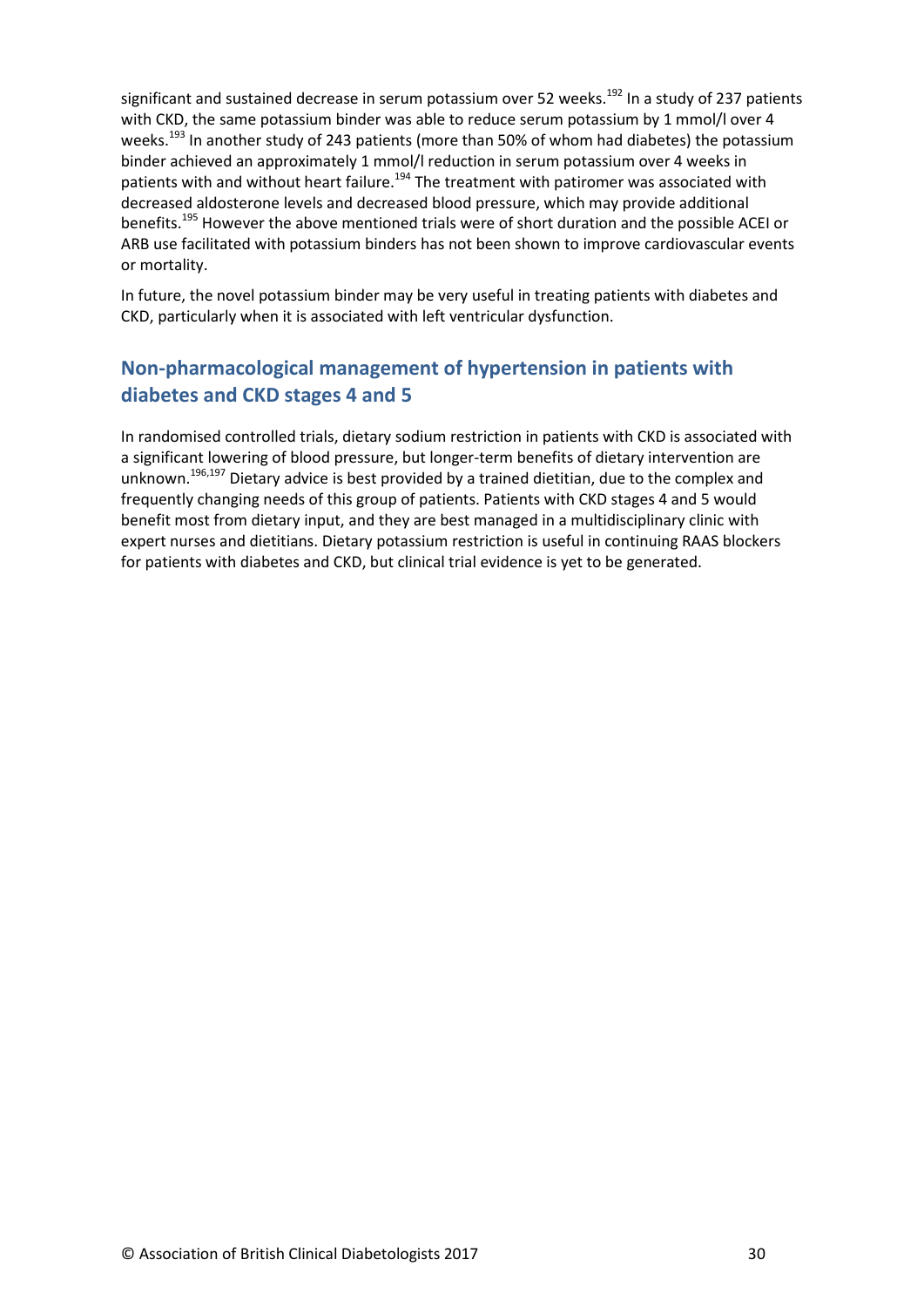significant and sustained decrease in serum potassium over 52 weeks.[192] In a study of 237 patients with CKD, the same potassium binder was able to reduce serum potassium by 1 mmol/l over 4 weeks.[193] In another study of 243 patients (more than 50% of whom had diabetes) the potassium binder achieved an approximately 1 mmol/l reduction in serum potassium over 4 weeks in patients with and without heart failure.[194] The treatment with patiromer was associated with decreased aldosterone levels and decreased blood pressure, which may provide additional benefits.[195] However the above mentioned trials were of short duration and the possible ACEI or ARB use facilitated with potassium binders has not been shown to improve cardiovascular events or mortality.

In future, the novel potassium binder may be very useful in treating patients with diabetes and CKD, particularly when it is associated with left ventricular dysfunction.

## Non-pharmacological management of hypertension in patients with diabetes and CKD stages 4 and 5

In randomised controlled trials, dietary sodium restriction in patients with CKD is associated with a significant lowering of blood pressure, but longer-term benefits of dietary intervention are unknown.[196,197] Dietary advice is best provided by a trained dietitian, due to the complex and frequently changing needs of this group of patients. Patients with CKD stages 4 and 5 would benefit most from dietary input, and they are best managed in a multidisciplinary clinic with expert nurses and dietitians. Dietary potassium restriction is useful in continuing RAAS blockers for patients with diabetes and CKD, but clinical trial evidence is yet to be generated.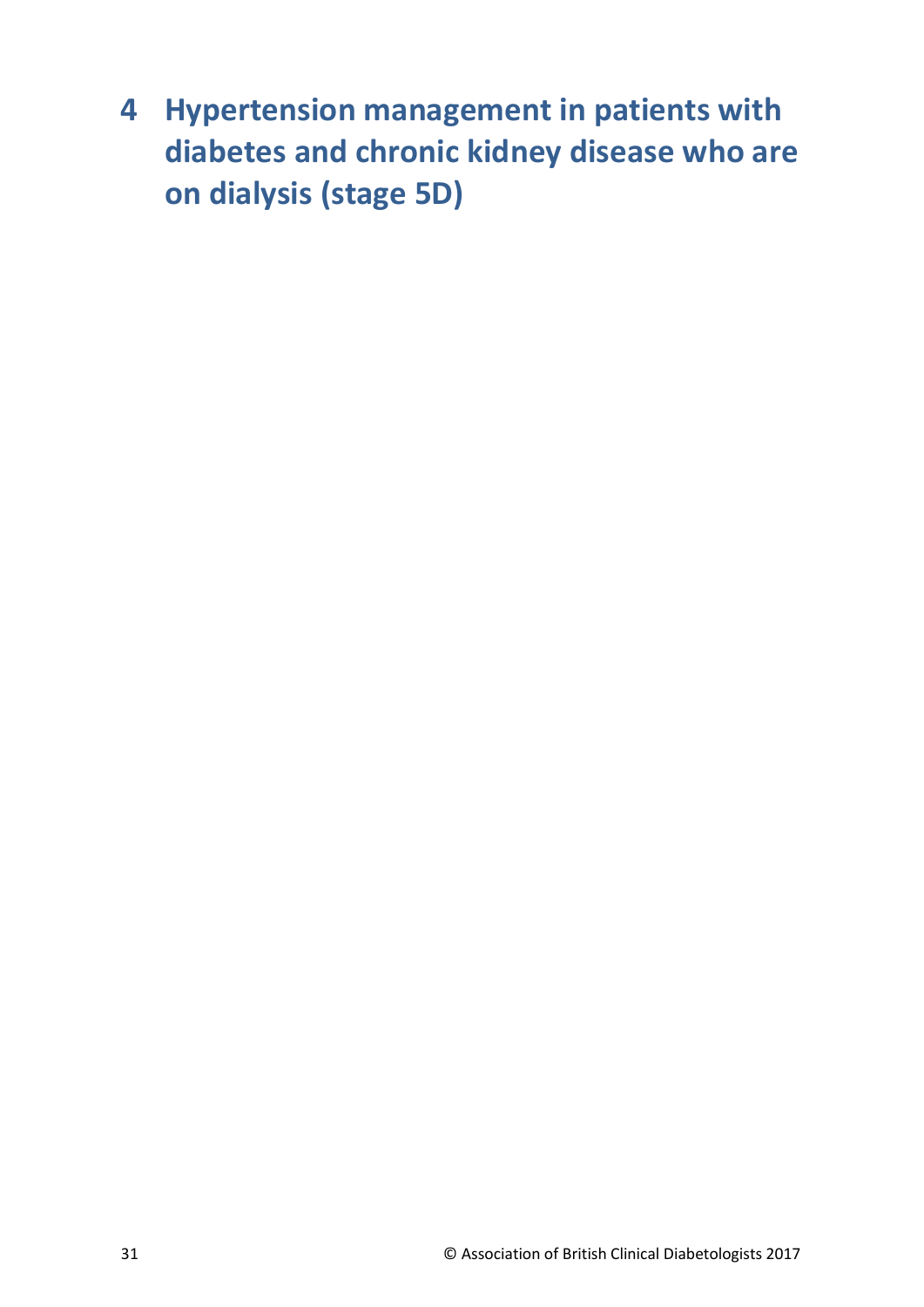# 4 Hypertension management in patients with diabetes and chronic kidney disease who are on dialysis (stage 5D)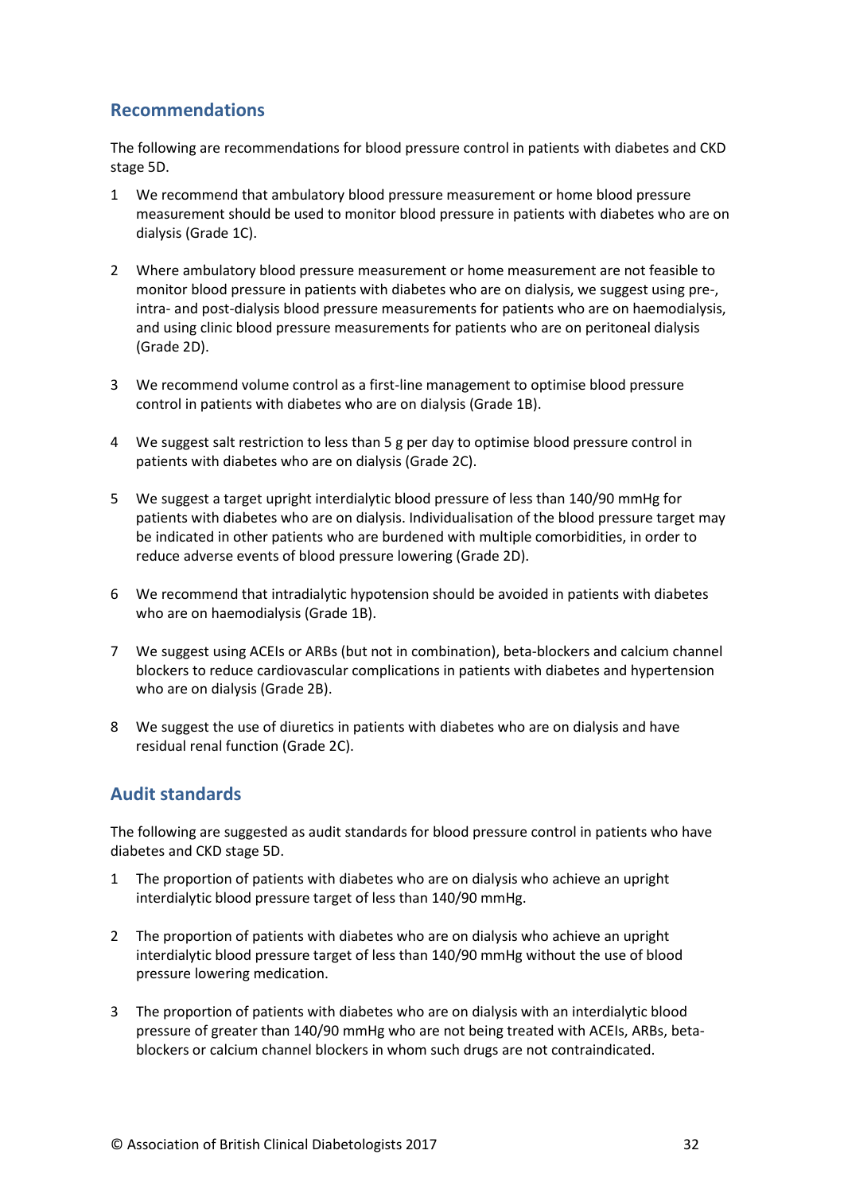## Recommendations

The following are recommendations for blood pressure control in patients with diabetes and CKD stage 5D.

1. We recommend that ambulatory blood pressure measurement or home blood pressure measurement should be used to monitor blood pressure in patients with diabetes who are on dialysis (Grade 1C).

2. Where ambulatory blood pressure measurement or home measurement are not feasible to monitor blood pressure in patients with diabetes who are on dialysis, we suggest using pre-, intra- and post-dialysis blood pressure measurements for patients who are on haemodialysis, and using clinic blood pressure measurements for patients who are on peritoneal dialysis (Grade 2D).

3. We recommend volume control as a first-line management to optimise blood pressure control in patients with diabetes who are on dialysis (Grade 1B).

4. We suggest salt restriction to less than 5 g per day to optimise blood pressure control in patients with diabetes who are on dialysis (Grade 2C).

5. We suggest a target upright interdialytic blood pressure of less than 140/90 mmHg for patients with diabetes who are on dialysis. Individualisation of the blood pressure target may be indicated in other patients who are burdened with multiple comorbidities, in order to reduce adverse events of blood pressure lowering (Grade 2D).

6. We recommend that intradialytic hypotension should be avoided in patients with diabetes who are on haemodialysis (Grade 1B).

7. We suggest using ACEIs or ARBs (but not in combination), beta-blockers and calcium channel blockers to reduce cardiovascular complications in patients with diabetes and hypertension who are on dialysis (Grade 2B).

8. We suggest the use of diuretics in patients with diabetes who are on dialysis and have residual renal function (Grade 2C).

## Audit standards

The following are suggested as audit standards for blood pressure control in patients who have diabetes and CKD stage 5D.

1. The proportion of patients with diabetes who are on dialysis who achieve an upright interdialytic blood pressure target of less than 140/90 mmHg.

2. The proportion of patients with diabetes who are on dialysis who achieve an upright interdialytic blood pressure target of less than 140/90 mmHg without the use of blood pressure lowering medication.

3. The proportion of patients with diabetes who are on dialysis with an interdialytic blood pressure of greater than 140/90 mmHg who are not being treated with ACEIs, ARBs, beta-blockers or calcium channel blockers in whom such drugs are not contraindicated.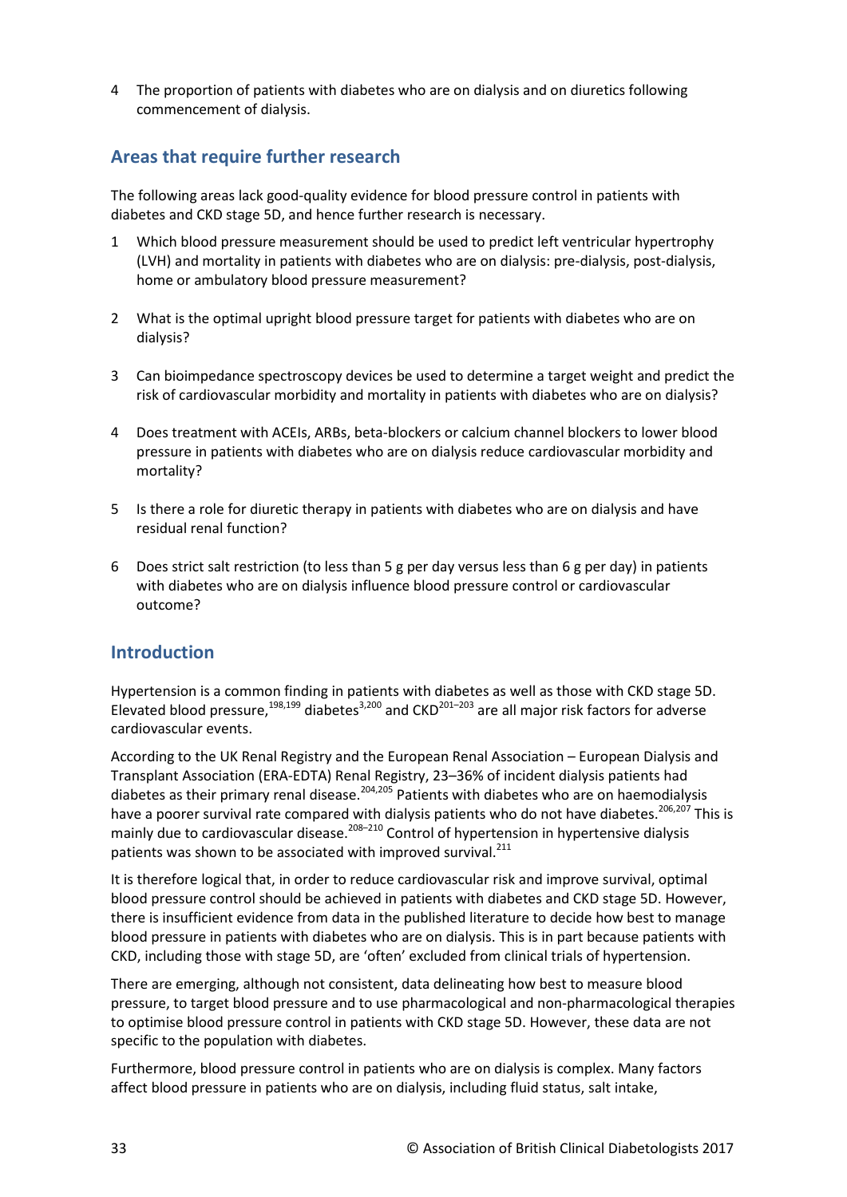4 The proportion of patients with diabetes who are on dialysis and on diuretics following commencement of dialysis.

## Areas that require further research

The following areas lack good-quality evidence for blood pressure control in patients with diabetes and CKD stage 5D, and hence further research is necessary.

1 Which blood pressure measurement should be used to predict left ventricular hypertrophy (LVH) and mortality in patients with diabetes who are on dialysis: pre-dialysis, post-dialysis, home or ambulatory blood pressure measurement?

2 What is the optimal upright blood pressure target for patients with diabetes who are on dialysis?

3 Can bioimpedance spectroscopy devices be used to determine a target weight and predict the risk of cardiovascular morbidity and mortality in patients with diabetes who are on dialysis?

4 Does treatment with ACEIs, ARBs, beta-blockers or calcium channel blockers to lower blood pressure in patients with diabetes who are on dialysis reduce cardiovascular morbidity and mortality?

5 Is there a role for diuretic therapy in patients with diabetes who are on dialysis and have residual renal function?

6 Does strict salt restriction (to less than 5 g per day versus less than 6 g per day) in patients with diabetes who are on dialysis influence blood pressure control or cardiovascular outcome?

## Introduction

Hypertension is a common finding in patients with diabetes as well as those with CKD stage 5D. Elevated blood pressure,[198,199] diabetes[3,200] and CKD[201–203] are all major risk factors for adverse cardiovascular events.

According to the UK Renal Registry and the European Renal Association – European Dialysis and Transplant Association (ERA-EDTA) Renal Registry, 23–36% of incident dialysis patients had diabetes as their primary renal disease.[204,205] Patients with diabetes who are on haemodialysis have a poorer survival rate compared with dialysis patients who do not have diabetes.[206,207] This is mainly due to cardiovascular disease.[208–210] Control of hypertension in hypertensive dialysis patients was shown to be associated with improved survival.[211]

It is therefore logical that, in order to reduce cardiovascular risk and improve survival, optimal blood pressure control should be achieved in patients with diabetes and CKD stage 5D. However, there is insufficient evidence from data in the published literature to decide how best to manage blood pressure in patients with diabetes who are on dialysis. This is in part because patients with CKD, including those with stage 5D, are 'often' excluded from clinical trials of hypertension.

There are emerging, although not consistent, data delineating how best to measure blood pressure, to target blood pressure and to use pharmacological and non-pharmacological therapies to optimise blood pressure control in patients with CKD stage 5D. However, these data are not specific to the population with diabetes.

Furthermore, blood pressure control in patients who are on dialysis is complex. Many factors affect blood pressure in patients who are on dialysis, including fluid status, salt intake,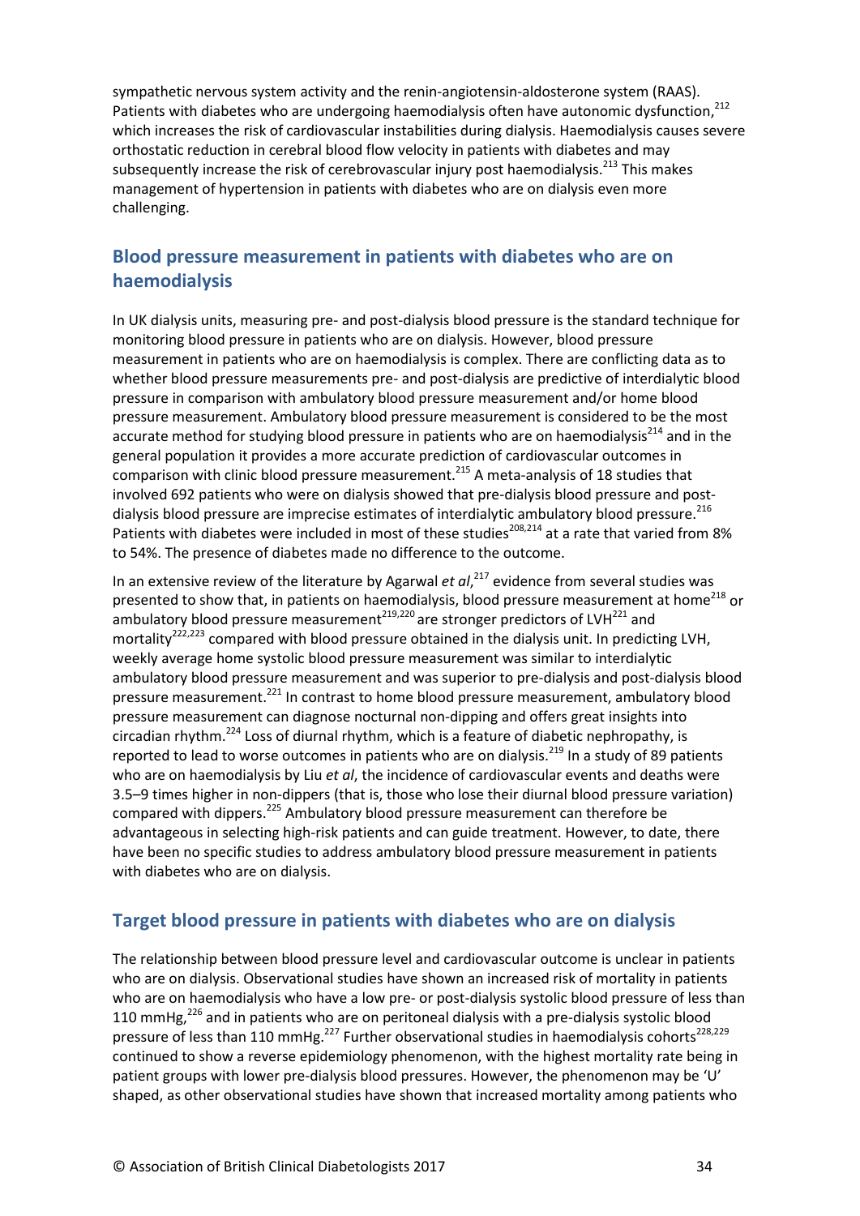sympathetic nervous system activity and the renin-angiotensin-aldosterone system (RAAS). Patients with diabetes who are undergoing haemodialysis often have autonomic dysfunction,[212] which increases the risk of cardiovascular instabilities during dialysis. Haemodialysis causes severe orthostatic reduction in cerebral blood flow velocity in patients with diabetes and may subsequently increase the risk of cerebrovascular injury post haemodialysis.[213] This makes management of hypertension in patients with diabetes who are on dialysis even more challenging.

## Blood pressure measurement in patients with diabetes who are on haemodialysis

In UK dialysis units, measuring pre- and post-dialysis blood pressure is the standard technique for monitoring blood pressure in patients who are on dialysis. However, blood pressure measurement in patients who are on haemodialysis is complex. There are conflicting data as to whether blood pressure measurements pre- and post-dialysis are predictive of interdialytic blood pressure in comparison with ambulatory blood pressure measurement and/or home blood pressure measurement. Ambulatory blood pressure measurement is considered to be the most accurate method for studying blood pressure in patients who are on haemodialysis[214] and in the general population it provides a more accurate prediction of cardiovascular outcomes in comparison with clinic blood pressure measurement.[215] A meta-analysis of 18 studies that involved 692 patients who were on dialysis showed that pre-dialysis blood pressure and post-dialysis blood pressure are imprecise estimates of interdialytic ambulatory blood pressure.[216] Patients with diabetes were included in most of these studies[208,214] at a rate that varied from 8% to 54%. The presence of diabetes made no difference to the outcome.

In an extensive review of the literature by Agarwal *et al*,[217] evidence from several studies was presented to show that, in patients on haemodialysis, blood pressure measurement at home[218] or ambulatory blood pressure measurement[219,220] are stronger predictors of LVH[221] and mortality[222,223] compared with blood pressure obtained in the dialysis unit. In predicting LVH, weekly average home systolic blood pressure measurement was similar to interdialytic ambulatory blood pressure measurement and was superior to pre-dialysis and post-dialysis blood pressure measurement.[221] In contrast to home blood pressure measurement, ambulatory blood pressure measurement can diagnose nocturnal non-dipping and offers great insights into circadian rhythm.[224] Loss of diurnal rhythm, which is a feature of diabetic nephropathy, is reported to lead to worse outcomes in patients who are on dialysis.[219] In a study of 89 patients who are on haemodialysis by Liu *et al*, the incidence of cardiovascular events and deaths were 3.5–9 times higher in non-dippers (that is, those who lose their diurnal blood pressure variation) compared with dippers.[225] Ambulatory blood pressure measurement can therefore be advantageous in selecting high-risk patients and can guide treatment. However, to date, there have been no specific studies to address ambulatory blood pressure measurement in patients with diabetes who are on dialysis.

## Target blood pressure in patients with diabetes who are on dialysis

The relationship between blood pressure level and cardiovascular outcome is unclear in patients who are on dialysis. Observational studies have shown an increased risk of mortality in patients who are on haemodialysis who have a low pre- or post-dialysis systolic blood pressure of less than 110 mmHg,[226] and in patients who are on peritoneal dialysis with a pre-dialysis systolic blood pressure of less than 110 mmHg.[227] Further observational studies in haemodialysis cohorts[228,229] continued to show a reverse epidemiology phenomenon, with the highest mortality rate being in patient groups with lower pre-dialysis blood pressures. However, the phenomenon may be 'U' shaped, as other observational studies have shown that increased mortality among patients who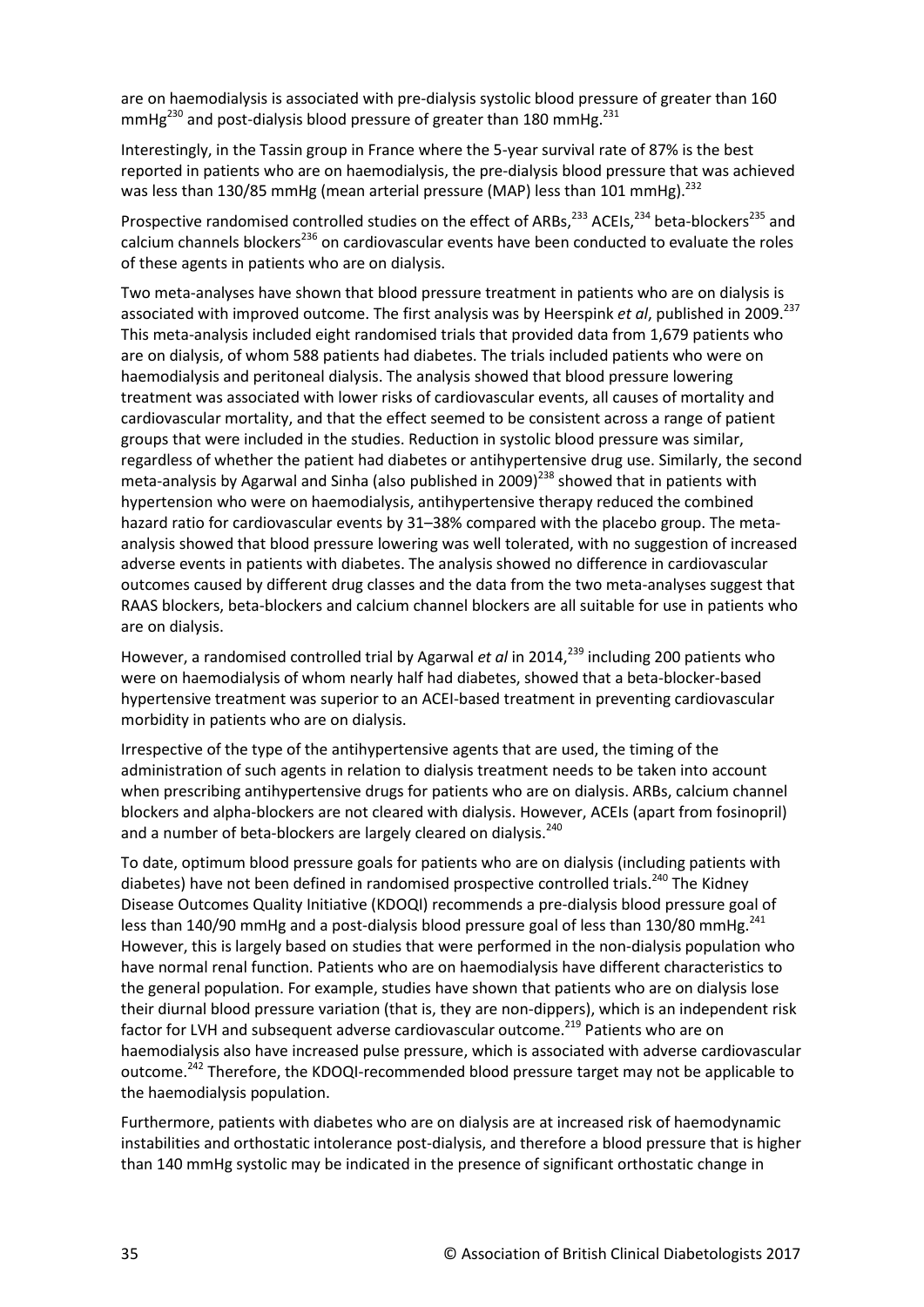are on haemodialysis is associated with pre-dialysis systolic blood pressure of greater than 160 mmHg[230] and post-dialysis blood pressure of greater than 180 mmHg.[231]

Interestingly, in the Tassin group in France where the 5-year survival rate of 87% is the best reported in patients who are on haemodialysis, the pre-dialysis blood pressure that was achieved was less than 130/85 mmHg (mean arterial pressure (MAP) less than 101 mmHg).[232]

Prospective randomised controlled studies on the effect of ARBs,[233] ACEIs,[234] beta-blockers[235] and calcium channels blockers[236] on cardiovascular events have been conducted to evaluate the roles of these agents in patients who are on dialysis.

Two meta-analyses have shown that blood pressure treatment in patients who are on dialysis is associated with improved outcome. The first analysis was by Heerspink *et al*, published in 2009.[237] This meta-analysis included eight randomised trials that provided data from 1,679 patients who are on dialysis, of whom 588 patients had diabetes. The trials included patients who were on haemodialysis and peritoneal dialysis. The analysis showed that blood pressure lowering treatment was associated with lower risks of cardiovascular events, all causes of mortality and cardiovascular mortality, and that the effect seemed to be consistent across a range of patient groups that were included in the studies. Reduction in systolic blood pressure was similar, regardless of whether the patient had diabetes or antihypertensive drug use. Similarly, the second meta-analysis by Agarwal and Sinha (also published in 2009)[238] showed that in patients with hypertension who were on haemodialysis, antihypertensive therapy reduced the combined hazard ratio for cardiovascular events by 31–38% compared with the placebo group. The meta-analysis showed that blood pressure lowering was well tolerated, with no suggestion of increased adverse events in patients with diabetes. The analysis showed no difference in cardiovascular outcomes caused by different drug classes and the data from the two meta-analyses suggest that RAAS blockers, beta-blockers and calcium channel blockers are all suitable for use in patients who are on dialysis.

However, a randomised controlled trial by Agarwal *et al* in 2014,[239] including 200 patients who were on haemodialysis of whom nearly half had diabetes, showed that a beta-blocker-based hypertensive treatment was superior to an ACEI-based treatment in preventing cardiovascular morbidity in patients who are on dialysis.

Irrespective of the type of the antihypertensive agents that are used, the timing of the administration of such agents in relation to dialysis treatment needs to be taken into account when prescribing antihypertensive drugs for patients who are on dialysis. ARBs, calcium channel blockers and alpha-blockers are not cleared with dialysis. However, ACEIs (apart from fosinopril) and a number of beta-blockers are largely cleared on dialysis.[240]

To date, optimum blood pressure goals for patients who are on dialysis (including patients with diabetes) have not been defined in randomised prospective controlled trials.[240] The Kidney Disease Outcomes Quality Initiative (KDOQI) recommends a pre-dialysis blood pressure goal of less than 140/90 mmHg and a post-dialysis blood pressure goal of less than 130/80 mmHg.[241] However, this is largely based on studies that were performed in the non-dialysis population who have normal renal function. Patients who are on haemodialysis have different characteristics to the general population. For example, studies have shown that patients who are on dialysis lose their diurnal blood pressure variation (that is, they are non-dippers), which is an independent risk factor for LVH and subsequent adverse cardiovascular outcome.[219] Patients who are on haemodialysis also have increased pulse pressure, which is associated with adverse cardiovascular outcome.[242] Therefore, the KDOQI-recommended blood pressure target may not be applicable to the haemodialysis population.

Furthermore, patients with diabetes who are on dialysis are at increased risk of haemodynamic instabilities and orthostatic intolerance post-dialysis, and therefore a blood pressure that is higher than 140 mmHg systolic may be indicated in the presence of significant orthostatic change in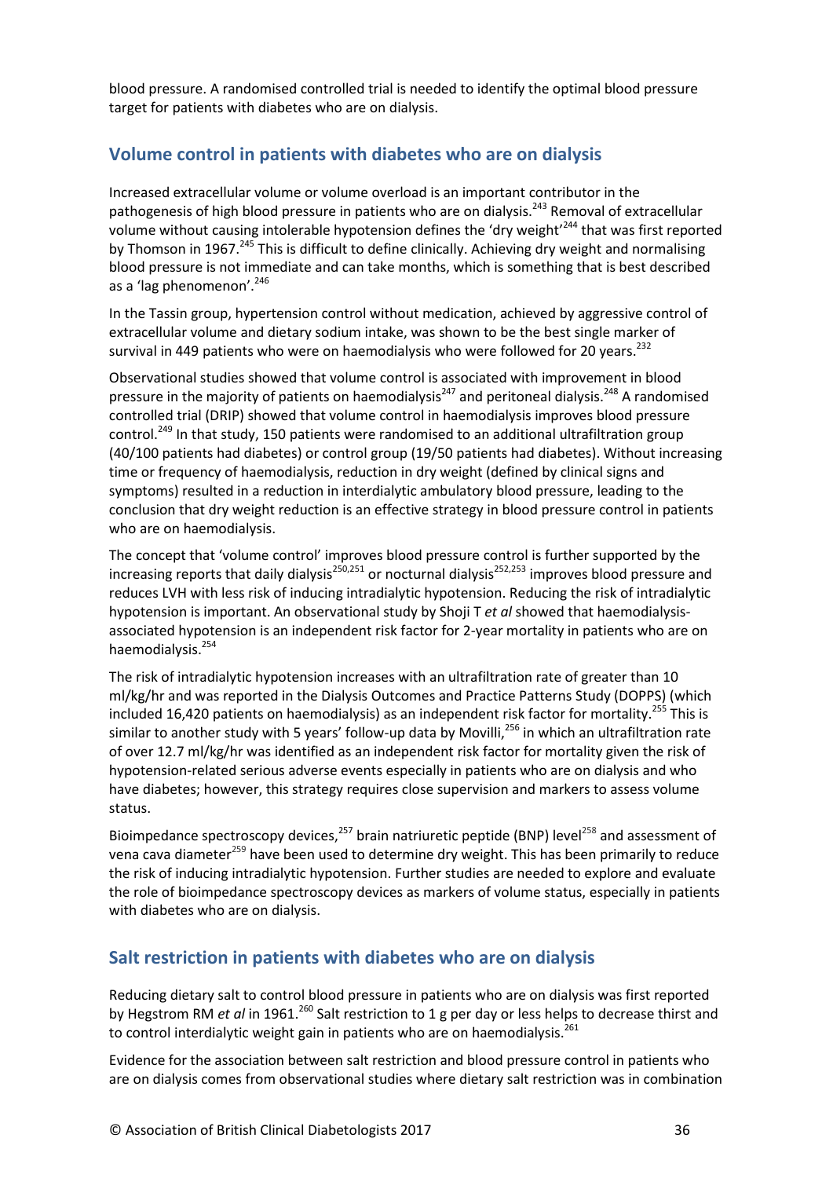blood pressure. A randomised controlled trial is needed to identify the optimal blood pressure target for patients with diabetes who are on dialysis.

## Volume control in patients with diabetes who are on dialysis

Increased extracellular volume or volume overload is an important contributor in the pathogenesis of high blood pressure in patients who are on dialysis.[243] Removal of extracellular volume without causing intolerable hypotension defines the 'dry weight'[244] that was first reported by Thomson in 1967.[245] This is difficult to define clinically. Achieving dry weight and normalising blood pressure is not immediate and can take months, which is something that is best described as a 'lag phenomenon'.[246]

In the Tassin group, hypertension control without medication, achieved by aggressive control of extracellular volume and dietary sodium intake, was shown to be the best single marker of survival in 449 patients who were on haemodialysis who were followed for 20 years.[232]

Observational studies showed that volume control is associated with improvement in blood pressure in the majority of patients on haemodialysis[247] and peritoneal dialysis.[248] A randomised controlled trial (DRIP) showed that volume control in haemodialysis improves blood pressure control.[249] In that study, 150 patients were randomised to an additional ultrafiltration group (40/100 patients had diabetes) or control group (19/50 patients had diabetes). Without increasing time or frequency of haemodialysis, reduction in dry weight (defined by clinical signs and symptoms) resulted in a reduction in interdialytic ambulatory blood pressure, leading to the conclusion that dry weight reduction is an effective strategy in blood pressure control in patients who are on haemodialysis.

The concept that 'volume control' improves blood pressure control is further supported by the increasing reports that daily dialysis[250,251] or nocturnal dialysis[252,253] improves blood pressure and reduces LVH with less risk of inducing intradialytic hypotension. Reducing the risk of intradialytic hypotension is important. An observational study by Shoji T *et al* showed that haemodialysis-associated hypotension is an independent risk factor for 2-year mortality in patients who are on haemodialysis.[254]

The risk of intradialytic hypotension increases with an ultrafiltration rate of greater than 10 ml/kg/hr and was reported in the Dialysis Outcomes and Practice Patterns Study (DOPPS) (which included 16,420 patients on haemodialysis) as an independent risk factor for mortality.[255] This is similar to another study with 5 years' follow-up data by Movilli,[256] in which an ultrafiltration rate of over 12.7 ml/kg/hr was identified as an independent risk factor for mortality given the risk of hypotension-related serious adverse events especially in patients who are on dialysis and who have diabetes; however, this strategy requires close supervision and markers to assess volume status.

Bioimpedance spectroscopy devices,[257] brain natriuretic peptide (BNP) level[258] and assessment of vena cava diameter[259] have been used to determine dry weight. This has been primarily to reduce the risk of inducing intradialytic hypotension. Further studies are needed to explore and evaluate the role of bioimpedance spectroscopy devices as markers of volume status, especially in patients with diabetes who are on dialysis.

## Salt restriction in patients with diabetes who are on dialysis

Reducing dietary salt to control blood pressure in patients who are on dialysis was first reported by Hegstrom RM *et al* in 1961.[260] Salt restriction to 1 g per day or less helps to decrease thirst and to control interdialytic weight gain in patients who are on haemodialysis.[261]

Evidence for the association between salt restriction and blood pressure control in patients who are on dialysis comes from observational studies where dietary salt restriction was in combination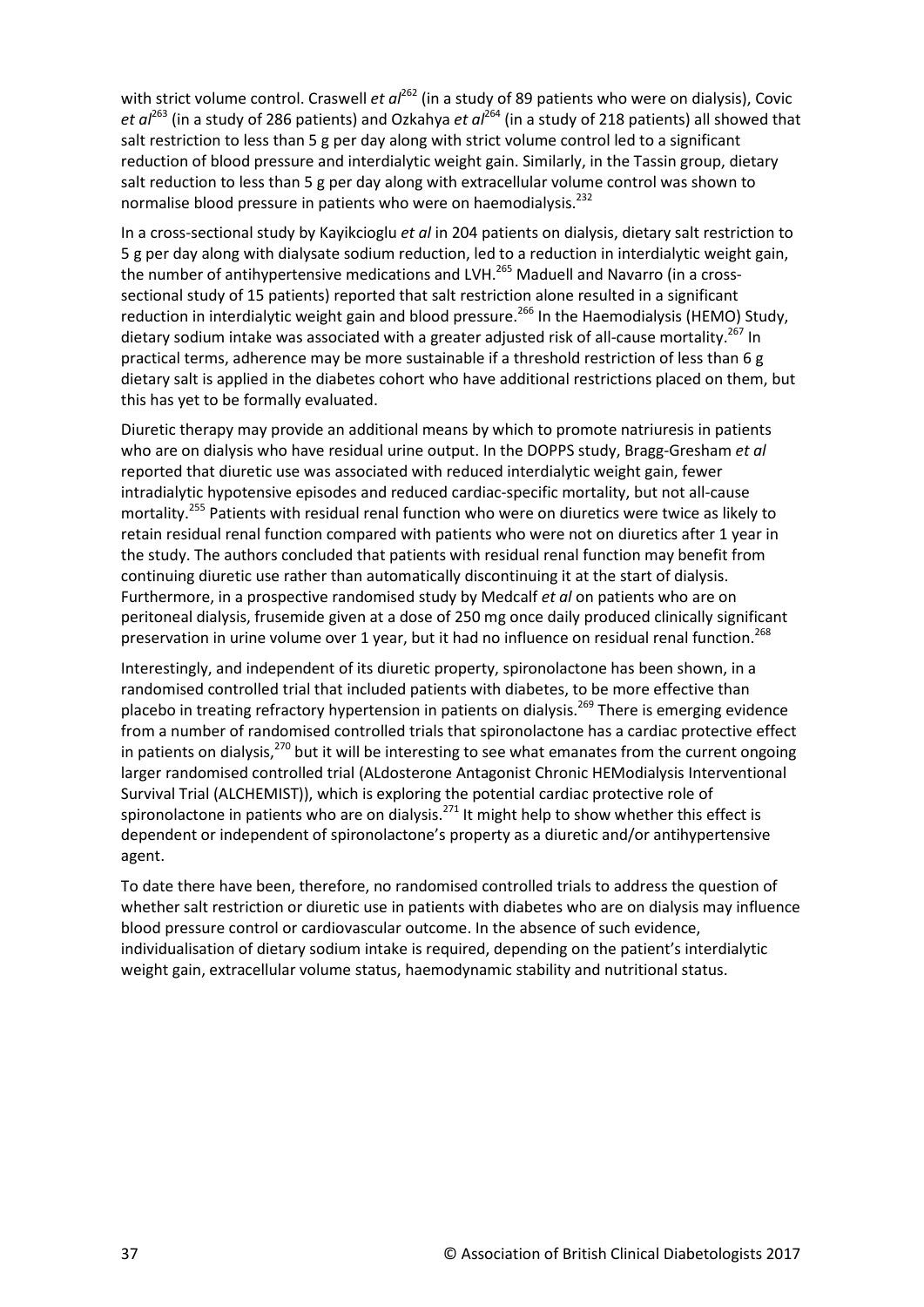with strict volume control. Craswell *et al*[262] (in a study of 89 patients who were on dialysis), Covic *et al*[263] (in a study of 286 patients) and Ozkahya *et al*[264] (in a study of 218 patients) all showed that salt restriction to less than 5 g per day along with strict volume control led to a significant reduction of blood pressure and interdialytic weight gain. Similarly, in the Tassin group, dietary salt reduction to less than 5 g per day along with extracellular volume control was shown to normalise blood pressure in patients who were on haemodialysis.[232]

In a cross-sectional study by Kayikcioglu *et al* in 204 patients on dialysis, dietary salt restriction to 5 g per day along with dialysate sodium reduction, led to a reduction in interdialytic weight gain, the number of antihypertensive medications and LVH.[265] Maduell and Navarro (in a cross-sectional study of 15 patients) reported that salt restriction alone resulted in a significant reduction in interdialytic weight gain and blood pressure.[266] In the Haemodialysis (HEMO) Study, dietary sodium intake was associated with a greater adjusted risk of all-cause mortality.[267] In practical terms, adherence may be more sustainable if a threshold restriction of less than 6 g dietary salt is applied in the diabetes cohort who have additional restrictions placed on them, but this has yet to be formally evaluated.

Diuretic therapy may provide an additional means by which to promote natriuresis in patients who are on dialysis who have residual urine output. In the DOPPS study, Bragg-Gresham *et al* reported that diuretic use was associated with reduced interdialytic weight gain, fewer intradialytic hypotensive episodes and reduced cardiac-specific mortality, but not all-cause mortality.[255] Patients with residual renal function who were on diuretics were twice as likely to retain residual renal function compared with patients who were not on diuretics after 1 year in the study. The authors concluded that patients with residual renal function may benefit from continuing diuretic use rather than automatically discontinuing it at the start of dialysis. Furthermore, in a prospective randomised study by Medcalf *et al* on patients who are on peritoneal dialysis, frusemide given at a dose of 250 mg once daily produced clinically significant preservation in urine volume over 1 year, but it had no influence on residual renal function.[268]

Interestingly, and independent of its diuretic property, spironolactone has been shown, in a randomised controlled trial that included patients with diabetes, to be more effective than placebo in treating refractory hypertension in patients on dialysis.[269] There is emerging evidence from a number of randomised controlled trials that spironolactone has a cardiac protective effect in patients on dialysis,[270] but it will be interesting to see what emanates from the current ongoing larger randomised controlled trial (ALdosterone Antagonist Chronic HEModialysis Interventional Survival Trial (ALCHEMIST)), which is exploring the potential cardiac protective role of spironolactone in patients who are on dialysis.[271] It might help to show whether this effect is dependent or independent of spironolactone's property as a diuretic and/or antihypertensive agent.

To date there have been, therefore, no randomised controlled trials to address the question of whether salt restriction or diuretic use in patients with diabetes who are on dialysis may influence blood pressure control or cardiovascular outcome. In the absence of such evidence, individualisation of dietary sodium intake is required, depending on the patient's interdialytic weight gain, extracellular volume status, haemodynamic stability and nutritional status.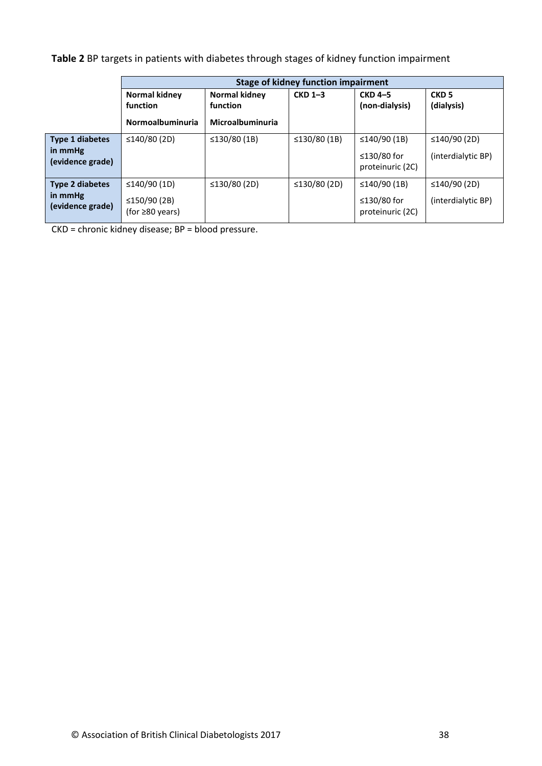**Table 2** BP targets in patients with diabetes through stages of kidney function impairment

| | Stage of kidney function impairment | | | | |
|---|---|---|---|---|---|
| | **Normal kidney function** **Normoalbuminuria** | **Normal kidney function** **Microalbuminuria** | **CKD 1–3** | **CKD 4–5 (non-dialysis)** | **CKD 5 (dialysis)** |
| **Type 1 diabetes in mmHg (evidence grade)** | ≤140/80 (2D) | ≤130/80 (1B) | ≤130/80 (1B) | ≤140/90 (1B) ≤130/80 for proteinuric (2C) | ≤140/90 (2D) (interdialytic BP) |
| **Type 2 diabetes in mmHg (evidence grade)** | ≤140/90 (1D) ≤150/90 (2B) (for ≥80 years) | ≤130/80 (2D) | ≤130/80 (2D) | ≤140/90 (1B) ≤130/80 for proteinuric (2C) | ≤140/90 (2D) (interdialytic BP) |

CKD = chronic kidney disease; BP = blood pressure.

© Association of British Clinical Diabetologists 2017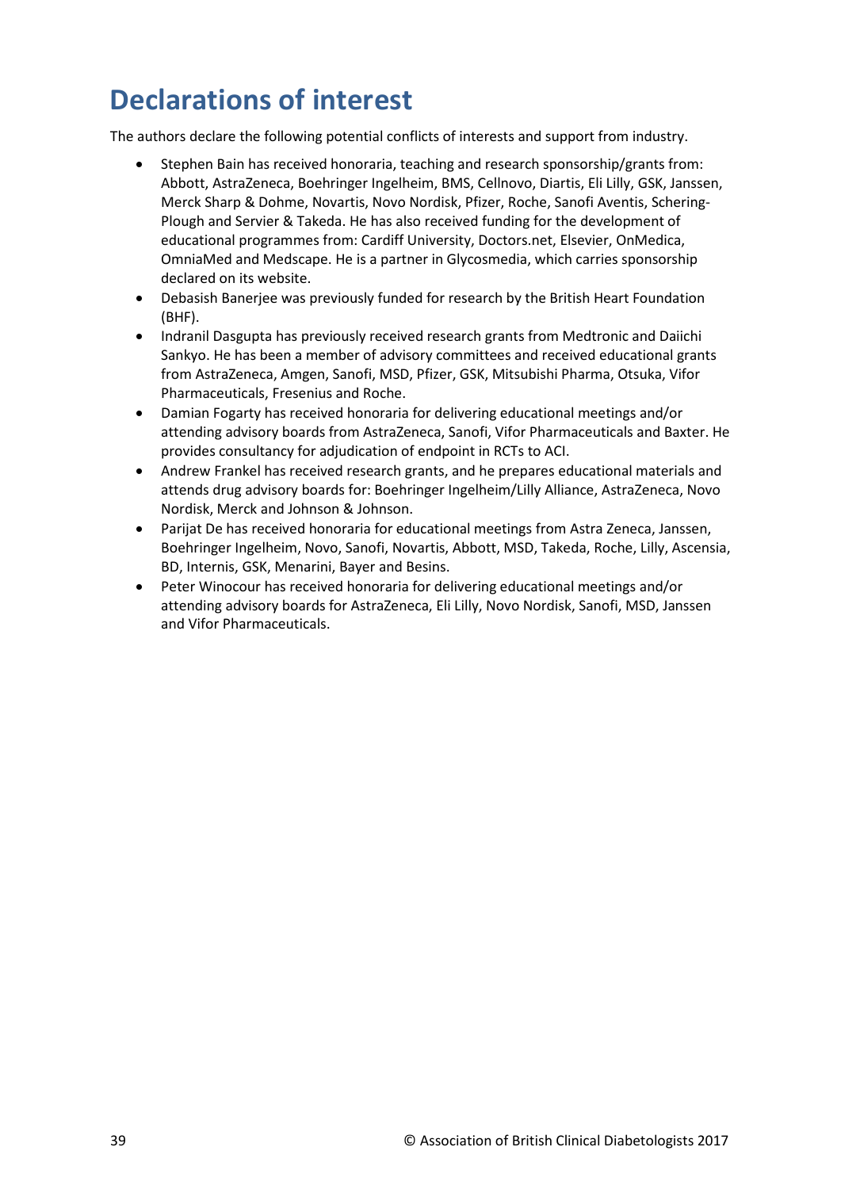# Declarations of interest

The authors declare the following potential conflicts of interests and support from industry.

- Stephen Bain has received honoraria, teaching and research sponsorship/grants from: Abbott, AstraZeneca, Boehringer Ingelheim, BMS, Cellnovo, Diartis, Eli Lilly, GSK, Janssen, Merck Sharp & Dohme, Novartis, Novo Nordisk, Pfizer, Roche, Sanofi Aventis, Schering-Plough and Servier & Takeda. He has also received funding for the development of educational programmes from: Cardiff University, Doctors.net, Elsevier, OnMedica, OmniaMed and Medscape. He is a partner in Glycosmedia, which carries sponsorship declared on its website.
- Debasish Banerjee was previously funded for research by the British Heart Foundation (BHF).
- Indranil Dasgupta has previously received research grants from Medtronic and Daiichi Sankyo. He has been a member of advisory committees and received educational grants from AstraZeneca, Amgen, Sanofi, MSD, Pfizer, GSK, Mitsubishi Pharma, Otsuka, Vifor Pharmaceuticals, Fresenius and Roche.
- Damian Fogarty has received honoraria for delivering educational meetings and/or attending advisory boards from AstraZeneca, Sanofi, Vifor Pharmaceuticals and Baxter. He provides consultancy for adjudication of endpoint in RCTs to ACI.
- Andrew Frankel has received research grants, and he prepares educational materials and attends drug advisory boards for: Boehringer Ingelheim/Lilly Alliance, AstraZeneca, Novo Nordisk, Merck and Johnson & Johnson.
- Parijat De has received honoraria for educational meetings from Astra Zeneca, Janssen, Boehringer Ingelheim, Novo, Sanofi, Novartis, Abbott, MSD, Takeda, Roche, Lilly, Ascensia, BD, Internis, GSK, Menarini, Bayer and Besins.
- Peter Winocour has received honoraria for delivering educational meetings and/or attending advisory boards for AstraZeneca, Eli Lilly, Novo Nordisk, Sanofi, MSD, Janssen and Vifor Pharmaceuticals.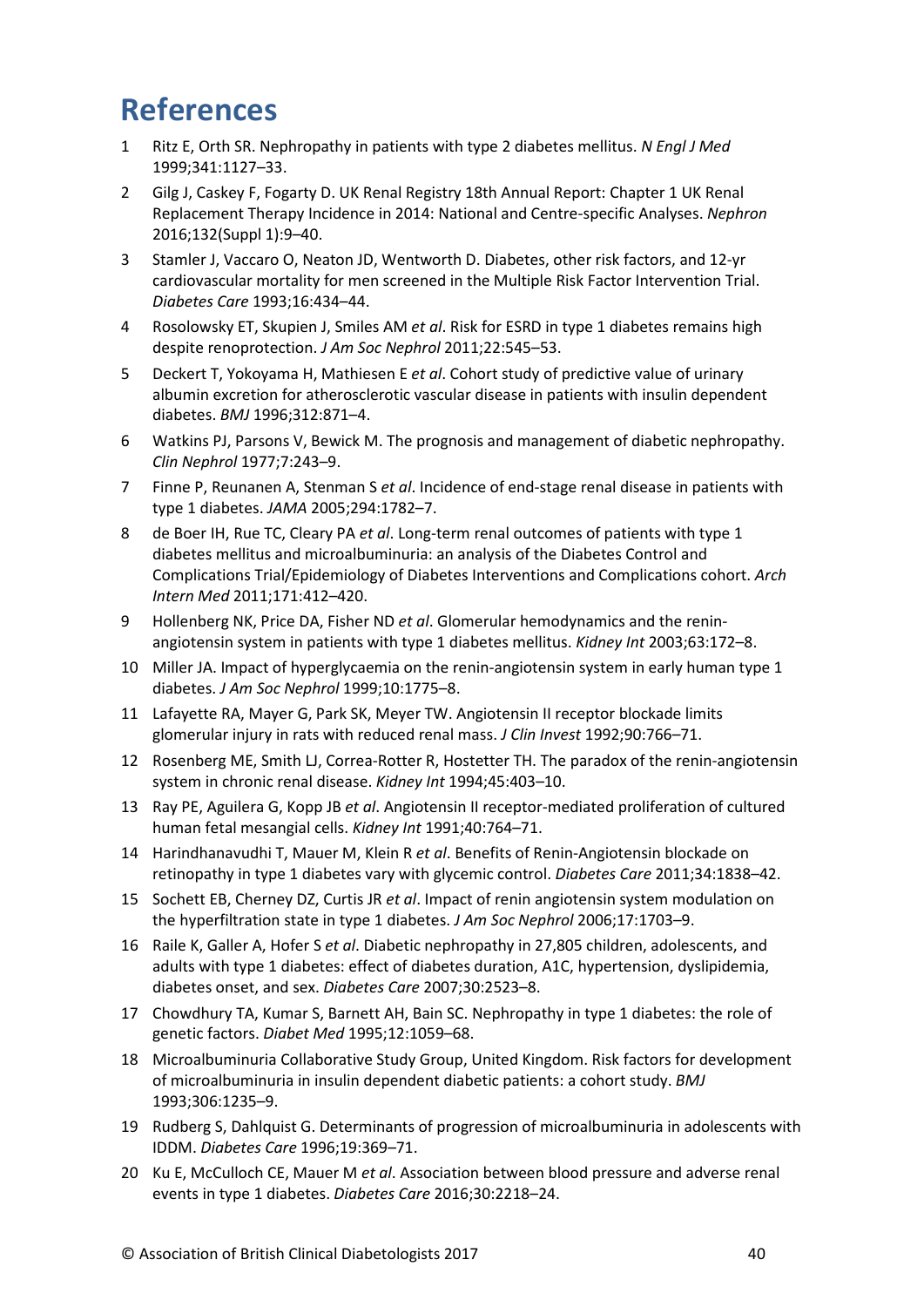# References

1. Ritz E, Orth SR. Nephropathy in patients with type 2 diabetes mellitus. *N Engl J Med* 1999;341:1127–33.
2. Gilg J, Caskey F, Fogarty D. UK Renal Registry 18th Annual Report: Chapter 1 UK Renal Replacement Therapy Incidence in 2014: National and Centre-specific Analyses. *Nephron* 2016;132(Suppl 1):9–40.
3. Stamler J, Vaccaro O, Neaton JD, Wentworth D. Diabetes, other risk factors, and 12-yr cardiovascular mortality for men screened in the Multiple Risk Factor Intervention Trial. *Diabetes Care* 1993;16:434–44.
4. Rosolowsky ET, Skupien J, Smiles AM *et al*. Risk for ESRD in type 1 diabetes remains high despite renoprotection. *J Am Soc Nephrol* 2011;22:545–53.
5. Deckert T, Yokoyama H, Mathiesen E *et al*. Cohort study of predictive value of urinary albumin excretion for atherosclerotic vascular disease in patients with insulin dependent diabetes. *BMJ* 1996;312:871–4.
6. Watkins PJ, Parsons V, Bewick M. The prognosis and management of diabetic nephropathy. *Clin Nephrol* 1977;7:243–9.
7. Finne P, Reunanen A, Stenman S *et al*. Incidence of end-stage renal disease in patients with type 1 diabetes. *JAMA* 2005;294:1782–7.
8. de Boer IH, Rue TC, Cleary PA *et al*. Long-term renal outcomes of patients with type 1 diabetes mellitus and microalbuminuria: an analysis of the Diabetes Control and Complications Trial/Epidemiology of Diabetes Interventions and Complications cohort. *Arch Intern Med* 2011;171:412–420.
9. Hollenberg NK, Price DA, Fisher ND *et al*. Glomerular hemodynamics and the renin-angiotensin system in patients with type 1 diabetes mellitus. *Kidney Int* 2003;63:172–8.
10. Miller JA. Impact of hyperglycaemia on the renin-angiotensin system in early human type 1 diabetes. *J Am Soc Nephrol* 1999;10:1775–8.
11. Lafayette RA, Mayer G, Park SK, Meyer TW. Angiotensin II receptor blockade limits glomerular injury in rats with reduced renal mass. *J Clin Invest* 1992;90:766–71.
12. Rosenberg ME, Smith LJ, Correa-Rotter R, Hostetter TH. The paradox of the renin-angiotensin system in chronic renal disease. *Kidney Int* 1994;45:403–10.
13. Ray PE, Aguilera G, Kopp JB *et al*. Angiotensin II receptor-mediated proliferation of cultured human fetal mesangial cells. *Kidney Int* 1991;40:764–71.
14. Harindhanavudhi T, Mauer M, Klein R *et al*. Benefits of Renin-Angiotensin blockade on retinopathy in type 1 diabetes vary with glycemic control. *Diabetes Care* 2011;34:1838–42.
15. Sochett EB, Cherney DZ, Curtis JR *et al*. Impact of renin angiotensin system modulation on the hyperfiltration state in type 1 diabetes. *J Am Soc Nephrol* 2006;17:1703–9.
16. Raile K, Galler A, Hofer S *et al*. Diabetic nephropathy in 27,805 children, adolescents, and adults with type 1 diabetes: effect of diabetes duration, A1C, hypertension, dyslipidemia, diabetes onset, and sex. *Diabetes Care* 2007;30:2523–8.
17. Chowdhury TA, Kumar S, Barnett AH, Bain SC. Nephropathy in type 1 diabetes: the role of genetic factors. *Diabet Med* 1995;12:1059–68.
18. Microalbuminuria Collaborative Study Group, United Kingdom. Risk factors for development of microalbuminuria in insulin dependent diabetic patients: a cohort study. *BMJ* 1993;306:1235–9.
19. Rudberg S, Dahlquist G. Determinants of progression of microalbuminuria in adolescents with IDDM. *Diabetes Care* 1996;19:369–71.
20. Ku E, McCulloch CE, Mauer M *et al*. Association between blood pressure and adverse renal events in type 1 diabetes. *Diabetes Care* 2016;30:2218–24.

© Association of British Clinical Diabetologists 2017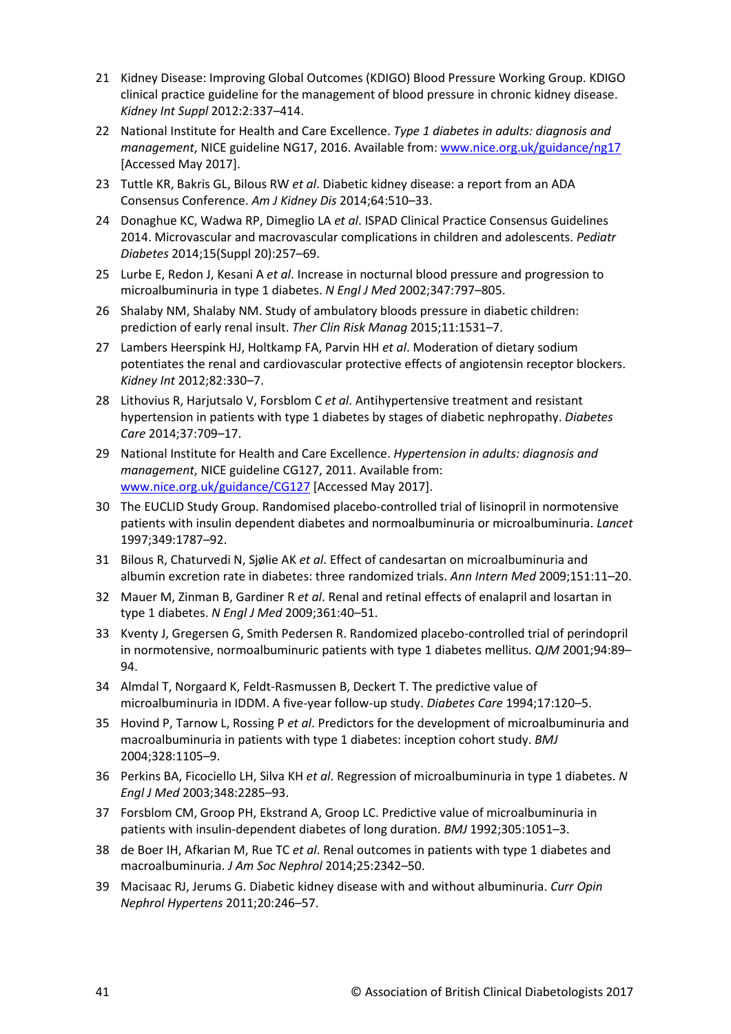21 Kidney Disease: Improving Global Outcomes (KDIGO) Blood Pressure Working Group. KDIGO clinical practice guideline for the management of blood pressure in chronic kidney disease. *Kidney Int Suppl* 2012:2:337–414.

22 National Institute for Health and Care Excellence. *Type 1 diabetes in adults: diagnosis and management*, NICE guideline NG17, 2016. Available from: [www.nice.org.uk/guidance/ng17](www.nice.org.uk/guidance/ng17) [Accessed May 2017].

23 Tuttle KR, Bakris GL, Bilous RW *et al*. Diabetic kidney disease: a report from an ADA Consensus Conference. *Am J Kidney Dis* 2014;64:510–33.

24 Donaghue KC, Wadwa RP, Dimeglio LA *et al*. ISPAD Clinical Practice Consensus Guidelines 2014. Microvascular and macrovascular complications in children and adolescents. *Pediatr Diabetes* 2014;15(Suppl 20):257–69.

25 Lurbe E, Redon J, Kesani A *et al*. Increase in nocturnal blood pressure and progression to microalbuminuria in type 1 diabetes. *N Engl J Med* 2002;347:797–805.

26 Shalaby NM, Shalaby NM. Study of ambulatory bloods pressure in diabetic children: prediction of early renal insult. *Ther Clin Risk Manag* 2015;11:1531–7.

27 Lambers Heerspink HJ, Holtkamp FA, Parvin HH *et al*. Moderation of dietary sodium potentiates the renal and cardiovascular protective effects of angiotensin receptor blockers. *Kidney Int* 2012;82:330–7.

28 Lithovius R, Harjutsalo V, Forsblom C *et al*. Antihypertensive treatment and resistant hypertension in patients with type 1 diabetes by stages of diabetic nephropathy. *Diabetes Care* 2014;37:709–17.

29 National Institute for Health and Care Excellence. *Hypertension in adults: diagnosis and management*, NICE guideline CG127, 2011. Available from: [www.nice.org.uk/guidance/CG127](www.nice.org.uk/guidance/CG127) [Accessed May 2017].

30 The EUCLID Study Group. Randomised placebo-controlled trial of lisinopril in normotensive patients with insulin dependent diabetes and normoalbuminuria or microalbuminuria. *Lancet* 1997;349:1787–92.

31 Bilous R, Chaturvedi N, Sjølie AK *et al*. Effect of candesartan on microalbuminuria and albumin excretion rate in diabetes: three randomized trials. *Ann Intern Med* 2009;151:11–20.

32 Mauer M, Zinman B, Gardiner R *et al*. Renal and retinal effects of enalapril and losartan in type 1 diabetes. *N Engl J Med* 2009;361:40–51.

33 Kventy J, Gregersen G, Smith Pedersen R. Randomized placebo-controlled trial of perindopril in normotensive, normoalbuminuric patients with type 1 diabetes mellitus. *QJM* 2001;94:89–94.

34 Almdal T, Norgaard K, Feldt-Rasmussen B, Deckert T. The predictive value of microalbuminuria in IDDM. A five-year follow-up study. *Diabetes Care* 1994;17:120–5.

35 Hovind P, Tarnow L, Rossing P *et al*. Predictors for the development of microalbuminuria and macroalbuminuria in patients with type 1 diabetes: inception cohort study. *BMJ* 2004;328:1105–9.

36 Perkins BA, Ficociello LH, Silva KH *et al*. Regression of microalbuminuria in type 1 diabetes. *N Engl J Med* 2003;348:2285–93.

37 Forsblom CM, Groop PH, Ekstrand A, Groop LC. Predictive value of microalbuminuria in patients with insulin-dependent diabetes of long duration. *BMJ* 1992;305:1051–3.

38 de Boer IH, Afkarian M, Rue TC *et al*. Renal outcomes in patients with type 1 diabetes and macroalbuminuria. *J Am Soc Nephrol* 2014;25:2342–50.

39 Macisaac RJ, Jerums G. Diabetic kidney disease with and without albuminuria. *Curr Opin Nephrol Hypertens* 2011;20:246–57.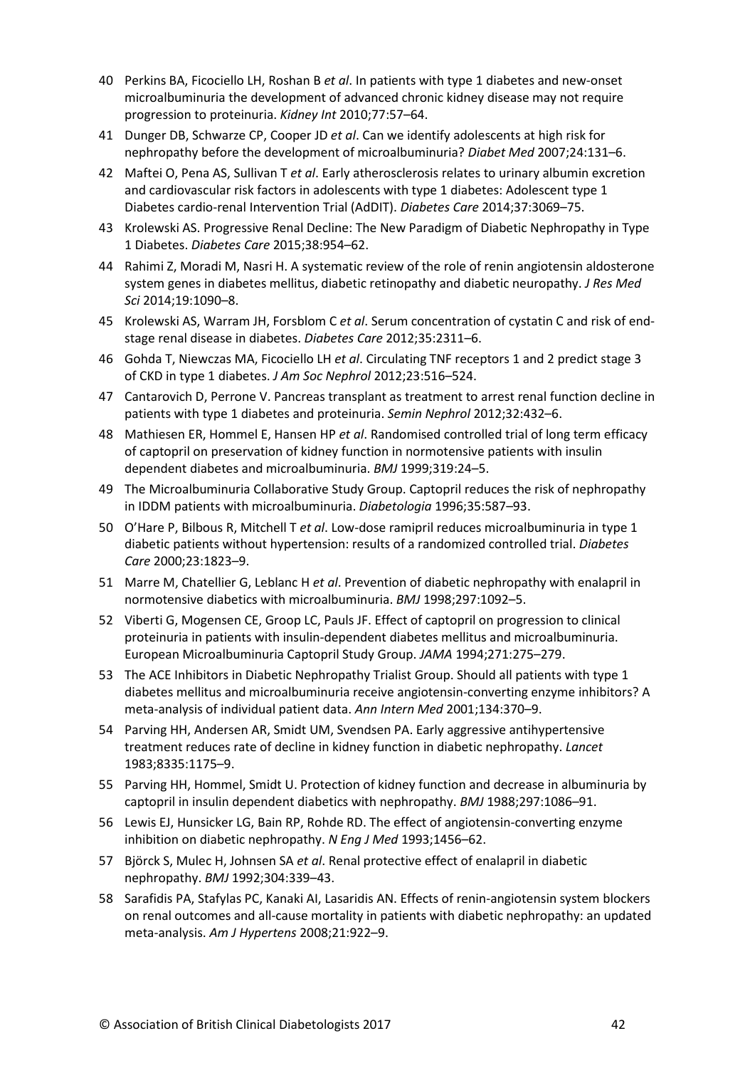40 Perkins BA, Ficociello LH, Roshan B *et al*. In patients with type 1 diabetes and new-onset microalbuminuria the development of advanced chronic kidney disease may not require progression to proteinuria. *Kidney Int* 2010;77:57–64.

41 Dunger DB, Schwarze CP, Cooper JD *et al*. Can we identify adolescents at high risk for nephropathy before the development of microalbuminuria? *Diabet Med* 2007;24:131–6.

42 Maftei O, Pena AS, Sullivan T *et al*. Early atherosclerosis relates to urinary albumin excretion and cardiovascular risk factors in adolescents with type 1 diabetes: Adolescent type 1 Diabetes cardio-renal Intervention Trial (AdDIT). *Diabetes Care* 2014;37:3069–75.

43 Krolewski AS. Progressive Renal Decline: The New Paradigm of Diabetic Nephropathy in Type 1 Diabetes. *Diabetes Care* 2015;38:954–62.

44 Rahimi Z, Moradi M, Nasri H. A systematic review of the role of renin angiotensin aldosterone system genes in diabetes mellitus, diabetic retinopathy and diabetic neuropathy. *J Res Med Sci* 2014;19:1090–8.

45 Krolewski AS, Warram JH, Forsblom C *et al*. Serum concentration of cystatin C and risk of end-stage renal disease in diabetes. *Diabetes Care* 2012;35:2311–6.

46 Gohda T, Niewczas MA, Ficociello LH *et al*. Circulating TNF receptors 1 and 2 predict stage 3 of CKD in type 1 diabetes. *J Am Soc Nephrol* 2012;23:516–524.

47 Cantarovich D, Perrone V. Pancreas transplant as treatment to arrest renal function decline in patients with type 1 diabetes and proteinuria. *Semin Nephrol* 2012;32:432–6.

48 Mathiesen ER, Hommel E, Hansen HP *et al*. Randomised controlled trial of long term efficacy of captopril on preservation of kidney function in normotensive patients with insulin dependent diabetes and microalbuminuria. *BMJ* 1999;319:24–5.

49 The Microalbuminuria Collaborative Study Group. Captopril reduces the risk of nephropathy in IDDM patients with microalbuminuria. *Diabetologia* 1996;35:587–93.

50 O'Hare P, Bilbous R, Mitchell T *et al*. Low-dose ramipril reduces microalbuminuria in type 1 diabetic patients without hypertension: results of a randomized controlled trial. *Diabetes Care* 2000;23:1823–9.

51 Marre M, Chatellier G, Leblanc H *et al*. Prevention of diabetic nephropathy with enalapril in normotensive diabetics with microalbuminuria. *BMJ* 1998;297:1092–5.

52 Viberti G, Mogensen CE, Groop LC, Pauls JF. Effect of captopril on progression to clinical proteinuria in patients with insulin-dependent diabetes mellitus and microalbuminuria. European Microalbuminuria Captopril Study Group. *JAMA* 1994;271:275–279.

53 The ACE Inhibitors in Diabetic Nephropathy Trialist Group. Should all patients with type 1 diabetes mellitus and microalbuminuria receive angiotensin-converting enzyme inhibitors? A meta-analysis of individual patient data. *Ann Intern Med* 2001;134:370–9.

54 Parving HH, Andersen AR, Smidt UM, Svendsen PA. Early aggressive antihypertensive treatment reduces rate of decline in kidney function in diabetic nephropathy. *Lancet* 1983;8335:1175–9.

55 Parving HH, Hommel, Smidt U. Protection of kidney function and decrease in albuminuria by captopril in insulin dependent diabetics with nephropathy. *BMJ* 1988;297:1086–91.

56 Lewis EJ, Hunsicker LG, Bain RP, Rohde RD. The effect of angiotensin-converting enzyme inhibition on diabetic nephropathy. *N Eng J Med* 1993;1456–62.

57 Björck S, Mulec H, Johnsen SA *et al*. Renal protective effect of enalapril in diabetic nephropathy. *BMJ* 1992;304:339–43.

58 Sarafidis PA, Stafylas PC, Kanaki AI, Lasaridis AN. Effects of renin-angiotensin system blockers on renal outcomes and all-cause mortality in patients with diabetic nephropathy: an updated meta-analysis. *Am J Hypertens* 2008;21:922–9.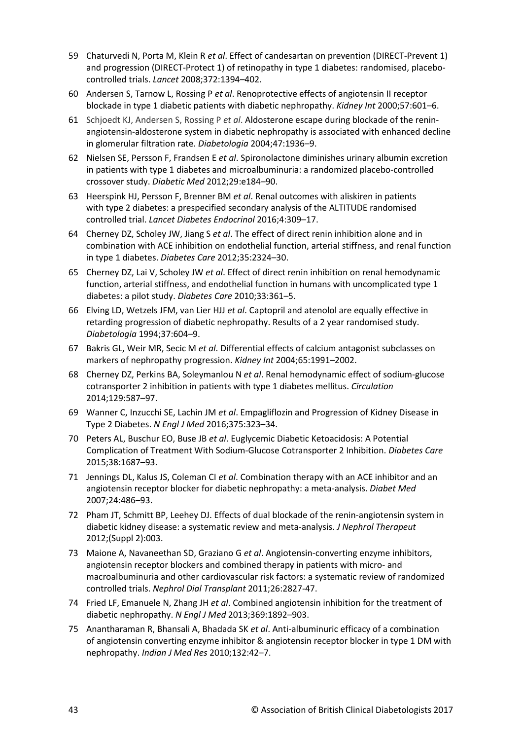59 Chaturvedi N, Porta M, Klein R *et al*. Effect of candesartan on prevention (DIRECT-Prevent 1) and progression (DIRECT-Protect 1) of retinopathy in type 1 diabetes: randomised, placebo-controlled trials. *Lancet* 2008;372:1394–402.

60 Andersen S, Tarnow L, Rossing P *et al*. Renoprotective effects of angiotensin II receptor blockade in type 1 diabetic patients with diabetic nephropathy. *Kidney Int* 2000;57:601–6.

61 Schjoedt KJ, Andersen S, Rossing P *et al*. Aldosterone escape during blockade of the renin-angiotensin-aldosterone system in diabetic nephropathy is associated with enhanced decline in glomerular filtration rate. *Diabetologia* 2004;47:1936–9.

62 Nielsen SE, Persson F, Frandsen E *et al*. Spironolactone diminishes urinary albumin excretion in patients with type 1 diabetes and microalbuminuria: a randomized placebo-controlled crossover study. *Diabetic Med* 2012;29:e184–90.

63 Heerspink HJ, Persson F, Brenner BM *et al*. Renal outcomes with aliskiren in patients with type 2 diabetes: a prespecified secondary analysis of the ALTITUDE randomised controlled trial. *Lancet Diabetes Endocrinol* 2016;4:309–17.

64 Cherney DZ, Scholey JW, Jiang S *et al*. The effect of direct renin inhibition alone and in combination with ACE inhibition on endothelial function, arterial stiffness, and renal function in type 1 diabetes. *Diabetes Care* 2012;35:2324–30.

65 Cherney DZ, Lai V, Scholey JW *et al*. Effect of direct renin inhibition on renal hemodynamic function, arterial stiffness, and endothelial function in humans with uncomplicated type 1 diabetes: a pilot study. *Diabetes Care* 2010;33:361–5.

66 Elving LD, Wetzels JFM, van Lier HJJ *et al*. Captopril and atenolol are equally effective in retarding progression of diabetic nephropathy. Results of a 2 year randomised study. *Diabetologia* 1994;37:604–9.

67 Bakris GL, Weir MR, Secic M *et al*. Differential effects of calcium antagonist subclasses on markers of nephropathy progression. *Kidney Int* 2004;65:1991–2002.

68 Cherney DZ, Perkins BA, Soleymanlou N *et al*. Renal hemodynamic effect of sodium-glucose cotransporter 2 inhibition in patients with type 1 diabetes mellitus. *Circulation* 2014;129:587–97.

69 Wanner C, Inzucchi SE, Lachin JM *et al*. Empagliflozin and Progression of Kidney Disease in Type 2 Diabetes. *N Engl J Med* 2016;375:323–34.

70 Peters AL, Buschur EO, Buse JB *et al*. Euglycemic Diabetic Ketoacidosis: A Potential Complication of Treatment With Sodium-Glucose Cotransporter 2 Inhibition. *Diabetes Care* 2015;38:1687–93.

71 Jennings DL, Kalus JS, Coleman CI *et al*. Combination therapy with an ACE inhibitor and an angiotensin receptor blocker for diabetic nephropathy: a meta-analysis. *Diabet Med* 2007;24:486–93.

72 Pham JT, Schmitt BP, Leehey DJ. Effects of dual blockade of the renin-angiotensin system in diabetic kidney disease: a systematic review and meta-analysis. *J Nephrol Therapeut* 2012;(Suppl 2):003.

73 Maione A, Navaneethan SD, Graziano G *et al*. Angiotensin-converting enzyme inhibitors, angiotensin receptor blockers and combined therapy in patients with micro- and macroalbuminuria and other cardiovascular risk factors: a systematic review of randomized controlled trials. *Nephrol Dial Transplant* 2011;26:2827-47.

74 Fried LF, Emanuele N, Zhang JH *et al*. Combined angiotensin inhibition for the treatment of diabetic nephropathy. *N Engl J Med* 2013;369:1892–903.

75 Anantharaman R, Bhansali A, Bhadada SK *et al*. Anti-albuminuric efficacy of a combination of angiotensin converting enzyme inhibitor & angiotensin receptor blocker in type 1 DM with nephropathy. *Indian J Med Res* 2010;132:42–7.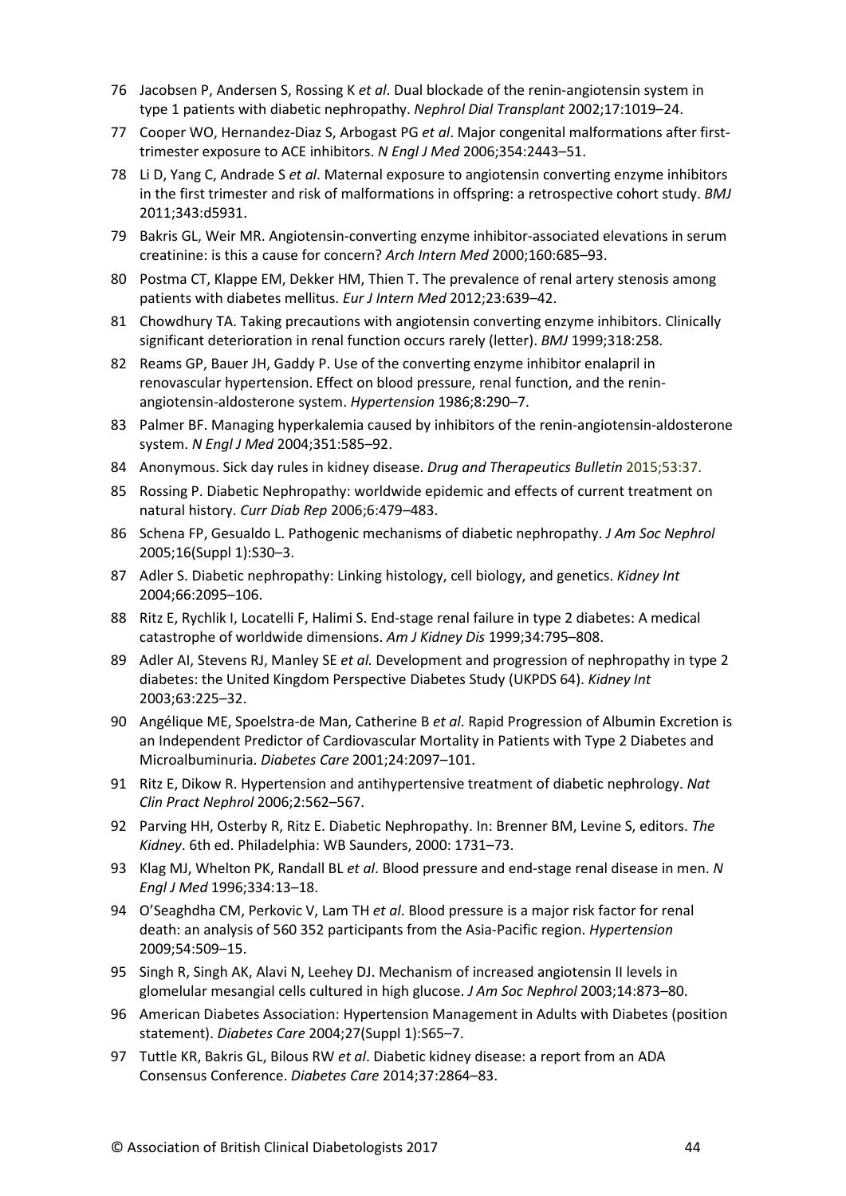76 Jacobsen P, Andersen S, Rossing K *et al*. Dual blockade of the renin-angiotensin system in type 1 patients with diabetic nephropathy. *Nephrol Dial Transplant* 2002;17:1019–24.

77 Cooper WO, Hernandez-Diaz S, Arbogast PG *et al*. Major congenital malformations after first-trimester exposure to ACE inhibitors. *N Engl J Med* 2006;354:2443–51.

78 Li D, Yang C, Andrade S *et al*. Maternal exposure to angiotensin converting enzyme inhibitors in the first trimester and risk of malformations in offspring: a retrospective cohort study. *BMJ* 2011;343:d5931.

79 Bakris GL, Weir MR. Angiotensin-converting enzyme inhibitor-associated elevations in serum creatinine: is this a cause for concern? *Arch Intern Med* 2000;160:685–93.

80 Postma CT, Klappe EM, Dekker HM, Thien T. The prevalence of renal artery stenosis among patients with diabetes mellitus. *Eur J Intern Med* 2012;23:639–42.

81 Chowdhury TA. Taking precautions with angiotensin converting enzyme inhibitors. Clinically significant deterioration in renal function occurs rarely (letter). *BMJ* 1999;318:258.

82 Reams GP, Bauer JH, Gaddy P. Use of the converting enzyme inhibitor enalapril in renovascular hypertension. Effect on blood pressure, renal function, and the renin-angiotensin-aldosterone system. *Hypertension* 1986;8:290–7.

83 Palmer BF. Managing hyperkalemia caused by inhibitors of the renin-angiotensin-aldosterone system. *N Engl J Med* 2004;351:585–92.

84 Anonymous. Sick day rules in kidney disease. *Drug and Therapeutics Bulletin* 2015;53:37.

85 Rossing P. Diabetic Nephropathy: worldwide epidemic and effects of current treatment on natural history. *Curr Diab Rep* 2006;6:479–483.

86 Schena FP, Gesualdo L. Pathogenic mechanisms of diabetic nephropathy. *J Am Soc Nephrol* 2005;16(Suppl 1):S30–3.

87 Adler S. Diabetic nephropathy: Linking histology, cell biology, and genetics. *Kidney Int* 2004;66:2095–106.

88 Ritz E, Rychlik I, Locatelli F, Halimi S. End-stage renal failure in type 2 diabetes: A medical catastrophe of worldwide dimensions. *Am J Kidney Dis* 1999;34:795–808.

89 Adler AI, Stevens RJ, Manley SE *et al.* Development and progression of nephropathy in type 2 diabetes: the United Kingdom Perspective Diabetes Study (UKPDS 64). *Kidney Int* 2003;63:225–32.

90 Angélique ME, Spoelstra-de Man, Catherine B *et al*. Rapid Progression of Albumin Excretion is an Independent Predictor of Cardiovascular Mortality in Patients with Type 2 Diabetes and Microalbuminuria. *Diabetes Care* 2001;24:2097–101.

91 Ritz E, Dikow R. Hypertension and antihypertensive treatment of diabetic nephrology. *Nat Clin Pract Nephrol* 2006;2:562–567.

92 Parving HH, Osterby R, Ritz E. Diabetic Nephropathy. In: Brenner BM, Levine S, editors. *The Kidney*. 6th ed. Philadelphia: WB Saunders, 2000: 1731–73.

93 Klag MJ, Whelton PK, Randall BL *et al*. Blood pressure and end-stage renal disease in men. *N Engl J Med* 1996;334:13–18.

94 O'Seaghdha CM, Perkovic V, Lam TH *et al*. Blood pressure is a major risk factor for renal death: an analysis of 560 352 participants from the Asia-Pacific region. *Hypertension* 2009;54:509–15.

95 Singh R, Singh AK, Alavi N, Leehey DJ. Mechanism of increased angiotensin II levels in glomelular mesangial cells cultured in high glucose. *J Am Soc Nephrol* 2003;14:873–80.

96 American Diabetes Association: Hypertension Management in Adults with Diabetes (position statement). *Diabetes Care* 2004;27(Suppl 1):S65–7.

97 Tuttle KR, Bakris GL, Bilous RW *et al*. Diabetic kidney disease: a report from an ADA Consensus Conference. *Diabetes Care* 2014;37:2864–83.

© Association of British Clinical Diabetologists 2017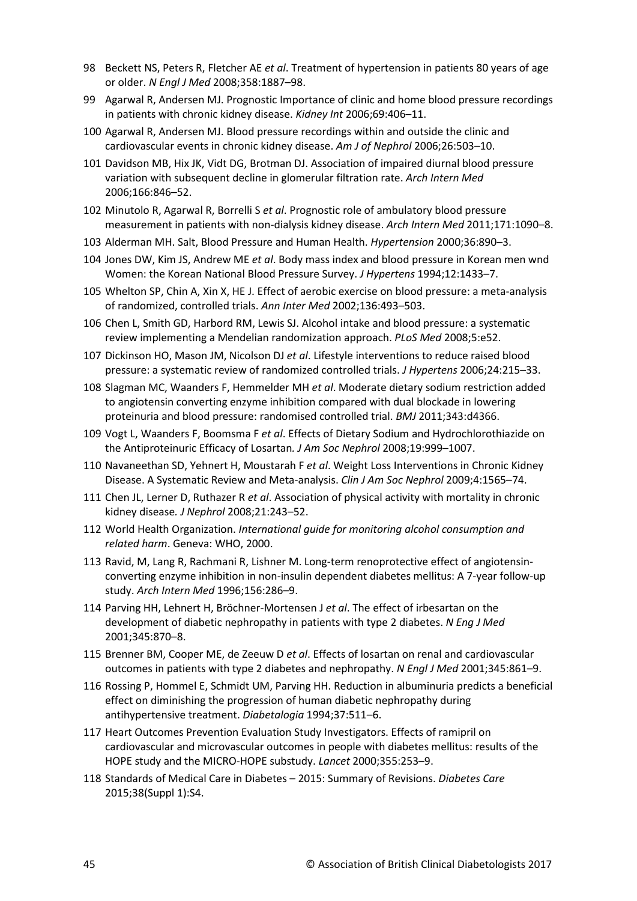98 Beckett NS, Peters R, Fletcher AE *et al*. Treatment of hypertension in patients 80 years of age or older. *N Engl J Med* 2008;358:1887–98.

99 Agarwal R, Andersen MJ. Prognostic Importance of clinic and home blood pressure recordings in patients with chronic kidney disease. *Kidney Int* 2006;69:406–11.

100 Agarwal R, Andersen MJ. Blood pressure recordings within and outside the clinic and cardiovascular events in chronic kidney disease. *Am J of Nephrol* 2006;26:503–10.

101 Davidson MB, Hix JK, Vidt DG, Brotman DJ. Association of impaired diurnal blood pressure variation with subsequent decline in glomerular filtration rate. *Arch Intern Med* 2006;166:846–52.

102 Minutolo R, Agarwal R, Borrelli S *et al*. Prognostic role of ambulatory blood pressure measurement in patients with non-dialysis kidney disease. *Arch Intern Med* 2011;171:1090–8.

103 Alderman MH. Salt, Blood Pressure and Human Health. *Hypertension* 2000;36:890–3.

104 Jones DW, Kim JS, Andrew ME *et al*. Body mass index and blood pressure in Korean men wnd Women: the Korean National Blood Pressure Survey. *J Hypertens* 1994;12:1433–7.

105 Whelton SP, Chin A, Xin X, HE J. Effect of aerobic exercise on blood pressure: a meta-analysis of randomized, controlled trials. *Ann Inter Med* 2002;136:493–503.

106 Chen L, Smith GD, Harbord RM, Lewis SJ. Alcohol intake and blood pressure: a systematic review implementing a Mendelian randomization approach. *PLoS Med* 2008;5:e52.

107 Dickinson HO, Mason JM, Nicolson DJ *et al*. Lifestyle interventions to reduce raised blood pressure: a systematic review of randomized controlled trials. *J Hypertens* 2006;24:215–33.

108 Slagman MC, Waanders F, Hemmelder MH *et al*. Moderate dietary sodium restriction added to angiotensin converting enzyme inhibition compared with dual blockade in lowering proteinuria and blood pressure: randomised controlled trial. *BMJ* 2011;343:d4366.

109 Vogt L, Waanders F, Boomsma F *et al*. Effects of Dietary Sodium and Hydrochlorothiazide on the Antiproteinuric Efficacy of Losartan*. J Am Soc Nephrol* 2008;19:999–1007.

110 Navaneethan SD, Yehnert H, Moustarah F *et al*. Weight Loss Interventions in Chronic Kidney Disease. A Systematic Review and Meta-analysis. *Clin J Am Soc Nephrol* 2009;4:1565–74.

111 Chen JL, Lerner D, Ruthazer R *et al*. Association of physical activity with mortality in chronic kidney disease*. J Nephrol* 2008;21:243–52.

112 World Health Organization. *International guide for monitoring alcohol consumption and related harm*. Geneva: WHO, 2000.

113 Ravid, M, Lang R, Rachmani R, Lishner M. Long-term renoprotective effect of angiotensin-converting enzyme inhibition in non-insulin dependent diabetes mellitus: A 7-year follow-up study. *Arch Intern Med* 1996;156:286–9.

114 Parving HH, Lehnert H, Bröchner-Mortensen J *et al*. The effect of irbesartan on the development of diabetic nephropathy in patients with type 2 diabetes. *N Eng J Med* 2001;345:870–8.

115 Brenner BM, Cooper ME, de Zeeuw D *et al*. Effects of losartan on renal and cardiovascular outcomes in patients with type 2 diabetes and nephropathy. *N Engl J Med* 2001;345:861–9.

116 Rossing P, Hommel E, Schmidt UM, Parving HH. Reduction in albuminuria predicts a beneficial effect on diminishing the progression of human diabetic nephropathy during antihypertensive treatment. *Diabetalogia* 1994;37:511–6.

117 Heart Outcomes Prevention Evaluation Study Investigators. Effects of ramipril on cardiovascular and microvascular outcomes in people with diabetes mellitus: results of the HOPE study and the MICRO-HOPE substudy. *Lancet* 2000;355:253–9.

118 Standards of Medical Care in Diabetes – 2015: Summary of Revisions. *Diabetes Care* 2015;38(Suppl 1):S4.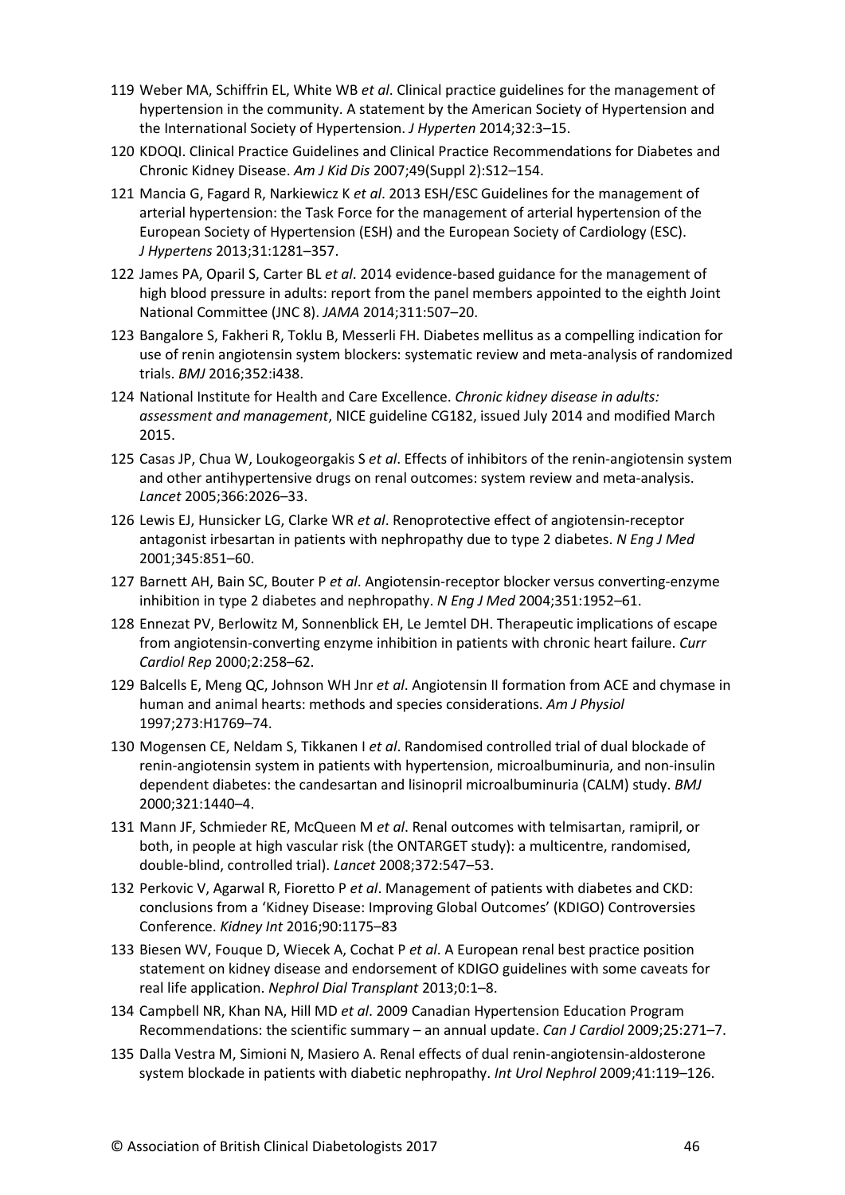119 Weber MA, Schiffrin EL, White WB *et al*. Clinical practice guidelines for the management of hypertension in the community. A statement by the American Society of Hypertension and the International Society of Hypertension. *J Hyperten* 2014;32:3–15.

120 KDOQI. Clinical Practice Guidelines and Clinical Practice Recommendations for Diabetes and Chronic Kidney Disease. *Am J Kid Dis* 2007;49(Suppl 2):S12–154.

121 Mancia G, Fagard R, Narkiewicz K *et al*. 2013 ESH/ESC Guidelines for the management of arterial hypertension: the Task Force for the management of arterial hypertension of the European Society of Hypertension (ESH) and the European Society of Cardiology (ESC). *J Hypertens* 2013;31:1281–357.

122 James PA, Oparil S, Carter BL *et al*. 2014 evidence-based guidance for the management of high blood pressure in adults: report from the panel members appointed to the eighth Joint National Committee (JNC 8). *JAMA* 2014;311:507–20.

123 Bangalore S, Fakheri R, Toklu B, Messerli FH. Diabetes mellitus as a compelling indication for use of renin angiotensin system blockers: systematic review and meta-analysis of randomized trials. *BMJ* 2016;352:i438.

124 National Institute for Health and Care Excellence. *Chronic kidney disease in adults: assessment and management*, NICE guideline CG182, issued July 2014 and modified March 2015.

125 Casas JP, Chua W, Loukogeorgakis S *et al*. Effects of inhibitors of the renin-angiotensin system and other antihypertensive drugs on renal outcomes: system review and meta-analysis. *Lancet* 2005;366:2026–33.

126 Lewis EJ, Hunsicker LG, Clarke WR *et al*. Renoprotective effect of angiotensin-receptor antagonist irbesartan in patients with nephropathy due to type 2 diabetes. *N Eng J Med* 2001;345:851–60.

127 Barnett AH, Bain SC, Bouter P *et al*. Angiotensin-receptor blocker versus converting-enzyme inhibition in type 2 diabetes and nephropathy. *N Eng J Med* 2004;351:1952–61.

128 Ennezat PV, Berlowitz M, Sonnenblick EH, Le Jemtel DH. Therapeutic implications of escape from angiotensin-converting enzyme inhibition in patients with chronic heart failure. *Curr Cardiol Rep* 2000;2:258–62.

129 Balcells E, Meng QC, Johnson WH Jnr *et al*. Angiotensin II formation from ACE and chymase in human and animal hearts: methods and species considerations. *Am J Physiol* 1997;273:H1769–74.

130 Mogensen CE, Neldam S, Tikkanen I *et al*. Randomised controlled trial of dual blockade of renin-angiotensin system in patients with hypertension, microalbuminuria, and non-insulin dependent diabetes: the candesartan and lisinopril microalbuminuria (CALM) study. *BMJ* 2000;321:1440–4.

131 Mann JF, Schmieder RE, McQueen M *et al*. Renal outcomes with telmisartan, ramipril, or both, in people at high vascular risk (the ONTARGET study): a multicentre, randomised, double-blind, controlled trial). *Lancet* 2008;372:547–53.

132 Perkovic V, Agarwal R, Fioretto P *et al*. Management of patients with diabetes and CKD: conclusions from a 'Kidney Disease: Improving Global Outcomes' (KDIGO) Controversies Conference. *Kidney Int* 2016;90:1175–83

133 Biesen WV, Fouque D, Wiecek A, Cochat P *et al*. A European renal best practice position statement on kidney disease and endorsement of KDIGO guidelines with some caveats for real life application. *Nephrol Dial Transplant* 2013;0:1–8.

134 Campbell NR, Khan NA, Hill MD *et al*. 2009 Canadian Hypertension Education Program Recommendations: the scientific summary – an annual update. *Can J Cardiol* 2009;25:271–7.

135 Dalla Vestra M, Simioni N, Masiero A. Renal effects of dual renin-angiotensin-aldosterone system blockade in patients with diabetic nephropathy. *Int Urol Nephrol* 2009;41:119–126.

© Association of British Clinical Diabetologists 2017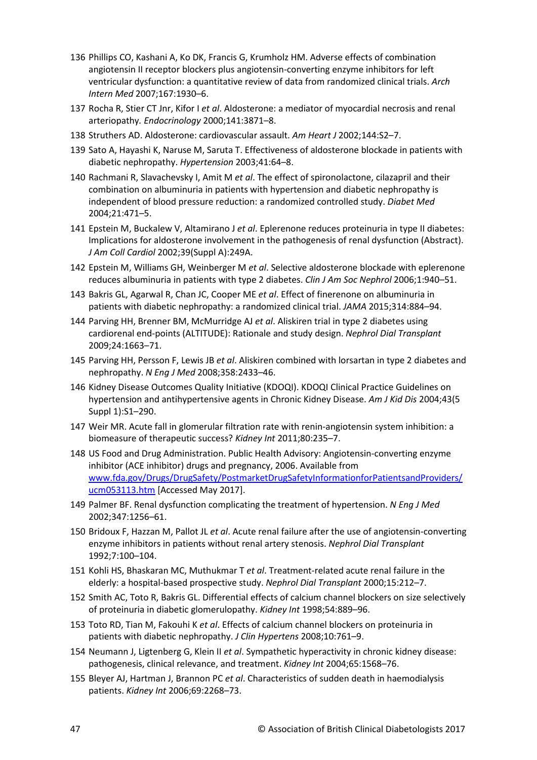136 Phillips CO, Kashani A, Ko DK, Francis G, Krumholz HM. Adverse effects of combination angiotensin II receptor blockers plus angiotensin-converting enzyme inhibitors for left ventricular dysfunction: a quantitative review of data from randomized clinical trials. *Arch Intern Med* 2007;167:1930–6.

137 Rocha R, Stier CT Jnr, Kifor I *et al*. Aldosterone: a mediator of myocardial necrosis and renal arteriopathy. *Endocrinology* 2000;141:3871–8.

138 Struthers AD. Aldosterone: cardiovascular assault. *Am Heart J* 2002;144:S2–7.

139 Sato A, Hayashi K, Naruse M, Saruta T. Effectiveness of aldosterone blockade in patients with diabetic nephropathy. *Hypertension* 2003;41:64–8.

140 Rachmani R, Slavachevsky I, Amit M *et al*. The effect of spironolactone, cilazapril and their combination on albuminuria in patients with hypertension and diabetic nephropathy is independent of blood pressure reduction: a randomized controlled study. *Diabet Med* 2004;21:471–5.

141 Epstein M, Buckalew V, Altamirano J *et al*. Eplerenone reduces proteinuria in type II diabetes: Implications for aldosterone involvement in the pathogenesis of renal dysfunction (Abstract). *J Am Coll Cardiol* 2002;39(Suppl A):249A.

142 Epstein M, Williams GH, Weinberger M *et al*. Selective aldosterone blockade with eplerenone reduces albuminuria in patients with type 2 diabetes. *Clin J Am Soc Nephrol* 2006;1:940–51.

143 Bakris GL, Agarwal R, Chan JC, Cooper ME *et al*. Effect of finerenone on albuminuria in patients with diabetic nephropathy: a randomized clinical trial. *JAMA* 2015;314:884–94.

144 Parving HH, Brenner BM, McMurridge AJ *et al*. Aliskiren trial in type 2 diabetes using cardiorenal end-points (ALTITUDE): Rationale and study design. *Nephrol Dial Transplant* 2009;24:1663–71.

145 Parving HH, Persson F, Lewis JB *et al*. Aliskiren combined with lorsartan in type 2 diabetes and nephropathy. *N Eng J Med* 2008;358:2433–46.

146 Kidney Disease Outcomes Quality Initiative (KDOQI). KDOQI Clinical Practice Guidelines on hypertension and antihypertensive agents in Chronic Kidney Disease. *Am J Kid Dis* 2004;43(5 Suppl 1):S1–290.

147 Weir MR. Acute fall in glomerular filtration rate with renin-angiotensin system inhibition: a biomeasure of therapeutic success? *Kidney Int* 2011;80:235–7.

148 US Food and Drug Administration. Public Health Advisory: Angiotensin-converting enzyme inhibitor (ACE inhibitor) drugs and pregnancy, 2006. Available from www.fda.gov/Drugs/DrugSafety/PostmarketDrugSafetyInformationforPatientsandProviders/ucm053113.htm [Accessed May 2017].

149 Palmer BF. Renal dysfunction complicating the treatment of hypertension. *N Eng J Med* 2002;347:1256–61.

150 Bridoux F, Hazzan M, Pallot JL *et al*. Acute renal failure after the use of angiotensin-converting enzyme inhibitors in patients without renal artery stenosis. *Nephrol Dial Transplant* 1992;7:100–104.

151 Kohli HS, Bhaskaran MC, Muthukmar T *et al*. Treatment-related acute renal failure in the elderly: a hospital-based prospective study. *Nephrol Dial Transplant* 2000;15:212–7.

152 Smith AC, Toto R, Bakris GL. Differential effects of calcium channel blockers on size selectively of proteinuria in diabetic glomerulopathy. *Kidney Int* 1998;54:889–96.

153 Toto RD, Tian M, Fakouhi K *et al*. Effects of calcium channel blockers on proteinuria in patients with diabetic nephropathy. *J Clin Hypertens* 2008;10:761–9.

154 Neumann J, Ligtenberg G, Klein II *et al*. Sympathetic hyperactivity in chronic kidney disease: pathogenesis, clinical relevance, and treatment. *Kidney Int* 2004;65:1568–76.

155 Bleyer AJ, Hartman J, Brannon PC *et al*. Characteristics of sudden death in haemodialysis patients. *Kidney Int* 2006;69:2268–73.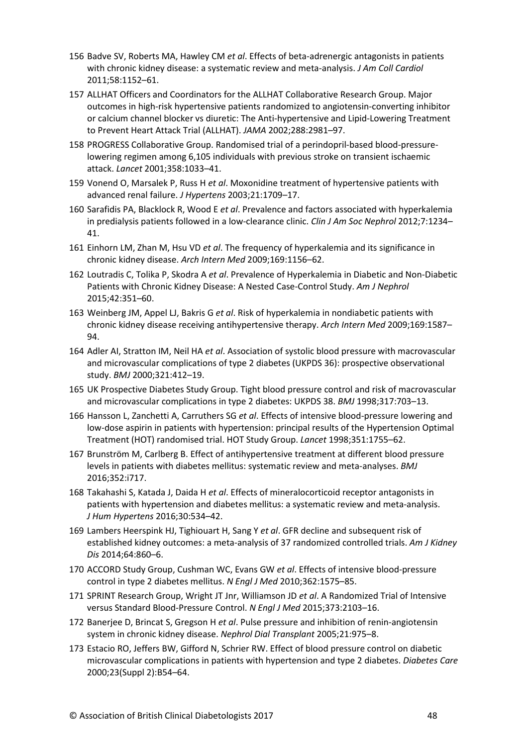156 Badve SV, Roberts MA, Hawley CM *et al*. Effects of beta-adrenergic antagonists in patients with chronic kidney disease: a systematic review and meta-analysis. *J Am Coll Cardiol* 2011;58:1152–61.

157 ALLHAT Officers and Coordinators for the ALLHAT Collaborative Research Group. Major outcomes in high-risk hypertensive patients randomized to angiotensin-converting inhibitor or calcium channel blocker vs diuretic: The Anti-hypertensive and Lipid-Lowering Treatment to Prevent Heart Attack Trial (ALLHAT). *JAMA* 2002;288:2981–97.

158 PROGRESS Collaborative Group. Randomised trial of a perindopril-based blood-pressure-lowering regimen among 6,105 individuals with previous stroke on transient ischaemic attack. *Lancet* 2001;358:1033–41.

159 Vonend O, Marsalek P, Russ H *et al*. Moxonidine treatment of hypertensive patients with advanced renal failure. *J Hypertens* 2003;21:1709–17.

160 Sarafidis PA, Blacklock R, Wood E *et al*. Prevalence and factors associated with hyperkalemia in predialysis patients followed in a low-clearance clinic. *Clin J Am Soc Nephrol* 2012;7:1234–41.

161 Einhorn LM, Zhan M, Hsu VD *et al*. The frequency of hyperkalemia and its significance in chronic kidney disease. *Arch Intern Med* 2009;169:1156–62.

162 Loutradis C, Tolika P, Skodra A *et al*. Prevalence of Hyperkalemia in Diabetic and Non-Diabetic Patients with Chronic Kidney Disease: A Nested Case-Control Study. *Am J Nephrol* 2015;42:351–60.

163 Weinberg JM, Appel LJ, Bakris G *et al*. Risk of hyperkalemia in nondiabetic patients with chronic kidney disease receiving antihypertensive therapy. *Arch Intern Med* 2009;169:1587–94.

164 Adler AI, Stratton IM, Neil HA *et al*. Association of systolic blood pressure with macrovascular and microvascular complications of type 2 diabetes (UKPDS 36): prospective observational study. *BMJ* 2000;321:412–19.

165 UK Prospective Diabetes Study Group. Tight blood pressure control and risk of macrovascular and microvascular complications in type 2 diabetes: UKPDS 38. *BMJ* 1998;317:703–13.

166 Hansson L, Zanchetti A, Carruthers SG *et al*. Effects of intensive blood-pressure lowering and low-dose aspirin in patients with hypertension: principal results of the Hypertension Optimal Treatment (HOT) randomised trial. HOT Study Group. *Lancet* 1998;351:1755–62.

167 Brunström M, Carlberg B. Effect of antihypertensive treatment at different blood pressure levels in patients with diabetes mellitus: systematic review and meta-analyses. *BMJ* 2016;352:i717.

168 Takahashi S, Katada J, Daida H *et al*. Effects of mineralocorticoid receptor antagonists in patients with hypertension and diabetes mellitus: a systematic review and meta-analysis. *J Hum Hypertens* 2016;30:534–42.

169 Lambers Heerspink HJ, Tighiouart H, Sang Y *et al*. GFR decline and subsequent risk of established kidney outcomes: a meta-analysis of 37 randomized controlled trials. *Am J Kidney Dis* 2014;64:860–6.

170 ACCORD Study Group, Cushman WC, Evans GW *et al*. Effects of intensive blood-pressure control in type 2 diabetes mellitus. *N Engl J Med* 2010;362:1575–85.

171 SPRINT Research Group, Wright JT Jnr, Williamson JD *et al*. A Randomized Trial of Intensive versus Standard Blood-Pressure Control. *N Engl J Med* 2015;373:2103–16.

172 Banerjee D, Brincat S, Gregson H *et al*. Pulse pressure and inhibition of renin-angiotensin system in chronic kidney disease. *Nephrol Dial Transplant* 2005;21:975–8.

173 Estacio RO, Jeffers BW, Gifford N, Schrier RW. Effect of blood pressure control on diabetic microvascular complications in patients with hypertension and type 2 diabetes. *Diabetes Care* 2000;23(Suppl 2):B54–64.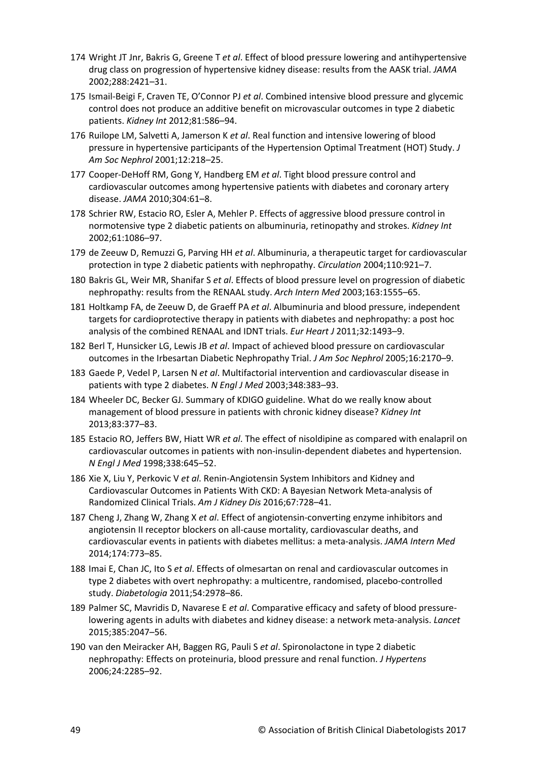174 Wright JT Jnr, Bakris G, Greene T *et al*. Effect of blood pressure lowering and antihypertensive drug class on progression of hypertensive kidney disease: results from the AASK trial. *JAMA* 2002;288:2421–31.

175 Ismail-Beigi F, Craven TE, O'Connor PJ *et al*. Combined intensive blood pressure and glycemic control does not produce an additive benefit on microvascular outcomes in type 2 diabetic patients. *Kidney Int* 2012;81:586–94.

176 Ruilope LM, Salvetti A, Jamerson K *et al*. Real function and intensive lowering of blood pressure in hypertensive participants of the Hypertension Optimal Treatment (HOT) Study. *J Am Soc Nephrol* 2001;12:218–25.

177 Cooper-DeHoff RM, Gong Y, Handberg EM *et al*. Tight blood pressure control and cardiovascular outcomes among hypertensive patients with diabetes and coronary artery disease. *JAMA* 2010;304:61–8.

178 Schrier RW, Estacio RO, Esler A, Mehler P. Effects of aggressive blood pressure control in normotensive type 2 diabetic patients on albuminuria, retinopathy and strokes. *Kidney Int* 2002;61:1086–97.

179 de Zeeuw D, Remuzzi G, Parving HH *et al*. Albuminuria, a therapeutic target for cardiovascular protection in type 2 diabetic patients with nephropathy. *Circulation* 2004;110:921–7.

180 Bakris GL, Weir MR, Shanifar S *et al*. Effects of blood pressure level on progression of diabetic nephropathy: results from the RENAAL study. *Arch Intern Med* 2003;163:1555–65.

181 Holtkamp FA, de Zeeuw D, de Graeff PA *et al*. Albuminuria and blood pressure, independent targets for cardioprotective therapy in patients with diabetes and nephropathy: a post hoc analysis of the combined RENAAL and IDNT trials. *Eur Heart J* 2011;32:1493–9.

182 Berl T, Hunsicker LG, Lewis JB *et al*. Impact of achieved blood pressure on cardiovascular outcomes in the Irbesartan Diabetic Nephropathy Trial. *J Am Soc Nephrol* 2005;16:2170–9.

183 Gaede P, Vedel P, Larsen N *et al*. Multifactorial intervention and cardiovascular disease in patients with type 2 diabetes. *N Engl J Med* 2003;348:383–93.

184 Wheeler DC, Becker GJ. Summary of KDIGO guideline. What do we really know about management of blood pressure in patients with chronic kidney disease? *Kidney Int* 2013;83:377–83.

185 Estacio RO, Jeffers BW, Hiatt WR *et al*. The effect of nisoldipine as compared with enalapril on cardiovascular outcomes in patients with non-insulin-dependent diabetes and hypertension. *N Engl J Med* 1998;338:645–52.

186 Xie X, Liu Y, Perkovic V *et al*. Renin-Angiotensin System Inhibitors and Kidney and Cardiovascular Outcomes in Patients With CKD: A Bayesian Network Meta-analysis of Randomized Clinical Trials. *Am J Kidney Dis* 2016;67:728–41.

187 Cheng J, Zhang W, Zhang X *et al*. Effect of angiotensin-converting enzyme inhibitors and angiotensin II receptor blockers on all-cause mortality, cardiovascular deaths, and cardiovascular events in patients with diabetes mellitus: a meta-analysis. *JAMA Intern Med* 2014;174:773–85.

188 Imai E, Chan JC, Ito S *et al*. Effects of olmesartan on renal and cardiovascular outcomes in type 2 diabetes with overt nephropathy: a multicentre, randomised, placebo-controlled study. *Diabetologia* 2011;54:2978–86.

189 Palmer SC, Mavridis D, Navarese E *et al*. Comparative efficacy and safety of blood pressure-lowering agents in adults with diabetes and kidney disease: a network meta-analysis. *Lancet* 2015;385:2047–56.

190 van den Meiracker AH, Baggen RG, Pauli S *et al*. Spironolactone in type 2 diabetic nephropathy: Effects on proteinuria, blood pressure and renal function. *J Hypertens* 2006;24:2285–92.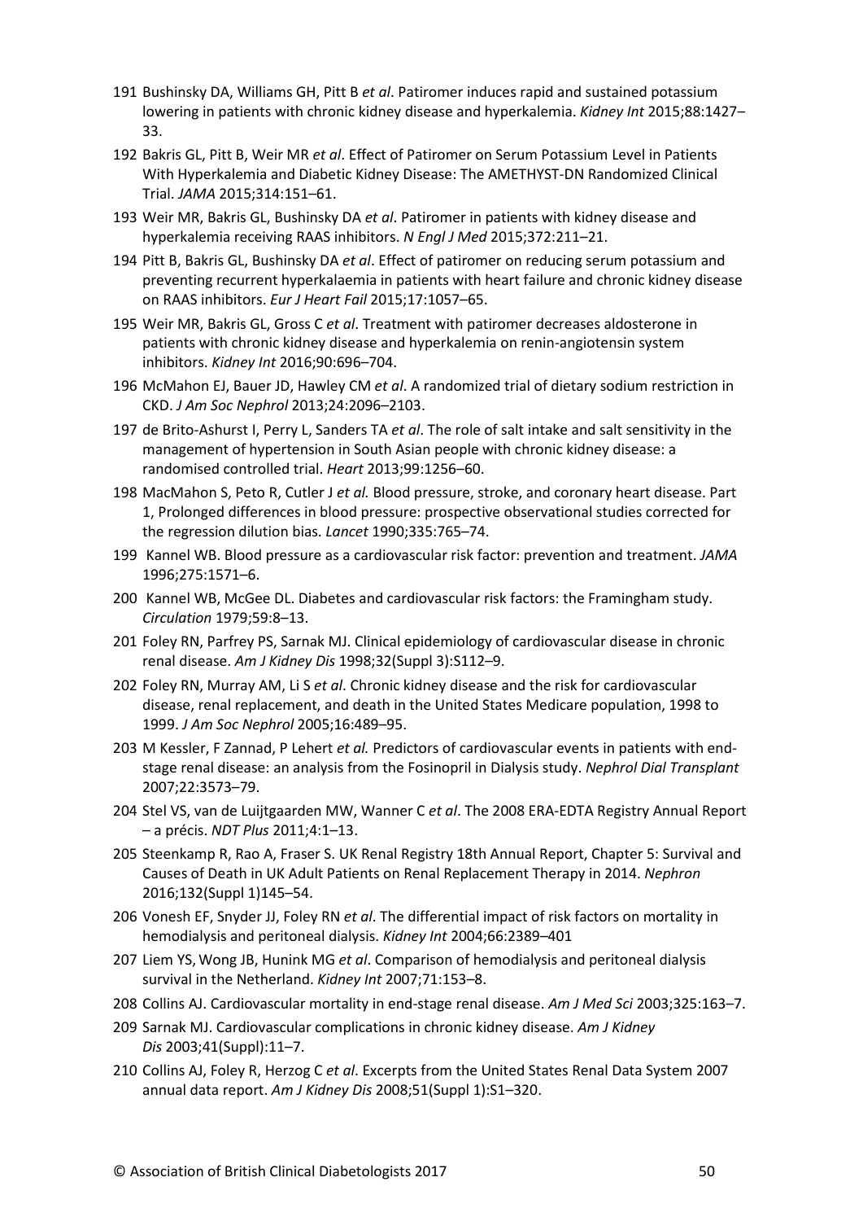191 Bushinsky DA, Williams GH, Pitt B *et al*. Patiromer induces rapid and sustained potassium lowering in patients with chronic kidney disease and hyperkalemia. *Kidney Int* 2015;88:1427–33.

192 Bakris GL, Pitt B, Weir MR *et al*. Effect of Patiromer on Serum Potassium Level in Patients With Hyperkalemia and Diabetic Kidney Disease: The AMETHYST-DN Randomized Clinical Trial. *JAMA* 2015;314:151–61.

193 Weir MR, Bakris GL, Bushinsky DA *et al*. Patiromer in patients with kidney disease and hyperkalemia receiving RAAS inhibitors. *N Engl J Med* 2015;372:211–21.

194 Pitt B, Bakris GL, Bushinsky DA *et al*. Effect of patiromer on reducing serum potassium and preventing recurrent hyperkalaemia in patients with heart failure and chronic kidney disease on RAAS inhibitors. *Eur J Heart Fail* 2015;17:1057–65.

195 Weir MR, Bakris GL, Gross C *et al*. Treatment with patiromer decreases aldosterone in patients with chronic kidney disease and hyperkalemia on renin-angiotensin system inhibitors. *Kidney Int* 2016;90:696–704.

196 McMahon EJ, Bauer JD, Hawley CM *et al*. A randomized trial of dietary sodium restriction in CKD. *J Am Soc Nephrol* 2013;24:2096–2103.

197 de Brito-Ashurst I, Perry L, Sanders TA *et al*. The role of salt intake and salt sensitivity in the management of hypertension in South Asian people with chronic kidney disease: a randomised controlled trial. *Heart* 2013;99:1256–60.

198 MacMahon S, Peto R, Cutler J *et al.* Blood pressure, stroke, and coronary heart disease. Part 1, Prolonged differences in blood pressure: prospective observational studies corrected for the regression dilution bias. *Lancet* 1990;335:765–74.

199 Kannel WB. Blood pressure as a cardiovascular risk factor: prevention and treatment. *JAMA* 1996;275:1571–6.

200 Kannel WB, McGee DL. Diabetes and cardiovascular risk factors: the Framingham study. *Circulation* 1979;59:8–13.

201 Foley RN, Parfrey PS, Sarnak MJ. Clinical epidemiology of cardiovascular disease in chronic renal disease. *Am J Kidney Dis* 1998;32(Suppl 3):S112–9.

202 Foley RN, Murray AM, Li S *et al*. Chronic kidney disease and the risk for cardiovascular disease, renal replacement, and death in the United States Medicare population, 1998 to 1999. *J Am Soc Nephrol* 2005;16:489–95.

203 M Kessler, F Zannad, P Lehert *et al.* Predictors of cardiovascular events in patients with end-stage renal disease: an analysis from the Fosinopril in Dialysis study. *Nephrol Dial Transplant* 2007;22:3573–79.

204 Stel VS, van de Luijtgaarden MW, Wanner C *et al*. The 2008 ERA-EDTA Registry Annual Report – a précis. *NDT Plus* 2011;4:1–13.

205 Steenkamp R, Rao A, Fraser S. UK Renal Registry 18th Annual Report, Chapter 5: Survival and Causes of Death in UK Adult Patients on Renal Replacement Therapy in 2014. *Nephron* 2016;132(Suppl 1)145–54.

206 Vonesh EF, Snyder JJ, Foley RN *et al*. The differential impact of risk factors on mortality in hemodialysis and peritoneal dialysis. *Kidney Int* 2004;66:2389–401

207 Liem YS, Wong JB, Hunink MG *et al*. Comparison of hemodialysis and peritoneal dialysis survival in the Netherland. *Kidney Int* 2007;71:153–8.

208 Collins AJ. Cardiovascular mortality in end-stage renal disease. *Am J Med Sci* 2003;325:163–7.

209 Sarnak MJ. Cardiovascular complications in chronic kidney disease. *Am J Kidney Dis* 2003;41(Suppl):11–7.

210 Collins AJ, Foley R, Herzog C *et al*. Excerpts from the United States Renal Data System 2007 annual data report. *Am J Kidney Dis* 2008;51(Suppl 1):S1–320.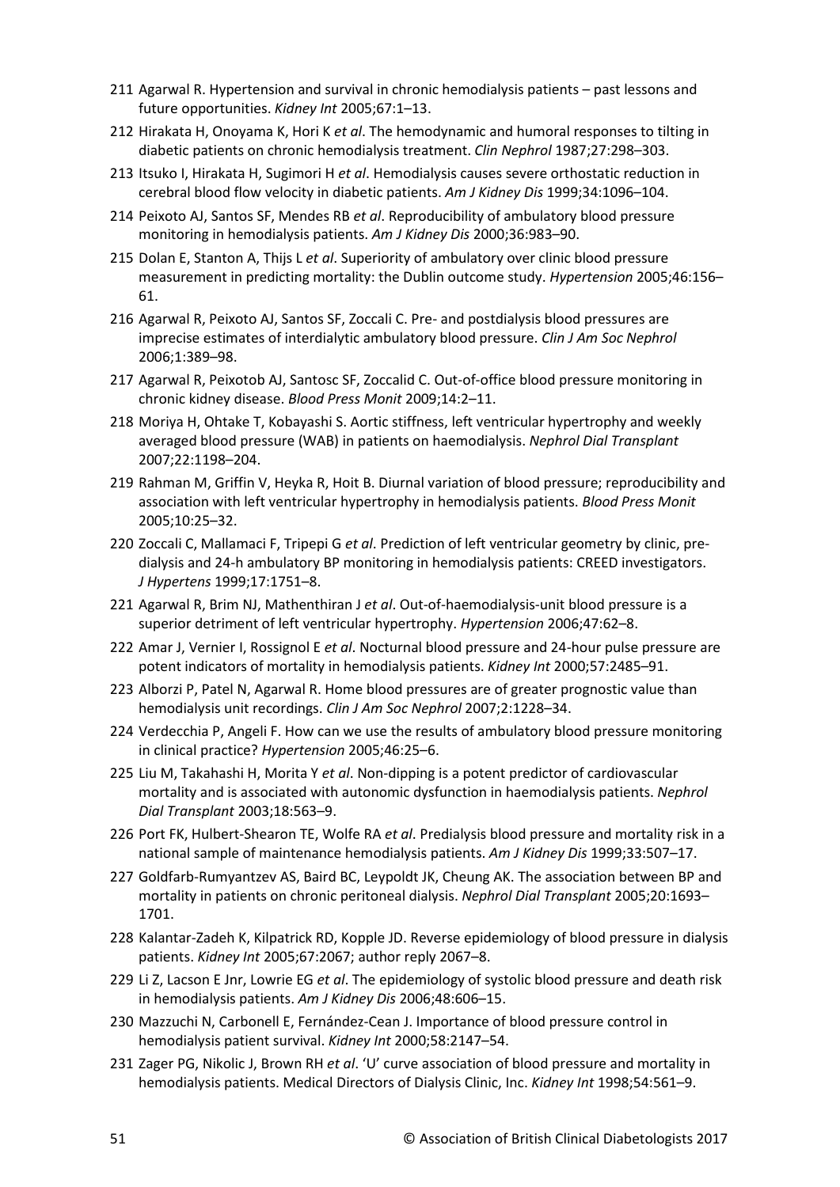211 Agarwal R. Hypertension and survival in chronic hemodialysis patients – past lessons and future opportunities. *Kidney Int* 2005;67:1–13.

212 Hirakata H, Onoyama K, Hori K *et al*. The hemodynamic and humoral responses to tilting in diabetic patients on chronic hemodialysis treatment. *Clin Nephrol* 1987;27:298–303.

213 Itsuko I, Hirakata H, Sugimori H *et al*. Hemodialysis causes severe orthostatic reduction in cerebral blood flow velocity in diabetic patients. *Am J Kidney Dis* 1999;34:1096–104.

214 Peixoto AJ, Santos SF, Mendes RB *et al*. Reproducibility of ambulatory blood pressure monitoring in hemodialysis patients. *Am J Kidney Dis* 2000;36:983–90.

215 Dolan E, Stanton A, Thijs L *et al*. Superiority of ambulatory over clinic blood pressure measurement in predicting mortality: the Dublin outcome study. *Hypertension* 2005;46:156–61.

216 Agarwal R, Peixoto AJ, Santos SF, Zoccali C. Pre- and postdialysis blood pressures are imprecise estimates of interdialytic ambulatory blood pressure. *Clin J Am Soc Nephrol* 2006;1:389–98.

217 Agarwal R, Peixotob AJ, Santosc SF, Zoccalid C. Out-of-office blood pressure monitoring in chronic kidney disease. *Blood Press Monit* 2009;14:2–11.

218 Moriya H, Ohtake T, Kobayashi S. Aortic stiffness, left ventricular hypertrophy and weekly averaged blood pressure (WAB) in patients on haemodialysis. *Nephrol Dial Transplant* 2007;22:1198–204.

219 Rahman M, Griffin V, Heyka R, Hoit B. Diurnal variation of blood pressure; reproducibility and association with left ventricular hypertrophy in hemodialysis patients. *Blood Press Monit* 2005;10:25–32.

220 Zoccali C, Mallamaci F, Tripepi G *et al*. Prediction of left ventricular geometry by clinic, pre-dialysis and 24-h ambulatory BP monitoring in hemodialysis patients: CREED investigators. *J Hypertens* 1999;17:1751–8.

221 Agarwal R, Brim NJ, Mathenthiran J *et al*. Out-of-haemodialysis-unit blood pressure is a superior detriment of left ventricular hypertrophy. *Hypertension* 2006;47:62–8.

222 Amar J, Vernier I, Rossignol E *et al*. Nocturnal blood pressure and 24-hour pulse pressure are potent indicators of mortality in hemodialysis patients. *Kidney Int* 2000;57:2485–91.

223 Alborzi P, Patel N, Agarwal R. Home blood pressures are of greater prognostic value than hemodialysis unit recordings. *Clin J Am Soc Nephrol* 2007;2:1228–34.

224 Verdecchia P, Angeli F. How can we use the results of ambulatory blood pressure monitoring in clinical practice? *Hypertension* 2005;46:25–6.

225 Liu M, Takahashi H, Morita Y *et al*. Non-dipping is a potent predictor of cardiovascular mortality and is associated with autonomic dysfunction in haemodialysis patients. *Nephrol Dial Transplant* 2003;18:563–9.

226 Port FK, Hulbert-Shearon TE, Wolfe RA *et al*. Predialysis blood pressure and mortality risk in a national sample of maintenance hemodialysis patients. *Am J Kidney Dis* 1999;33:507–17.

227 Goldfarb-Rumyantzev AS, Baird BC, Leypoldt JK, Cheung AK. The association between BP and mortality in patients on chronic peritoneal dialysis. *Nephrol Dial Transplant* 2005;20:1693–1701.

228 Kalantar-Zadeh K, Kilpatrick RD, Kopple JD. Reverse epidemiology of blood pressure in dialysis patients. *Kidney Int* 2005;67:2067; author reply 2067–8.

229 Li Z, Lacson E Jnr, Lowrie EG *et al*. The epidemiology of systolic blood pressure and death risk in hemodialysis patients. *Am J Kidney Dis* 2006;48:606–15.

230 Mazzuchi N, Carbonell E, Fernández-Cean J. Importance of blood pressure control in hemodialysis patient survival. *Kidney Int* 2000;58:2147–54.

231 Zager PG, Nikolic J, Brown RH *et al*. 'U' curve association of blood pressure and mortality in hemodialysis patients. Medical Directors of Dialysis Clinic, Inc. *Kidney Int* 1998;54:561–9.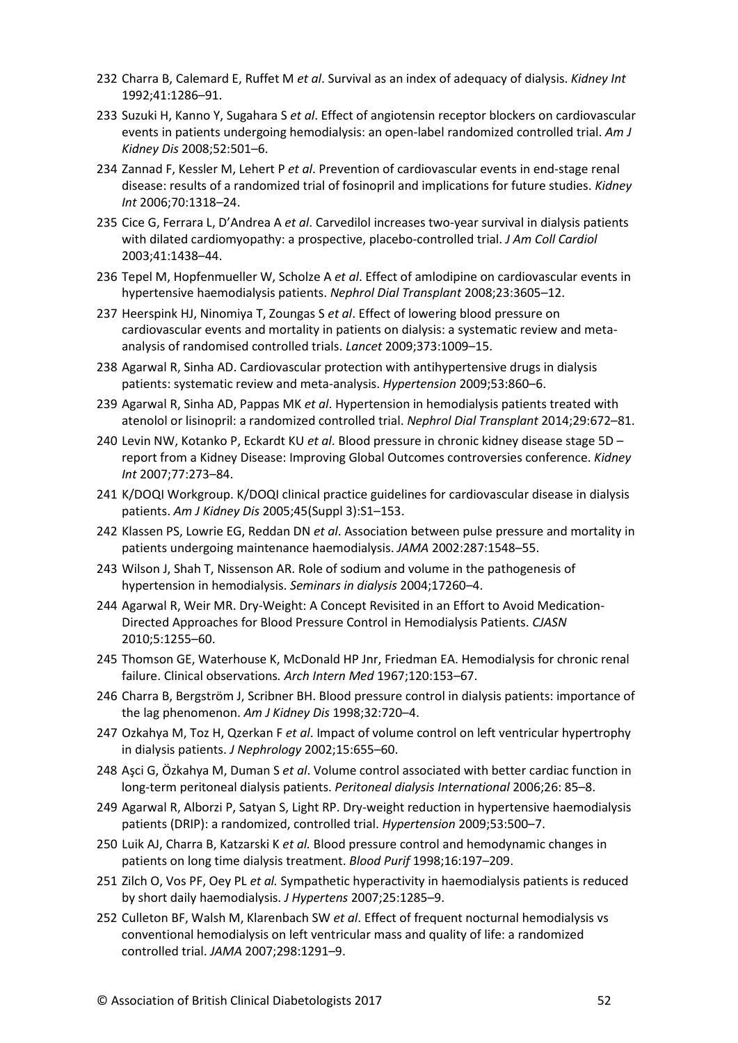232 Charra B, Calemard E, Ruffet M *et al*. Survival as an index of adequacy of dialysis. *Kidney Int* 1992;41:1286–91.

233 Suzuki H, Kanno Y, Sugahara S *et al*. Effect of angiotensin receptor blockers on cardiovascular events in patients undergoing hemodialysis: an open-label randomized controlled trial. *Am J Kidney Dis* 2008;52:501–6.

234 Zannad F, Kessler M, Lehert P *et al*. Prevention of cardiovascular events in end-stage renal disease: results of a randomized trial of fosinopril and implications for future studies. *Kidney Int* 2006;70:1318–24.

235 Cice G, Ferrara L, D'Andrea A *et al*. Carvedilol increases two-year survival in dialysis patients with dilated cardiomyopathy: a prospective, placebo-controlled trial. *J Am Coll Cardiol* 2003;41:1438–44.

236 Tepel M, Hopfenmueller W, Scholze A *et al*. Effect of amlodipine on cardiovascular events in hypertensive haemodialysis patients. *Nephrol Dial Transplant* 2008;23:3605–12.

237 Heerspink HJ, Ninomiya T, Zoungas S *et al*. Effect of lowering blood pressure on cardiovascular events and mortality in patients on dialysis: a systematic review and meta-analysis of randomised controlled trials. *Lancet* 2009;373:1009–15.

238 Agarwal R, Sinha AD. Cardiovascular protection with antihypertensive drugs in dialysis patients: systematic review and meta-analysis. *Hypertension* 2009;53:860–6.

239 Agarwal R, Sinha AD, Pappas MK *et al*. Hypertension in hemodialysis patients treated with atenolol or lisinopril: a randomized controlled trial. *Nephrol Dial Transplant* 2014;29:672–81.

240 Levin NW, Kotanko P, Eckardt KU *et al*. Blood pressure in chronic kidney disease stage 5D – report from a Kidney Disease: Improving Global Outcomes controversies conference. *Kidney Int* 2007;77:273–84.

241 K/DOQI Workgroup. K/DOQI clinical practice guidelines for cardiovascular disease in dialysis patients. *Am J Kidney Dis* 2005;45(Suppl 3):S1–153.

242 Klassen PS, Lowrie EG, Reddan DN *et al*. Association between pulse pressure and mortality in patients undergoing maintenance haemodialysis. *JAMA* 2002:287:1548–55.

243 Wilson J, Shah T, Nissenson AR. Role of sodium and volume in the pathogenesis of hypertension in hemodialysis. *Seminars in dialysis* 2004;17260–4.

244 Agarwal R, Weir MR. Dry-Weight: A Concept Revisited in an Effort to Avoid Medication-Directed Approaches for Blood Pressure Control in Hemodialysis Patients. *CJASN* 2010;5:1255–60.

245 Thomson GE, Waterhouse K, McDonald HP Jnr, Friedman EA. Hemodialysis for chronic renal failure. Clinical observations*. Arch Intern Med* 1967;120:153–67.

246 Charra B, Bergström J, Scribner BH. Blood pressure control in dialysis patients: importance of the lag phenomenon. *Am J Kidney Dis* 1998;32:720–4.

247 Ozkahya M, Toz H, Qzerkan F *et al*. Impact of volume control on left ventricular hypertrophy in dialysis patients. *J Nephrology* 2002;15:655–60.

248 Aşci G, Özkahya M, Duman S *et al*. Volume control associated with better cardiac function in long-term peritoneal dialysis patients. *Peritoneal dialysis International* 2006;26: 85–8.

249 Agarwal R, Alborzi P, Satyan S, Light RP. Dry-weight reduction in hypertensive haemodialysis patients (DRIP): a randomized, controlled trial. *Hypertension* 2009;53:500–7.

250 Luik AJ, Charra B, Katzarski K *et al.* Blood pressure control and hemodynamic changes in patients on long time dialysis treatment. *Blood Purif* 1998;16:197–209.

251 Zilch O, Vos PF, Oey PL *et al.* Sympathetic hyperactivity in haemodialysis patients is reduced by short daily haemodialysis. *J Hypertens* 2007;25:1285–9.

252 Culleton BF, Walsh M, Klarenbach SW *et al*. Effect of frequent nocturnal hemodialysis vs conventional hemodialysis on left ventricular mass and quality of life: a randomized controlled trial. *JAMA* 2007;298:1291–9.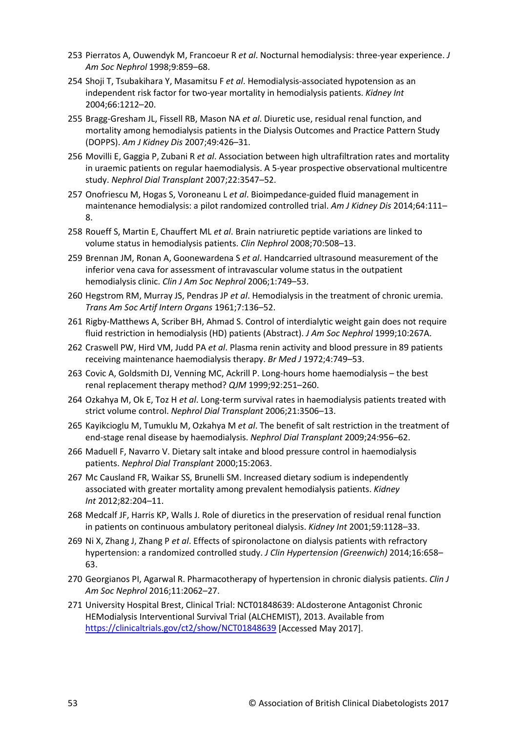253 Pierratos A, Ouwendyk M, Francoeur R *et al*. Nocturnal hemodialysis: three-year experience. *J Am Soc Nephrol* 1998;9:859–68.

254 Shoji T, Tsubakihara Y, Masamitsu F *et al*. Hemodialysis-associated hypotension as an independent risk factor for two-year mortality in hemodialysis patients. *Kidney Int* 2004;66:1212–20.

255 Bragg-Gresham JL, Fissell RB, Mason NA *et al*. Diuretic use, residual renal function, and mortality among hemodialysis patients in the Dialysis Outcomes and Practice Pattern Study (DOPPS). *Am J Kidney Dis* 2007;49:426–31.

256 Movilli E, Gaggia P, Zubani R *et al*. Association between high ultrafiltration rates and mortality in uraemic patients on regular haemodialysis. A 5-year prospective observational multicentre study. *Nephrol Dial Transplant* 2007;22:3547–52.

257 Onofriescu M, Hogas S, Voroneanu L *et al*. Bioimpedance-guided fluid management in maintenance hemodialysis: a pilot randomized controlled trial. *Am J Kidney Dis* 2014;64:111–8.

258 Roueff S, Martin E, Chauffert ML *et al*. Brain natriuretic peptide variations are linked to volume status in hemodialysis patients. *Clin Nephrol* 2008;70:508–13.

259 Brennan JM, Ronan A, Goonewardena S *et al*. Handcarried ultrasound measurement of the inferior vena cava for assessment of intravascular volume status in the outpatient hemodialysis clinic. *Clin J Am Soc Nephrol* 2006;1:749–53.

260 Hegstrom RM, Murray JS, Pendras JP *et al*. Hemodialysis in the treatment of chronic uremia. *Trans Am Soc Artif Intern Organs* 1961;7:136–52.

261 Rigby-Matthews A, Scriber BH, Ahmad S. Control of interdialytic weight gain does not require fluid restriction in hemodialysis (HD) patients (Abstract). *J Am Soc Nephrol* 1999;10:267A.

262 Craswell PW, Hird VM, Judd PA *et al*. Plasma renin activity and blood pressure in 89 patients receiving maintenance haemodialysis therapy. *Br Med J* 1972;4:749–53.

263 Covic A, Goldsmith DJ, Venning MC, Ackrill P. Long-hours home haemodialysis – the best renal replacement therapy method? *QJM* 1999;92:251–260.

264 Ozkahya M, Ok E, Toz H *et al*. Long-term survival rates in haemodialysis patients treated with strict volume control. *Nephrol Dial Transplant* 2006;21:3506–13.

265 Kayikcioglu M, Tumuklu M, Ozkahya M *et al*. The benefit of salt restriction in the treatment of end-stage renal disease by haemodialysis. *Nephrol Dial Transplant* 2009;24:956–62.

266 Maduell F, Navarro V. Dietary salt intake and blood pressure control in haemodialysis patients. *Nephrol Dial Transplant* 2000;15:2063.

267 Mc Causland FR, Waikar SS, Brunelli SM. Increased dietary sodium is independently associated with greater mortality among prevalent hemodialysis patients. *Kidney Int* 2012;82:204–11.

268 Medcalf JF, Harris KP, Walls J. Role of diuretics in the preservation of residual renal function in patients on continuous ambulatory peritoneal dialysis. *Kidney Int* 2001;59:1128–33.

269 Ni X, Zhang J, Zhang P *et al*. Effects of spironolactone on dialysis patients with refractory hypertension: a randomized controlled study. *J Clin Hypertension (Greenwich)* 2014;16:658–63.

270 Georgianos PI, Agarwal R. Pharmacotherapy of hypertension in chronic dialysis patients. *Clin J Am Soc Nephrol* 2016;11:2062–27.

271 University Hospital Brest, Clinical Trial: NCT01848639: ALdosterone Antagonist Chronic HEModialysis Interventional Survival Trial (ALCHEMIST), 2013. Available from https://clinicaltrials.gov/ct2/show/NCT01848639 [Accessed May 2017].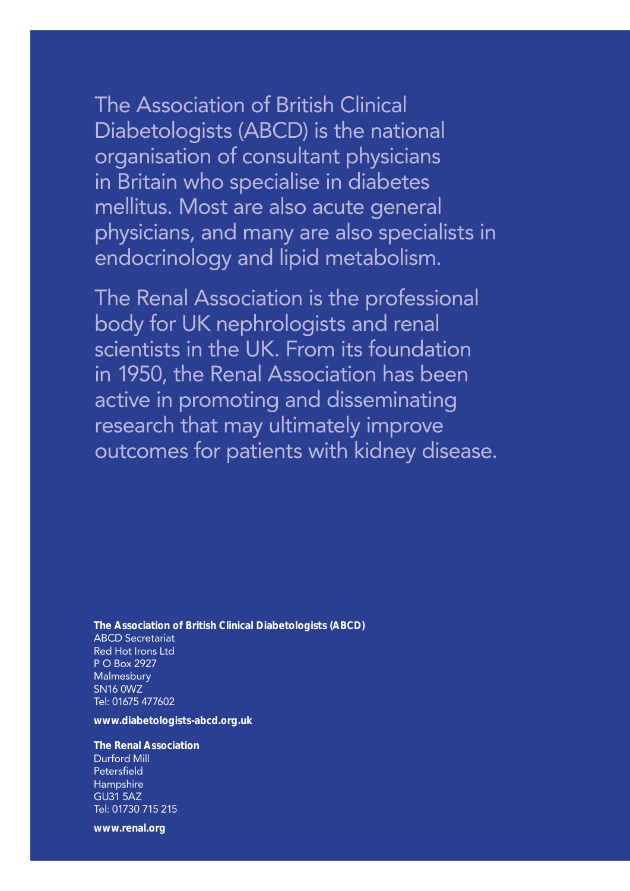The Association of British Clinical Diabetologists (ABCD) is the national organisation of consultant physicians in Britain who specialise in diabetes mellitus. Most are also acute general physicians, and many are also specialists in endocrinology and lipid metabolism.

The Renal Association is the professional body for UK nephrologists and renal scientists in the UK. From its foundation in 1950, the Renal Association has been active in promoting and disseminating research that may ultimately improve outcomes for patients with kidney disease.

**The Association of British Clinical Diabetologists (ABCD)**
ABCD Secretariat
Red Hot Irons Ltd
P O Box 2927
Malmesbury
SN16 0WZ
Tel: 01675 477602

**www.diabetologists-abcd.org.uk**

**The Renal Association**
Durford Mill
Petersfield
Hampshire
GU31 5AZ
Tel: 01730 715 215

**www.renal.org**